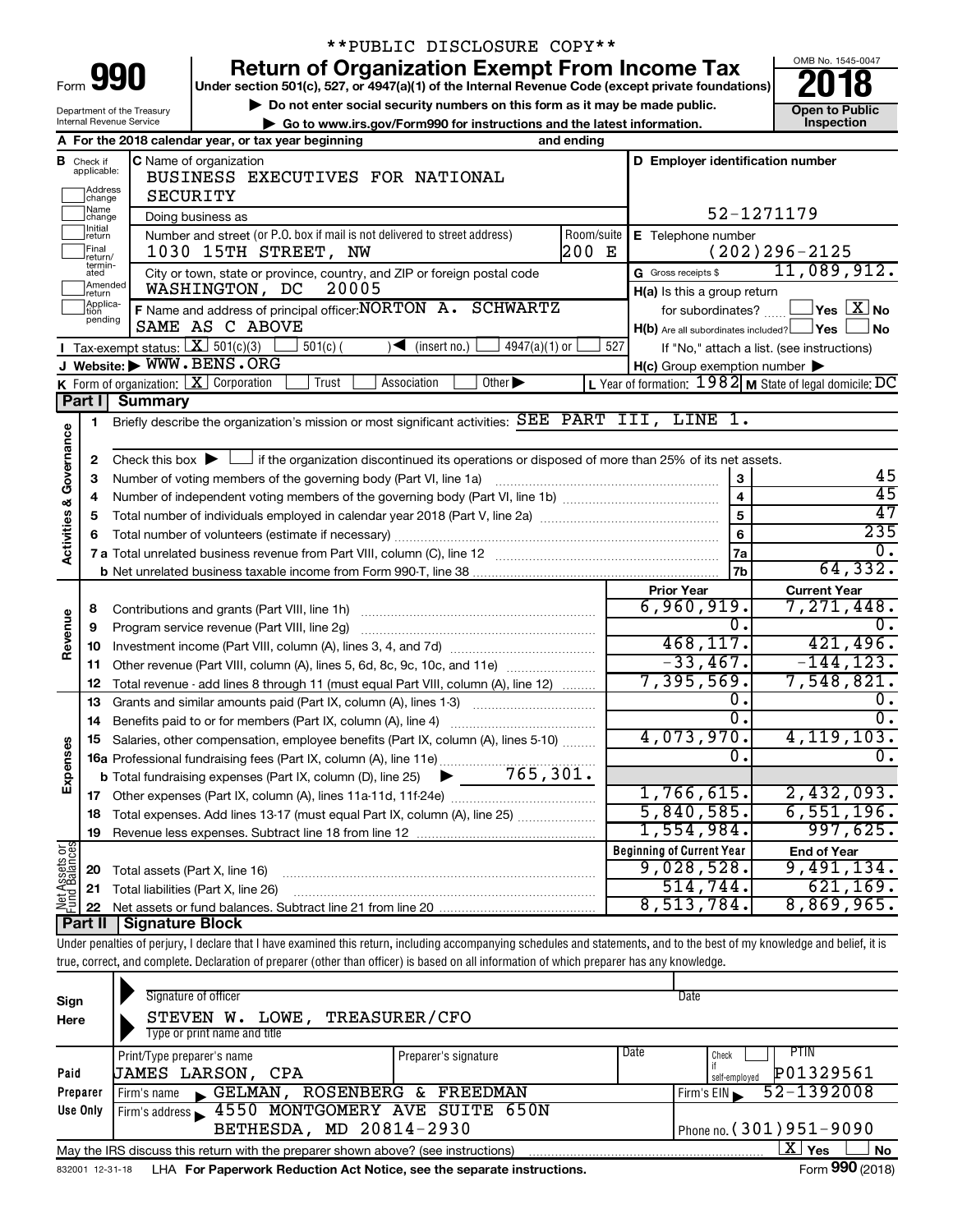**PUBLIC DISCLOSURE COPY**

# Form 990 — Return of Organization Exempt From Income Tax

Under section 501(c), 527, or 4947(a)(1) of the Internal Revenue Code (except private foundations)

▶ Do not enter social security numbers on this form as it may be made public.

▶ Go to www.irs.gov/Form990 for instructions and the latest information.

Department of the Treasury
Internal Revenue Service

OMB No. 1545-0047

**2018**

**Open to Public Inspection**

**A** For the 2018 calendar year, or tax year beginning and ending

**B** Check if applicable: Address change / Name change / Initial return / Final return/terminated / Amended return / Application pending

**C** Name of organization: BUSINESS EXECUTIVES FOR NATIONAL SECURITY

Doing business as

Number and street (or P.O. box if mail is not delivered to street address): 1030 15TH STREET, NW — Room/suite: 200 E

City or town, state or province, country, and ZIP or foreign postal code: WASHINGTON, DC 20005

**D** Employer identification number: 52-1271179

**E** Telephone number: (202)296-2125

**G** Gross receipts $ 11,089,912.

**F** Name and address of principal officer: NORTON A. SCHWARTZ, SAME AS C ABOVE

**H(a)** Is this a group return for subordinates? ☐ Yes ☒ No

**H(b)** Are all subordinates included? ☐ Yes ☐ No — If "No," attach a list. (see instructions)

**H(c)** Group exemption number ▶

**I** Tax-exempt status: ☒ 501(c)(3) ☐ 501(c)( ) ◀ (insert no.) ☐ 4947(a)(1) or ☐ 527

**J** Website: ▶ WWW.BENS.ORG

**K** Form of organization: ☒ Corporation ☐ Trust ☐ Association ☐ Other ▶

**L** Year of formation: 1982 **M** State of legal domicile: DC

## Part I Summary

**Activities & Governance**

1 Briefly describe the organization's mission or most significant activities: SEE PART III, LINE 1.

2 Check this box ▶ ☐ if the organization discontinued its operations or disposed of more than 25% of its net assets.

| Line | Description | | Value |
|---|---|---|---|
| 3 | Number of voting members of the governing body (Part VI, line 1a) | 3 | 45 |
| 4 | Number of independent voting members of the governing body (Part VI, line 1b) | 4 | 45 |
| 5 | Total number of individuals employed in calendar year 2018 (Part V, line 2a) | 5 | 47 |
| 6 | Total number of volunteers (estimate if necessary) | 6 | 235 |
| 7a | Total unrelated business revenue from Part VIII, column (C), line 12 | 7a | 0. |
| 7b | Net unrelated business taxable income from Form 990-T, line 38 | 7b | 64,332. |

| | Line | Description | Prior Year | Current Year |
|---|---|---|---|---|
| Revenue | 8 | Contributions and grants (Part VIII, line 1h) | 6,960,919. | 7,271,448. |
| | 9 | Program service revenue (Part VIII, line 2g) | 0. | 0. |
| | 10 | Investment income (Part VIII, column (A), lines 3, 4, and 7d) | 468,117. | 421,496. |
| | 11 | Other revenue (Part VIII, column (A), lines 5, 6d, 8c, 9c, 10c, and 11e) | -33,467. | -144,123. |
| | 12 | Total revenue - add lines 8 through 11 (must equal Part VIII, column (A), line 12) | 7,395,569. | 7,548,821. |
| Expenses | 13 | Grants and similar amounts paid (Part IX, column (A), lines 1-3) | 0. | 0. |
| | 14 | Benefits paid to or for members (Part IX, column (A), line 4) | 0. | 0. |
| | 15 | Salaries, other compensation, employee benefits (Part IX, column (A), lines 5-10) | 4,073,970. | 4,119,103. |
| | 16a | Professional fundraising fees (Part IX, column (A), line 11e) | 0. | 0. |
| | b | Total fundraising expenses (Part IX, column (D), line 25) ▶ 765,301. | | |
| | 17 | Other expenses (Part IX, column (A), lines 11a-11d, 11f-24e) | 1,766,615. | 2,432,093. |
| | 18 | Total expenses. Add lines 13-17 (must equal Part IX, column (A), line 25) | 5,840,585. | 6,551,196. |
| | 19 | Revenue less expenses. Subtract line 18 from line 12 | 1,554,984. | 997,625. |

| | Line | Description | Beginning of Current Year | End of Year |
|---|---|---|---|---|
| Net Assets or Fund Balances | 20 | Total assets (Part X, line 16) | 9,028,528. | 9,491,134. |
| | 21 | Total liabilities (Part X, line 26) | 514,744. | 621,169. |
| | 22 | Net assets or fund balances. Subtract line 21 from line 20 | 8,513,784. | 8,869,965. |

## Part II Signature Block

Under penalties of perjury, I declare that I have examined this return, including accompanying schedules and statements, and to the best of my knowledge and belief, it is true, correct, and complete. Declaration of preparer (other than officer) is based on all information of which preparer has any knowledge.

**Sign Here**

Signature of officer — Date

STEVEN W. LOWE, TREASURER/CFO
Type or print name and title

**Paid Preparer Use Only**

| Print/Type preparer's name | Preparer's signature | Date | Check if self-employed | PTIN |
|---|---|---|---|---|
| JAMES LARSON, CPA | | | ☐ | P01329561 |

Firm's name ▶ GELMAN, ROSENBERG & FREEDMAN — Firm's EIN ▶ 52-1392008

Firm's address ▶ 4550 MONTGOMERY AVE SUITE 650N, BETHESDA, MD 20814-2930 — Phone no. (301)951-9090

May the IRS discuss this return with the preparer shown above? (see instructions) ☒ Yes ☐ No

832001 12-31-18 LHA For Paperwork Reduction Act Notice, see the separate instructions. Form 990 (2018)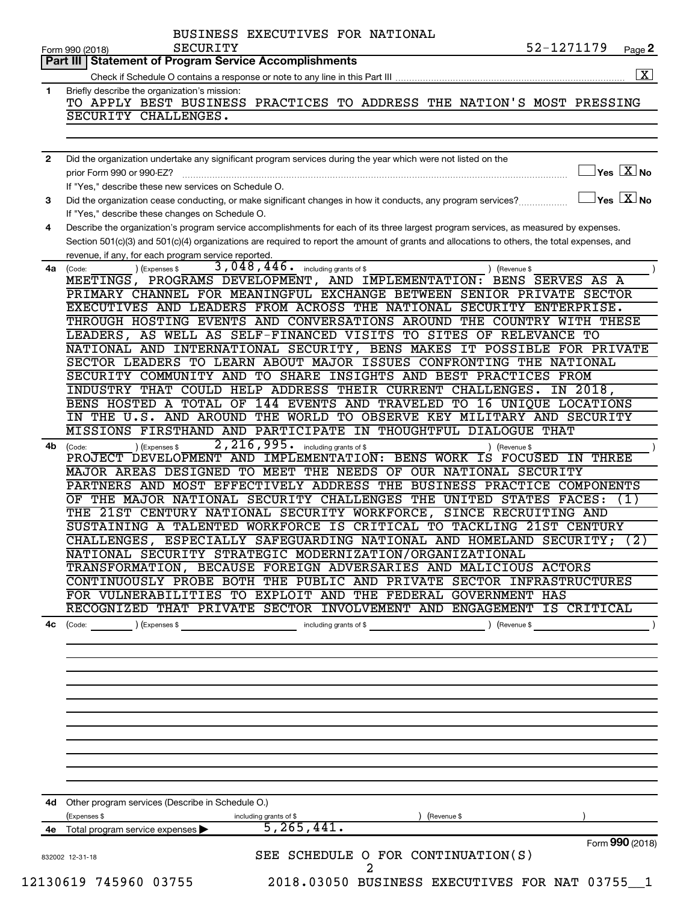BUSINESS EXECUTIVES FOR NATIONAL SECURITY

Form 990 (2018) 52-1271179 Page **2**

**Part III | Statement of Program Service Accomplishments**

Check if Schedule O contains a response or note to any line in this Part III ..... [X]

**1** Briefly describe the organization's mission:

TO APPLY BEST BUSINESS PRACTICES TO ADDRESS THE NATION'S MOST PRESSING SECURITY CHALLENGES.

**2** Did the organization undertake any significant program services during the year which were not listed on the prior Form 990 or 990-EZ? ..... [ ] Yes [X] No

If "Yes," describe these new services on Schedule O.

**3** Did the organization cease conducting, or make significant changes in how it conducts, any program services? ..... [ ] Yes [X] No

If "Yes," describe these changes on Schedule O.

**4** Describe the organization's program service accomplishments for each of its three largest program services, as measured by expenses. Section 501(c)(3) and 501(c)(4) organizations are required to report the amount of grants and allocations to others, the total expenses, and revenue, if any, for each program service reported.

**4a** (Code: ) (Expenses $ 3,048,446. including grants of $ ) (Revenue $ )

MEETINGS, PROGRAMS DEVELOPMENT, AND IMPLEMENTATION: BENS SERVES AS A PRIMARY CHANNEL FOR MEANINGFUL EXCHANGE BETWEEN SENIOR PRIVATE SECTOR EXECUTIVES AND LEADERS FROM ACROSS THE NATIONAL SECURITY ENTERPRISE. THROUGH HOSTING EVENTS AND CONVERSATIONS AROUND THE COUNTRY WITH THESE LEADERS, AS WELL AS SELF-FINANCED VISITS TO SITES OF RELEVANCE TO NATIONAL AND INTERNATIONAL SECURITY, BENS MAKES IT POSSIBLE FOR PRIVATE SECTOR LEADERS TO LEARN ABOUT MAJOR ISSUES CONFRONTING THE NATIONAL SECURITY COMMUNITY AND TO SHARE INSIGHTS AND BEST PRACTICES FROM INDUSTRY THAT COULD HELP ADDRESS THEIR CURRENT CHALLENGES. IN 2018, BENS HOSTED A TOTAL OF 144 EVENTS AND TRAVELED TO 16 UNIQUE LOCATIONS IN THE U.S. AND AROUND THE WORLD TO OBSERVE KEY MILITARY AND SECURITY MISSIONS FIRSTHAND AND PARTICIPATE IN THOUGHTFUL DIALOGUE THAT

**4b** (Code: ) (Expenses $ 2,216,995. including grants of $ ) (Revenue $ )

PROJECT DEVELOPMENT AND IMPLEMENTATION: BENS WORK IS FOCUSED IN THREE MAJOR AREAS DESIGNED TO MEET THE NEEDS OF OUR NATIONAL SECURITY PARTNERS AND MOST EFFECTIVELY ADDRESS THE BUSINESS PRACTICE COMPONENTS OF THE MAJOR NATIONAL SECURITY CHALLENGES THE UNITED STATES FACES: (1) THE 21ST CENTURY NATIONAL SECURITY WORKFORCE, SINCE RECRUITING AND SUSTAINING A TALENTED WORKFORCE IS CRITICAL TO TACKLING 21ST CENTURY CHALLENGES, ESPECIALLY SAFEGUARDING NATIONAL AND HOMELAND SECURITY; (2) NATIONAL SECURITY STRATEGIC MODERNIZATION/ORGANIZATIONAL TRANSFORMATION, BECAUSE FOREIGN ADVERSARIES AND MALICIOUS ACTORS CONTINUOUSLY PROBE BOTH THE PUBLIC AND PRIVATE SECTOR INFRASTRUCTURES FOR VULNERABILITIES TO EXPLOIT AND THE FEDERAL GOVERNMENT HAS RECOGNIZED THAT PRIVATE SECTOR INVOLVEMENT AND ENGAGEMENT IS CRITICAL

**4c** (Code: ) (Expenses $ including grants of $ ) (Revenue $ )

**4d** Other program services (Describe in Schedule O.)

(Expenses $ including grants of $ ) (Revenue $ )

**4e** Total program services expenses ▶ 5,265,441.

Form **990** (2018)

SEE SCHEDULE O FOR CONTINUATION(S)

832002 12-31-18

12130619 745960 03755 2018.03050 BUSINESS EXECUTIVES FOR NAT 03755__1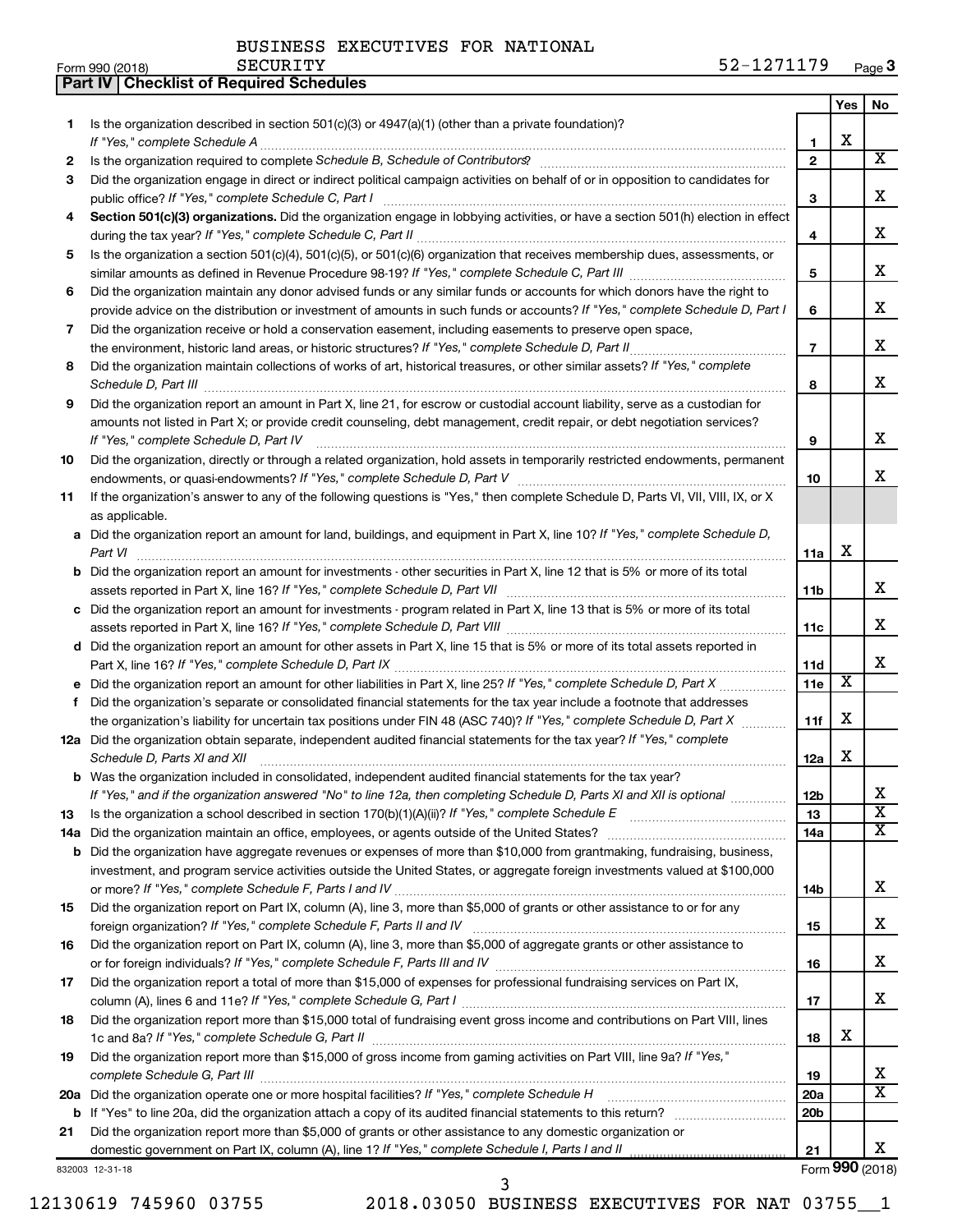BUSINESS EXECUTIVES FOR NATIONAL SECURITY

Form 990 (2018) 52-1271179

## Part IV | Checklist of Required Schedules

| | | | Yes | No |
|---|---|---|---|---|
| 1 | Is the organization described in section 501(c)(3) or 4947(a)(1) (other than a private foundation)? *If "Yes," complete Schedule A* | 1 | X | |
| 2 | Is the organization required to complete *Schedule B, Schedule of Contributors*? | 2 | | X |
| 3 | Did the organization engage in direct or indirect political campaign activities on behalf of or in opposition to candidates for public office? *If "Yes," complete Schedule C, Part I* | 3 | | X |
| 4 | **Section 501(c)(3) organizations.** Did the organization engage in lobbying activities, or have a section 501(h) election in effect during the tax year? *If "Yes," complete Schedule C, Part II* | 4 | | X |
| 5 | Is the organization a section 501(c)(4), 501(c)(5), or 501(c)(6) organization that receives membership dues, assessments, or similar amounts as defined in Revenue Procedure 98-19? *If "Yes," complete Schedule C, Part III* | 5 | | X |
| 6 | Did the organization maintain any donor advised funds or any similar funds or accounts for which donors have the right to provide advice on the distribution or investment of amounts in such funds or accounts? *If "Yes," complete Schedule D, Part I* | 6 | | X |
| 7 | Did the organization receive or hold a conservation easement, including easements to preserve open space, the environment, historic land areas, or historic structures? *If "Yes," complete Schedule D, Part II* | 7 | | X |
| 8 | Did the organization maintain collections of works of art, historical treasures, or other similar assets? *If "Yes," complete Schedule D, Part III* | 8 | | X |
| 9 | Did the organization report an amount in Part X, line 21, for escrow or custodial account liability, serve as a custodian for amounts not listed in Part X; or provide credit counseling, debt management, credit repair, or debt negotiation services? *If "Yes," complete Schedule D, Part IV* | 9 | | X |
| 10 | Did the organization, directly or through a related organization, hold assets in temporarily restricted endowments, permanent endowments, or quasi-endowments? *If "Yes," complete Schedule D, Part V* | 10 | | X |
| 11 | If the organization's answer to any of the following questions is "Yes," then complete Schedule D, Parts VI, VII, VIII, IX, or X as applicable. | | | |
| a | Did the organization report an amount for land, buildings, and equipment in Part X, line 10? *If "Yes," complete Schedule D, Part VI* | 11a | X | |
| b | Did the organization report an amount for investments - other securities in Part X, line 12 that is 5% or more of its total assets reported in Part X, line 16? *If "Yes," complete Schedule D, Part VII* | 11b | | X |
| c | Did the organization report an amount for investments - program related in Part X, line 13 that is 5% or more of its total assets reported in Part X, line 16? *If "Yes," complete Schedule D, Part VIII* | 11c | | X |
| d | Did the organization report an amount for other assets in Part X, line 15 that is 5% or more of its total assets reported in Part X, line 16? *If "Yes," complete Schedule D, Part IX* | 11d | | X |
| e | Did the organization report an amount for other liabilities in Part X, line 25? *If "Yes," complete Schedule D, Part X* | 11e | X | |
| f | Did the organization's separate or consolidated financial statements for the tax year include a footnote that addresses the organization's liability for uncertain tax positions under FIN 48 (ASC 740)? *If "Yes," complete Schedule D, Part X* | 11f | X | |
| 12a | Did the organization obtain separate, independent audited financial statements for the tax year? *If "Yes," complete Schedule D, Parts XI and XII* | 12a | X | |
| b | Was the organization included in consolidated, independent audited financial statements for the tax year? *If "Yes," and if the organization answered "No" to line 12a, then completing Schedule D, Parts XI and XII is optional* | 12b | | X |
| 13 | Is the organization a school described in section 170(b)(1)(A)(ii)? *If "Yes," complete Schedule E* | 13 | | X |
| 14a | Did the organization maintain an office, employees, or agents outside of the United States? | 14a | | X |
| b | Did the organization have aggregate revenues or expenses of more than $10,000 from grantmaking, fundraising, business, investment, and program service activities outside the United States, or aggregate foreign investments valued at $100,000 or more? *If "Yes," complete Schedule F, Parts I and IV* | 14b | | X |
| 15 | Did the organization report on Part IX, column (A), line 3, more than $5,000 of grants or other assistance to or for any foreign organization? *If "Yes," complete Schedule F, Parts II and IV* | 15 | | X |
| 16 | Did the organization report on Part IX, column (A), line 3, more than $5,000 of aggregate grants or other assistance to or for foreign individuals? *If "Yes," complete Schedule F, Parts III and IV* | 16 | | X |
| 17 | Did the organization report a total of more than $15,000 of expenses for professional fundraising services on Part IX, column (A), lines 6 and 11e? *If "Yes," complete Schedule G, Part I* | 17 | | X |
| 18 | Did the organization report more than $15,000 total of fundraising event gross income and contributions on Part VIII, lines 1c and 8a? *If "Yes," complete Schedule G, Part II* | 18 | X | |
| 19 | Did the organization report more than $15,000 of gross income from gaming activities on Part VIII, line 9a? *If "Yes," complete Schedule G, Part III* | 19 | | X |
| 20a | Did the organization operate one or more hospital facilities? *If "Yes," complete Schedule H* | 20a | | X |
| b | If "Yes" to line 20a, did the organization attach a copy of its audited financial statements to this return? | 20b | | |
| 21 | Did the organization report more than $5,000 of grants or other assistance to any domestic organization or domestic government on Part IX, column (A), line 1? *If "Yes," complete Schedule I, Parts I and II* | 21 | | X |

832003 12-31-18 Form **990** (2018)

12130619 745960 03755 2018.03050 BUSINESS EXECUTIVES FOR NAT 03755__1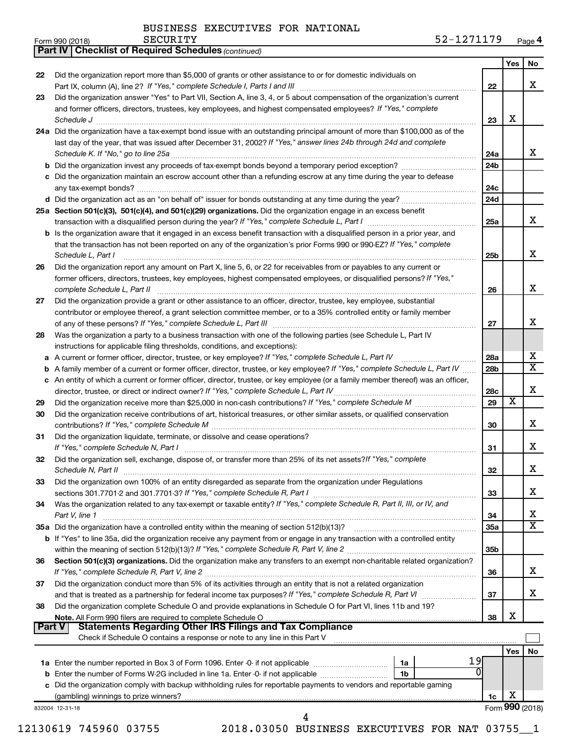BUSINESS EXECUTIVES FOR NATIONAL SECURITY

Form 990 (2018) 52-1271179 Page 4

**Part IV | Checklist of Required Schedules** *(continued)*

| | | | Yes | No |
|---|---|---|---|---|
| 22 | Did the organization report more than $5,000 of grants or other assistance to or for domestic individuals on Part IX, column (A), line 2? *If "Yes," complete Schedule I, Parts I and III* | 22 | | X |
| 23 | Did the organization answer "Yes" to Part VII, Section A, line 3, 4, or 5 about compensation of the organization's current and former officers, directors, trustees, key employees, and highest compensated employees? *If "Yes," complete Schedule J* | 23 | X | |
| 24a | Did the organization have a tax-exempt bond issue with an outstanding principal amount of more than $100,000 as of the last day of the year, that was issued after December 31, 2002? *If "Yes," answer lines 24b through 24d and complete Schedule K. If "No," go to line 25a* | 24a | | X |
| b | Did the organization invest any proceeds of tax-exempt bonds beyond a temporary period exception? | 24b | | |
| c | Did the organization maintain an escrow account other than a refunding escrow at any time during the year to defease any tax-exempt bonds? | 24c | | |
| d | Did the organization act as an "on behalf of" issuer for bonds outstanding at any time during the year? | 24d | | |
| 25a | **Section 501(c)(3), 501(c)(4), and 501(c)(29) organizations.** Did the organization engage in an excess benefit transaction with a disqualified person during the year? *If "Yes," complete Schedule L, Part I* | 25a | | X |
| b | Is the organization aware that it engaged in an excess benefit transaction with a disqualified person in a prior year, and that the transaction has not been reported on any of the organization's prior Forms 990 or 990-EZ? *If "Yes," complete Schedule L, Part I* | 25b | | X |
| 26 | Did the organization report any amount on Part X, line 5, 6, or 22 for receivables from or payables to any current or former officers, directors, trustees, key employees, highest compensated employees, or disqualified persons? *If "Yes," complete Schedule L, Part II* | 26 | | X |
| 27 | Did the organization provide a grant or other assistance to an officer, director, trustee, key employee, substantial contributor or employee thereof, a grant selection committee member, or to a 35% controlled entity or family member of any of these persons? *If "Yes," complete Schedule L, Part III* | 27 | | X |
| 28 | Was the organization a party to a business transaction with one of the following parties (see Schedule L, Part IV instructions for applicable filing thresholds, conditions, and exceptions): | | | |
| a | A current or former officer, director, trustee, or key employee? *If "Yes," complete Schedule L, Part IV* | 28a | | X |
| b | A family member of a current or former officer, director, trustee, or key employee? *If "Yes," complete Schedule L, Part IV* | 28b | | X |
| c | An entity of which a current or former officer, director, trustee, or key employee (or a family member thereof) was an officer, director, trustee, or direct or indirect owner? *If "Yes," complete Schedule L, Part IV* | 28c | | X |
| 29 | Did the organization receive more than $25,000 in non-cash contributions? *If "Yes," complete Schedule M* | 29 | X | |
| 30 | Did the organization receive contributions of art, historical treasures, or other similar assets, or qualified conservation contributions? *If "Yes," complete Schedule M* | 30 | | X |
| 31 | Did the organization liquidate, terminate, or dissolve and cease operations? *If "Yes," complete Schedule N, Part I* | 31 | | X |
| 32 | Did the organization sell, exchange, dispose of, or transfer more than 25% of its net assets? *If "Yes," complete Schedule N, Part II* | 32 | | X |
| 33 | Did the organization own 100% of an entity disregarded as separate from the organization under Regulations sections 301.7701-2 and 301.7701-3? *If "Yes," complete Schedule R, Part I* | 33 | | X |
| 34 | Was the organization related to any tax-exempt or taxable entity? *If "Yes," complete Schedule R, Part II, III, or IV, and Part V, line 1* | 34 | | X |
| 35a | Did the organization have a controlled entity within the meaning of section 512(b)(13)? | 35a | | X |
| b | If "Yes" to line 35a, did the organization receive any payment from or engage in any transaction with a controlled entity within the meaning of section 512(b)(13)? *If "Yes," complete Schedule R, Part V, line 2* | 35b | | |
| 36 | **Section 501(c)(3) organizations.** Did the organization make any transfers to an exempt non-charitable related organization? *If "Yes," complete Schedule R, Part V, line 2* | 36 | | X |
| 37 | Did the organization conduct more than 5% of its activities through an entity that is not a related organization and that is treated as a partnership for federal income tax purposes? *If "Yes," complete Schedule R, Part VI* | 37 | | X |
| 38 | Did the organization complete Schedule O and provide explanations in Schedule O for Part VI, lines 11b and 19? **Note.** All Form 990 filers are required to complete Schedule O | 38 | X | |

**Part V | Statements Regarding Other IRS Filings and Tax Compliance**

Check if Schedule O contains a response or note to any line in this Part V ☐

| | | | | | Yes | No |
|---|---|---|---|---|---|---|
| 1a | Enter the number reported in Box 3 of Form 1096. Enter -0- if not applicable | 1a | 19 | | | |
| b | Enter the number of Forms W-2G included in line 1a. Enter -0- if not applicable | 1b | 0 | | | |
| c | Did the organization comply with backup withholding rules for reportable payments to vendors and reportable gaming (gambling) winnings to prize winners? | | | 1c | X | |

832004 12-31-18 Form **990** (2018)

12130619 745960 03755 2018.03050 BUSINESS EXECUTIVES FOR NAT 03755__1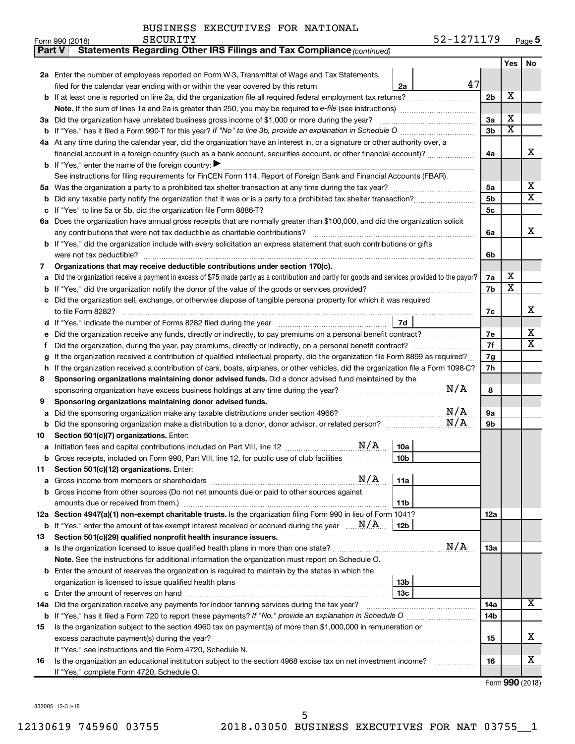BUSINESS EXECUTIVES FOR NATIONAL SECURITY

Form 990 (2018) 52-1271179 Page 5

**Part V** **Statements Regarding Other IRS Filings and Tax Compliance** *(continued)*

| | | | | Yes | No |
|---|---|---|---|---|---|
| **2a** | Enter the number of employees reported on Form W-3, Transmittal of Wage and Tax Statements, filed for the calendar year ending with or within the year covered by this return | 2a | 47 | | |
| **b** | If at least one is reported on line 2a, did the organization file all required federal employment tax returns? | | 2b | X | |
| | **Note.** If the sum of lines 1a and 2a is greater than 250, you may be required to *e-file* (see instructions) | | | | |
| **3a** | Did the organization have unrelated business gross income of $1,000 or more during the year? | | 3a | X | |
| **b** | If "Yes," has it filed a Form 990-T for this year? *If "No" to line 3b, provide an explanation in Schedule O* | | 3b | X | |
| **4a** | At any time during the calendar year, did the organization have an interest in, or a signature or other authority over, a financial account in a foreign country (such as a bank account, securities account, or other financial account)? | | 4a | | X |
| **b** | If "Yes," enter the name of the foreign country: ▶ | | | | |
| | See instructions for filing requirements for FinCEN Form 114, Report of Foreign Bank and Financial Accounts (FBAR). | | | | |
| **5a** | Was the organization a party to a prohibited tax shelter transaction at any time during the tax year? | | 5a | | X |
| **b** | Did any taxable party notify the organization that it was or is a party to a prohibited tax shelter transaction? | | 5b | | X |
| **c** | If "Yes" to line 5a or 5b, did the organization file Form 8886-T? | | 5c | | |
| **6a** | Does the organization have annual gross receipts that are normally greater than $100,000, and did the organization solicit any contributions that were not tax deductible as charitable contributions? | | 6a | | X |
| **b** | If "Yes," did the organization include with every solicitation an express statement that such contributions or gifts were not tax deductible? | | 6b | | |
| **7** | **Organizations that may receive deductible contributions under section 170(c).** | | | | |
| **a** | Did the organization receive a payment in excess of $75 made partly as a contribution and partly for goods and services provided to the payor? | | 7a | X | |
| **b** | If "Yes," did the organization notify the donor of the value of the goods or services provided? | | 7b | X | |
| **c** | Did the organization sell, exchange, or otherwise dispose of tangible personal property for which it was required to file Form 8282? | | 7c | | X |
| **d** | If "Yes," indicate the number of Forms 8282 filed during the year | 7d | | | |
| **e** | Did the organization receive any funds, directly or indirectly, to pay premiums on a personal benefit contract? | | 7e | | X |
| **f** | Did the organization, during the year, pay premiums, directly or indirectly, on a personal benefit contract? | | 7f | | X |
| **g** | If the organization received a contribution of qualified intellectual property, did the organization file Form 8899 as required? | | 7g | | |
| **h** | If the organization received a contribution of cars, boats, airplanes, or other vehicles, did the organization file a Form 1098-C? | | 7h | | |
| **8** | **Sponsoring organizations maintaining donor advised funds.** Did a donor advised fund maintained by the sponsoring organization have excess business holdings at any time during the year? N/A | | 8 | | |
| **9** | **Sponsoring organizations maintaining donor advised funds.** | | | | |
| **a** | Did the sponsoring organization make any taxable distributions under section 4966? N/A | | 9a | | |
| **b** | Did the sponsoring organization make a distribution to a donor, donor advisor, or related person? N/A | | 9b | | |
| **10** | **Section 501(c)(7) organizations.** Enter: | | | | |
| **a** | Initiation fees and capital contributions included on Part VIII, line 12 N/A | 10a | | | |
| **b** | Gross receipts, included on Form 990, Part VIII, line 12, for public use of club facilities | 10b | | | |
| **11** | **Section 501(c)(12) organizations.** Enter: | | | | |
| **a** | Gross income from members or shareholders N/A | 11a | | | |
| **b** | Gross income from other sources (Do not net amounts due or paid to other sources against amounts due or received from them.) | 11b | | | |
| **12a** | **Section 4947(a)(1) non-exempt charitable trusts.** Is the organization filing Form 990 in lieu of Form 1041? | | 12a | | |
| **b** | If "Yes," enter the amount of tax-exempt interest received or accrued during the year N/A | 12b | | | |
| **13** | **Section 501(c)(29) qualified nonprofit health insurance issuers.** | | | | |
| **a** | Is the organization licensed to issue qualified health plans in more than one state? N/A | | 13a | | |
| | **Note.** See the instructions for additional information the organization must report on Schedule O. | | | | |
| **b** | Enter the amount of reserves the organization is required to maintain by the states in which the organization is licensed to issue qualified health plans | 13b | | | |
| **c** | Enter the amount of reserves on hand | 13c | | | |
| **14a** | Did the organization receive any payments for indoor tanning services during the tax year? | | 14a | | X |
| **b** | If "Yes," has it filed a Form 720 to report these payments? *If "No," provide an explanation in Schedule O* | | 14b | | |
| **15** | Is the organization subject to the section 4960 tax on payment(s) of more than $1,000,000 in remuneration or excess parachute payment(s) during the year? | | 15 | | X |
| | If "Yes," see instructions and file Form 4720, Schedule N. | | | | |
| **16** | Is the organization an educational institution subject to the section 4968 excise tax on net investment income? | | 16 | | X |
| | If "Yes," complete Form 4720, Schedule O. | | | | |

Form **990** (2018)

832005 12-31-18

12130619 745960 03755 2018.03050 BUSINESS EXECUTIVES FOR NAT 03755__1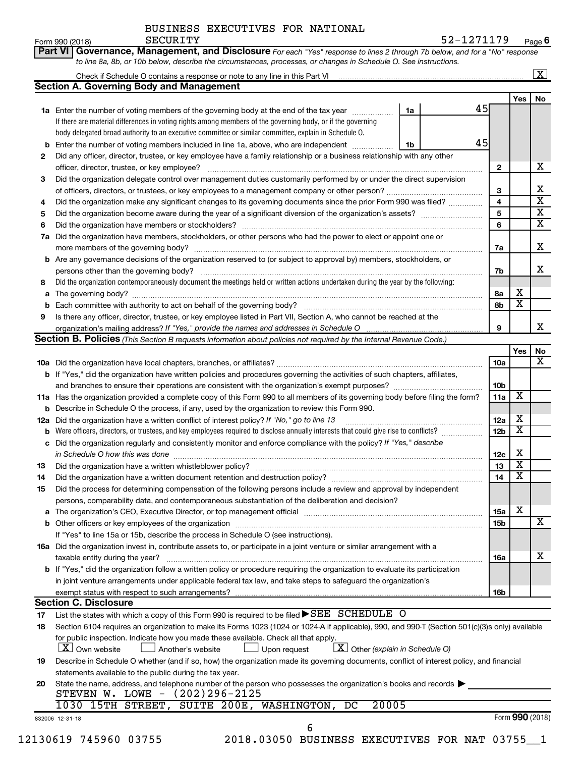BUSINESS EXECUTIVES FOR NATIONAL SECURITY

Form 990 (2018) 52-1271179 Page 6

**Part VI Governance, Management, and Disclosure** *For each "Yes" response to lines 2 through 7b below, and for a "No" response to line 8a, 8b, or 10b below, describe the circumstances, processes, or changes in Schedule O. See instructions.*

Check if Schedule O contains a response or note to any line in this Part VI [X]

## Section A. Governing Body and Management

| | | | | Yes | No |
|---|---|---|---|---|---|
| **1a** | Enter the number of voting members of the governing body at the end of the tax year. If there are material differences in voting rights among members of the governing body, or if the governing body delegated broad authority to an executive committee or similar committee, explain in Schedule O. | 1a | 45 | | |
| **b** | Enter the number of voting members included in line 1a, above, who are independent | 1b | 45 | | |
| **2** | Did any officer, director, trustee, or key employee have a family relationship or a business relationship with any other officer, director, trustee, or key employee? | 2 | | | X |
| **3** | Did the organization delegate control over management duties customarily performed by or under the direct supervision of officers, directors, or trustees, or key employees to a management company or other person? | 3 | | | X |
| **4** | Did the organization make any significant changes to its governing documents since the prior Form 990 was filed? | 4 | | | X |
| **5** | Did the organization become aware during the year of a significant diversion of the organization's assets? | 5 | | | X |
| **6** | Did the organization have members or stockholders? | 6 | | | X |
| **7a** | Did the organization have members, stockholders, or other persons who had the power to elect or appoint one or more members of the governing body? | 7a | | | X |
| **b** | Are any governance decisions of the organization reserved to (or subject to approval by) members, stockholders, or persons other than the governing body? | 7b | | | X |
| **8** | Did the organization contemporaneously document the meetings held or written actions undertaken during the year by the following: | | | | |
| **a** | The governing body? | 8a | | X | |
| **b** | Each committee with authority to act on behalf of the governing body? | 8b | | X | |
| **9** | Is there any officer, director, trustee, or key employee listed in Part VII, Section A, who cannot be reached at the organization's mailing address? *If "Yes," provide the names and addresses in Schedule O* | 9 | | | X |

## Section B. Policies *(This Section B requests information about policies not required by the Internal Revenue Code.)*

| | | | Yes | No |
|---|---|---|---|---|
| **10a** | Did the organization have local chapters, branches, or affiliates? | 10a | | X |
| **b** | If "Yes," did the organization have written policies and procedures governing the activities of such chapters, affiliates, and branches to ensure their operations are consistent with the organization's exempt purposes? | 10b | | |
| **11a** | Has the organization provided a complete copy of this Form 990 to all members of its governing body before filing the form? | 11a | X | |
| **b** | Describe in Schedule O the process, if any, used by the organization to review this Form 990. | | | |
| **12a** | Did the organization have a written conflict of interest policy? *If "No," go to line 13* | 12a | X | |
| **b** | Were officers, directors, or trustees, and key employees required to disclose annually interests that could give rise to conflicts? | 12b | X | |
| **c** | Did the organization regularly and consistently monitor and enforce compliance with the policy? *If "Yes," describe in Schedule O how this was done* | 12c | X | |
| **13** | Did the organization have a written whistleblower policy? | 13 | X | |
| **14** | Did the organization have a written document retention and destruction policy? | 14 | X | |
| **15** | Did the process for determining compensation of the following persons include a review and approval by independent persons, comparability data, and contemporaneous substantiation of the deliberation and decision? | | | |
| **a** | The organization's CEO, Executive Director, or top management official | 15a | X | |
| **b** | Other officers or key employees of the organization | 15b | | X |
| | If "Yes" to line 15a or 15b, describe the process in Schedule O (see instructions). | | | |
| **16a** | Did the organization invest in, contribute assets to, or participate in a joint venture or similar arrangement with a taxable entity during the year? | 16a | | X |
| **b** | If "Yes," did the organization follow a written policy or procedure requiring the organization to evaluate its participation in joint venture arrangements under applicable federal tax law, and take steps to safeguard the organization's exempt status with respect to such arrangements? | 16b | | |

## Section C. Disclosure

**17** List the states with which a copy of this Form 990 is required to be filed ▶ SEE SCHEDULE O

**18** Section 6104 requires an organization to make its Forms 1023 (1024 or 1024-A if applicable), 990, and 990-T (Section 501(c)(3)s only) available for public inspection. Indicate how you made these available. Check all that apply.

[X] Own website [ ] Another's website [ ] Upon request [X] Other *(explain in Schedule O)*

**19** Describe in Schedule O whether (and if so, how) the organization made its governing documents, conflict of interest policy, and financial statements available to the public during the tax year.

**20** State the name, address, and telephone number of the person who possesses the organization's books and records ▶

STEVEN W. LOWE - (202)296-2125

1030 15TH STREET, SUITE 200E, WASHINGTON, DC 20005

832006 12-31-18 Form **990** (2018)

12130619 745960 03755 2018.03050 BUSINESS EXECUTIVES FOR NAT 03755__1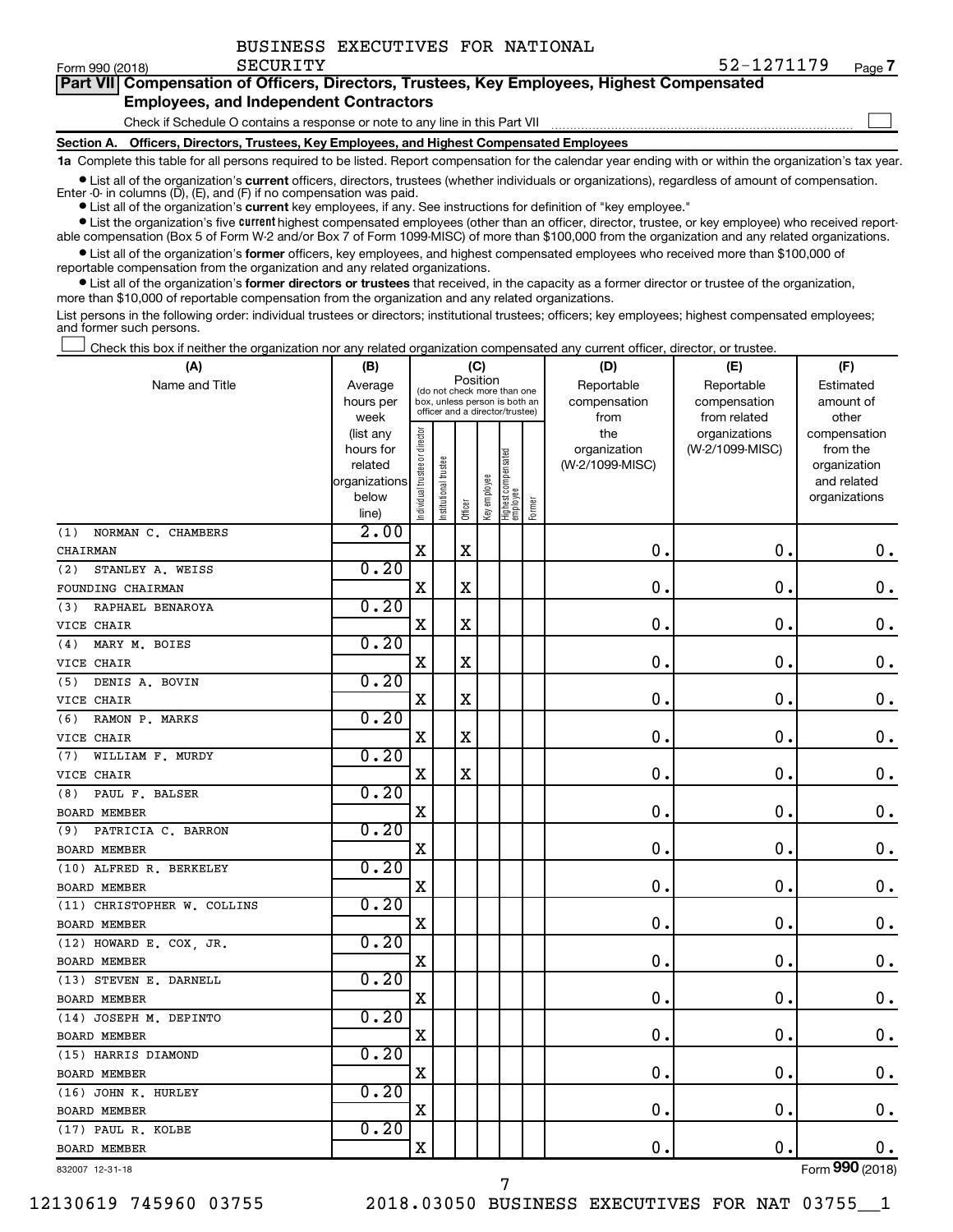BUSINESS EXECUTIVES FOR NATIONAL SECURITY

Form 990 (2018) 52-1271179 Page 7

**Part VII Compensation of Officers, Directors, Trustees, Key Employees, Highest Compensated Employees, and Independent Contractors**

Check if Schedule O contains a response or note to any line in this Part VII

**Section A. Officers, Directors, Trustees, Key Employees, and Highest Compensated Employees**

**1a** Complete this table for all persons required to be listed. Report compensation for the calendar year ending with or within the organization's tax year.

- List all of the organization's **current** officers, directors, trustees (whether individuals or organizations), regardless of amount of compensation. Enter -0- in columns (D), (E), and (F) if no compensation was paid.
- List all of the organization's **current** key employees, if any. See instructions for definition of "key employee."
- List the organization's five **current** highest compensated employees (other than an officer, director, trustee, or key employee) who received reportable compensation (Box 5 of Form W-2 and/or Box 7 of Form 1099-MISC) of more than $100,000 from the organization and any related organizations.
- List all of the organization's **former** officers, key employees, and highest compensated employees who received more than $100,000 of reportable compensation from the organization and any related organizations.
- List all of the organization's **former directors or trustees** that received, in the capacity as a former director or trustee of the organization, more than $10,000 of reportable compensation from the organization and any related organizations.

List persons in the following order: individual trustees or directors; institutional trustees; officers; key employees; highest compensated employees; and former such persons.

Check this box if neither the organization nor any related organization compensated any current officer, director, or trustee.

| (A) Name and Title | (B) Average hours per week (list any hours for related organizations below line) | (C) Position: Individual trustee or director | Institutional trustee | Officer | Key employee | Highest compensated employee | Former | (D) Reportable compensation from the organization (W-2/1099-MISC) | (E) Reportable compensation from related organizations (W-2/1099-MISC) | (F) Estimated amount of other compensation from the organization and related organizations |
|---|---|---|---|---|---|---|---|---|---|---|
| (1) NORMAN C. CHAMBERS<br>CHAIRMAN | 2.00 | X | | X | | | | 0. | 0. | 0. |
| (2) STANLEY A. WEISS<br>FOUNDING CHAIRMAN | 0.20 | X | | X | | | | 0. | 0. | 0. |
| (3) RAPHAEL BENAROYA<br>VICE CHAIR | 0.20 | X | | X | | | | 0. | 0. | 0. |
| (4) MARY M. BOIES<br>VICE CHAIR | 0.20 | X | | X | | | | 0. | 0. | 0. |
| (5) DENIS A. BOVIN<br>VICE CHAIR | 0.20 | X | | X | | | | 0. | 0. | 0. |
| (6) RAMON P. MARKS<br>VICE CHAIR | 0.20 | X | | X | | | | 0. | 0. | 0. |
| (7) WILLIAM F. MURDY<br>VICE CHAIR | 0.20 | X | | X | | | | 0. | 0. | 0. |
| (8) PAUL F. BALSER<br>BOARD MEMBER | 0.20 | X | | | | | | 0. | 0. | 0. |
| (9) PATRICIA C. BARRON<br>BOARD MEMBER | 0.20 | X | | | | | | 0. | 0. | 0. |
| (10) ALFRED R. BERKELEY<br>BOARD MEMBER | 0.20 | X | | | | | | 0. | 0. | 0. |
| (11) CHRISTOPHER W. COLLINS<br>BOARD MEMBER | 0.20 | X | | | | | | 0. | 0. | 0. |
| (12) HOWARD E. COX, JR.<br>BOARD MEMBER | 0.20 | X | | | | | | 0. | 0. | 0. |
| (13) STEVEN E. DARNELL<br>BOARD MEMBER | 0.20 | X | | | | | | 0. | 0. | 0. |
| (14) JOSEPH M. DEPINTO<br>BOARD MEMBER | 0.20 | X | | | | | | 0. | 0. | 0. |
| (15) HARRIS DIAMOND<br>BOARD MEMBER | 0.20 | X | | | | | | 0. | 0. | 0. |
| (16) JOHN K. HURLEY<br>BOARD MEMBER | 0.20 | X | | | | | | 0. | 0. | 0. |
| (17) PAUL R. KOLBE<br>BOARD MEMBER | 0.20 | X | | | | | | 0. | 0. | 0. |

832007 12-31-18

Form **990** (2018)

12130619 745960 03755 2018.03050 BUSINESS EXECUTIVES FOR NAT 03755__1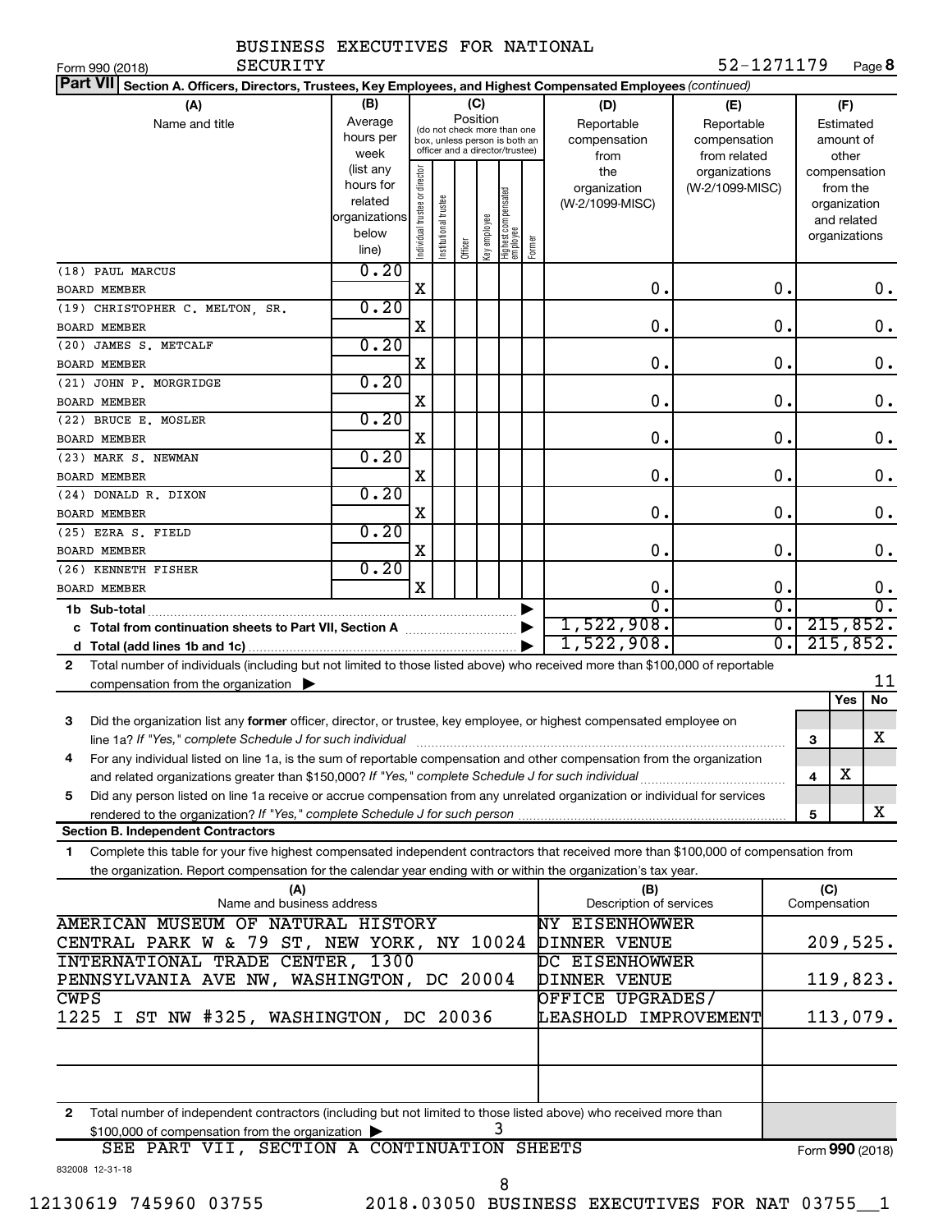BUSINESS EXECUTIVES FOR NATIONAL SECURITY

Form 990 (2018) SECURITY 52-1271179 Page **8**

**Part VII** **Section A. Officers, Directors, Trustees, Key Employees, and Highest Compensated Employees** *(continued)*

| (A) Name and title | (B) Average hours per week (list any hours for related organizations below line) | (C) Position: Individual trustee or director | Institutional trustee | Officer | Key employee | Highest compensated employee | Former | (D) Reportable compensation from the organization (W-2/1099-MISC) | (E) Reportable compensation from related organizations (W-2/1099-MISC) | (F) Estimated amount of other compensation from the organization and related organizations |
|---|---|---|---|---|---|---|---|---|---|---|
| (18) PAUL MARCUS<br>BOARD MEMBER | 0.20 | X | | | | | | 0. | 0. | 0. |
| (19) CHRISTOPHER C. MELTON, SR.<br>BOARD MEMBER | 0.20 | X | | | | | | 0. | 0. | 0. |
| (20) JAMES S. METCALF<br>BOARD MEMBER | 0.20 | X | | | | | | 0. | 0. | 0. |
| (21) JOHN P. MORGRIDGE<br>BOARD MEMBER | 0.20 | X | | | | | | 0. | 0. | 0. |
| (22) BRUCE E. MOSLER<br>BOARD MEMBER | 0.20 | X | | | | | | 0. | 0. | 0. |
| (23) MARK S. NEWMAN<br>BOARD MEMBER | 0.20 | X | | | | | | 0. | 0. | 0. |
| (24) DONALD R. DIXON<br>BOARD MEMBER | 0.20 | X | | | | | | 0. | 0. | 0. |
| (25) EZRA S. FIELD<br>BOARD MEMBER | 0.20 | X | | | | | | 0. | 0. | 0. |
| (26) KENNETH FISHER<br>BOARD MEMBER | 0.20 | X | | | | | | 0. | 0. | 0. |
| **1b Sub-total** | | | | | | | | 0. | 0. | 0. |
| **c Total from continuation sheets to Part VII, Section A** | | | | | | | | 1,522,908. | 0. | 215,852. |
| **d Total (add lines 1b and 1c)** | | | | | | | | 1,522,908. | 0. | 215,852. |

**2** Total number of individuals (including but not limited to those listed above) who received more than $100,000 of reportable compensation from the organization ▶ 11

| | | Yes | No |
|---|---|---|---|
| **3** Did the organization list any **former** officer, director, or trustee, key employee, or highest compensated employee on line 1a? *If "Yes," complete Schedule J for such individual* | 3 | | X |
| **4** For any individual listed on line 1a, is the sum of reportable compensation and other compensation from the organization and related organizations greater than $150,000? *If "Yes," complete Schedule J for such individual* | 4 | X | |
| **5** Did any person listed on line 1a receive or accrue compensation from any unrelated organization or individual for services rendered to the organization? *If "Yes," complete Schedule J for such person* | 5 | | X |

**Section B. Independent Contractors**

**1** Complete this table for your five highest compensated independent contractors that received more than $100,000 of compensation from the organization. Report compensation for the calendar year ending with or within the organization's tax year.

| (A) Name and business address | (B) Description of services | (C) Compensation |
|---|---|---|
| AMERICAN MUSEUM OF NATURAL HISTORY<br>CENTRAL PARK W & 79 ST, NEW YORK, NY 10024 | NY EISENHOWWER DINNER VENUE | 209,525. |
| INTERNATIONAL TRADE CENTER, 1300<br>PENNSYLVANIA AVE NW, WASHINGTON, DC 20004 | DC EISENHOWWER DINNER VENUE | 119,823. |
| CWPS<br>1225 I ST NW #325, WASHINGTON, DC 20036 | OFFICE UPGRADES/ LEASHOLD IMPROVEMENT | 113,079. |
| | | |
| | | |

**2** Total number of independent contractors (including but not limited to those listed above) who received more than $100,000 of compensation from the organization ▶ 3

SEE PART VII, SECTION A CONTINUATION SHEETS

Form **990** (2018)

832008 12-31-18

12130619 745960 03755 2018.03050 BUSINESS EXECUTIVES FOR NAT 03755__1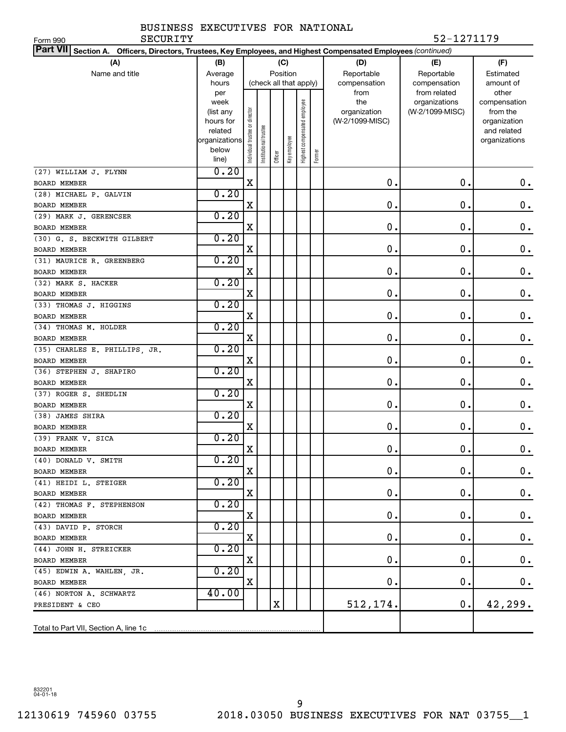Form 990

BUSINESS EXECUTIVES FOR NATIONAL SECURITY

52-1271179

**Part VII** **Section A. Officers, Directors, Trustees, Key Employees, and Highest Compensated Employees** *(continued)*

| (A) Name and title | (B) Average hours per week (list any hours for related organizations below line) | (C) Position (check all that apply): Individual trustee or director | Institutional trustee | Officer | Key employee | Highest compensated employee | Former | (D) Reportable compensation from the organization (W-2/1099-MISC) | (E) Reportable compensation from related organizations (W-2/1099-MISC) | (F) Estimated amount of other compensation from the organization and related organizations |
|---|---|---|---|---|---|---|---|---|---|---|
| (27) WILLIAM J. FLYNN<br>BOARD MEMBER | 0.20 | X | | | | | | 0. | 0. | 0. |
| (28) MICHAEL P. GALVIN<br>BOARD MEMBER | 0.20 | X | | | | | | 0. | 0. | 0. |
| (29) MARK J. GERENCSER<br>BOARD MEMBER | 0.20 | X | | | | | | 0. | 0. | 0. |
| (30) G. S. BECKWITH GILBERT<br>BOARD MEMBER | 0.20 | X | | | | | | 0. | 0. | 0. |
| (31) MAURICE R. GREENBERG<br>BOARD MEMBER | 0.20 | X | | | | | | 0. | 0. | 0. |
| (32) MARK S. HACKER<br>BOARD MEMBER | 0.20 | X | | | | | | 0. | 0. | 0. |
| (33) THOMAS J. HIGGINS<br>BOARD MEMBER | 0.20 | X | | | | | | 0. | 0. | 0. |
| (34) THOMAS M. HOLDER<br>BOARD MEMBER | 0.20 | X | | | | | | 0. | 0. | 0. |
| (35) CHARLES E. PHILLIPS, JR.<br>BOARD MEMBER | 0.20 | X | | | | | | 0. | 0. | 0. |
| (36) STEPHEN J. SHAPIRO<br>BOARD MEMBER | 0.20 | X | | | | | | 0. | 0. | 0. |
| (37) ROGER S. SHEDLIN<br>BOARD MEMBER | 0.20 | X | | | | | | 0. | 0. | 0. |
| (38) JAMES SHIRA<br>BOARD MEMBER | 0.20 | X | | | | | | 0. | 0. | 0. |
| (39) FRANK V. SICA<br>BOARD MEMBER | 0.20 | X | | | | | | 0. | 0. | 0. |
| (40) DONALD V. SMITH<br>BOARD MEMBER | 0.20 | X | | | | | | 0. | 0. | 0. |
| (41) HEIDI L. STEIGER<br>BOARD MEMBER | 0.20 | X | | | | | | 0. | 0. | 0. |
| (42) THOMAS F. STEPHENSON<br>BOARD MEMBER | 0.20 | X | | | | | | 0. | 0. | 0. |
| (43) DAVID P. STORCH<br>BOARD MEMBER | 0.20 | X | | | | | | 0. | 0. | 0. |
| (44) JOHN H. STREICKER<br>BOARD MEMBER | 0.20 | X | | | | | | 0. | 0. | 0. |
| (45) EDWIN A. WAHLEN, JR.<br>BOARD MEMBER | 0.20 | X | | | | | | 0. | 0. | 0. |
| (46) NORTON A. SCHWARTZ<br>PRESIDENT & CEO | 40.00 | | | X | | | | 512,174. | 0. | 42,299. |
| Total to Part VII, Section A, line 1c | | | | | | | | | | |

832201 04-01-18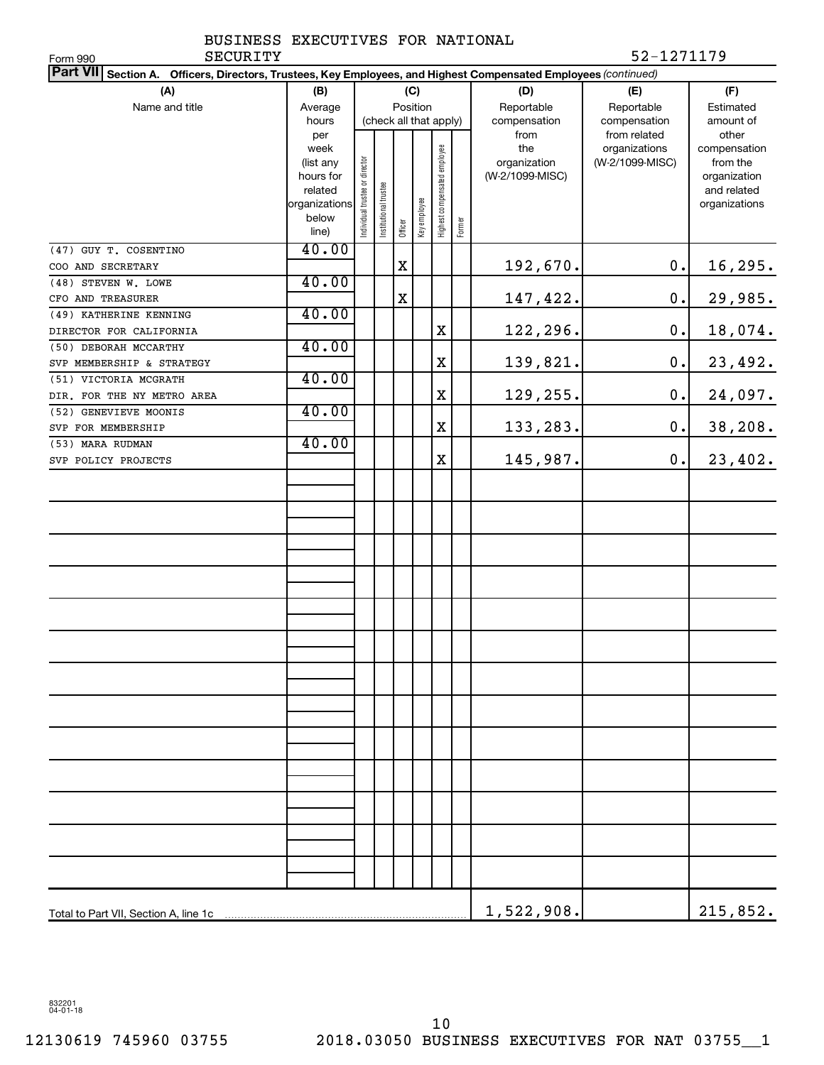BUSINESS EXECUTIVES FOR NATIONAL SECURITY

Form 990

52-1271179

**Part VII** Section A. Officers, Directors, Trustees, Key Employees, and Highest Compensated Employees *(continued)*

| (A) Name and title | (B) Average hours per week (list any hours for related organizations below line) | (C) Position (check all that apply): Individual trustee or director | Institutional trustee | Officer | Key employee | Highest compensated employee | Former | (D) Reportable compensation from the organization (W-2/1099-MISC) | (E) Reportable compensation from related organizations (W-2/1099-MISC) | (F) Estimated amount of other compensation from the organization and related organizations |
|---|---|---|---|---|---|---|---|---|---|---|
| (47) GUY T. COSENTINO<br>COO AND SECRETARY | 40.00 | | | X | | | | 192,670. | 0. | 16,295. |
| (48) STEVEN W. LOWE<br>CFO AND TREASURER | 40.00 | | | X | | | | 147,422. | 0. | 29,985. |
| (49) KATHERINE KENNING<br>DIRECTOR FOR CALIFORNIA | 40.00 | | | | | X | | 122,296. | 0. | 18,074. |
| (50) DEBORAH MCCARTHY<br>SVP MEMBERSHIP & STRATEGY | 40.00 | | | | | X | | 139,821. | 0. | 23,492. |
| (51) VICTORIA MCGRATH<br>DIR. FOR THE NY METRO AREA | 40.00 | | | | | X | | 129,255. | 0. | 24,097. |
| (52) GENEVIEVE MOONIS<br>SVP FOR MEMBERSHIP | 40.00 | | | | | X | | 133,283. | 0. | 38,208. |
| (53) MARA RUDMAN<br>SVP POLICY PROJECTS | 40.00 | | | | | X | | 145,987. | 0. | 23,402. |
| Total to Part VII, Section A, line 1c | | | | | | | | 1,522,908. | | 215,852. |

832201 04-01-18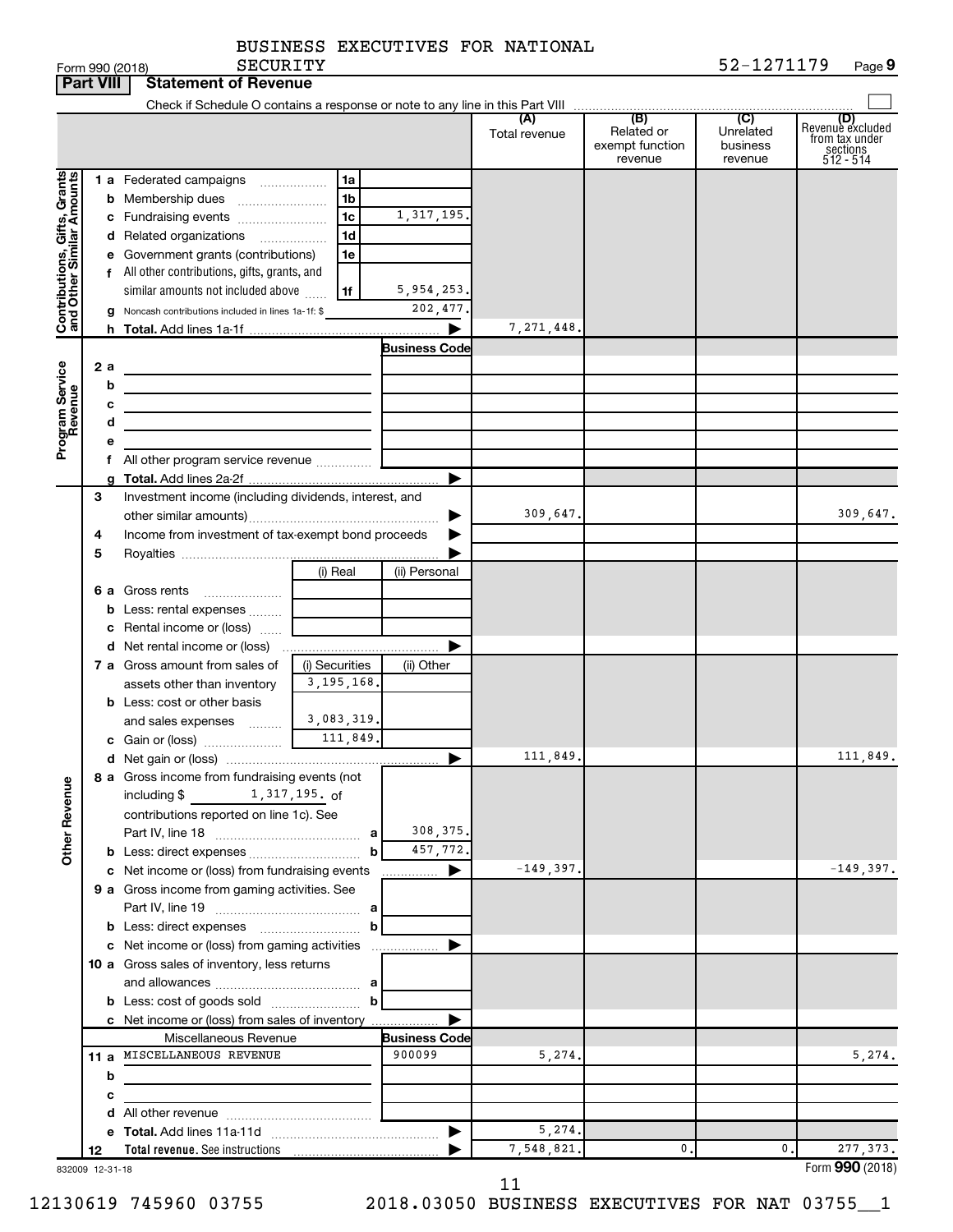BUSINESS EXECUTIVES FOR NATIONAL SECURITY 52-1271179

Form 990 (2018) Page 9

**Part VIII Statement of Revenue**

Check if Schedule O contains a response or note to any line in this Part VIII

| | | | | (A) Total revenue | (B) Related or exempt function revenue | (C) Unrelated business revenue | (D) Revenue excluded from tax under sections 512 - 514 |
|---|---|---|---|---|---|---|---|
| **Contributions, Gifts, Grants and Other Similar Amounts** | 1 a | Federated campaigns | 1a | | | | |
| | b | Membership dues | 1b | | | | |
| | c | Fundraising events | 1c 1,317,195. | | | | |
| | d | Related organizations | 1d | | | | |
| | e | Government grants (contributions) | 1e | | | | |
| | f | All other contributions, gifts, grants, and similar amounts not included above | 1f 5,954,253. | | | | |
| | g | Noncash contributions included in lines 1a-1f: $ | 202,477. | | | | |
| | h | **Total.** Add lines 1a-1f | ▶ | 7,271,448. | | | |
| **Program Service Revenue** | | | Business Code | | | | |
| | 2 a | | | | | | |
| | b | | | | | | |
| | c | | | | | | |
| | d | | | | | | |
| | e | | | | | | |
| | f | All other program service revenue | | | | | |
| | g | **Total.** Add lines 2a-2f | ▶ | | | | |
| **Other Revenue** | 3 | Investment income (including dividends, interest, and other similar amounts) | ▶ | 309,647. | | | 309,647. |
| | 4 | Income from investment of tax-exempt bond proceeds | ▶ | | | | |
| | 5 | Royalties | ▶ | | | | |
| | | | (i) Real / (ii) Personal | | | | |
| | 6 a | Gross rents | | | | | |
| | b | Less: rental expenses | | | | | |
| | c | Rental income or (loss) | | | | | |
| | d | Net rental income or (loss) | ▶ | | | | |
| | | | (i) Securities / (ii) Other | | | | |
| | 7 a | Gross amount from sales of assets other than inventory | 3,195,168. | | | | |
| | b | Less: cost or other basis and sales expenses | 3,083,319. | | | | |
| | c | Gain or (loss) | 111,849. | | | | |
| | d | Net gain or (loss) | ▶ | 111,849. | | | 111,849. |
| | 8 a | Gross income from fundraising events (not including $ 1,317,195. of contributions reported on line 1c). See Part IV, line 18 | a 308,375. | | | | |
| | b | Less: direct expenses | b 457,772. | | | | |
| | c | Net income or (loss) from fundraising events | ▶ | -149,397. | | | -149,397. |
| | 9 a | Gross income from gaming activities. See Part IV, line 19 | a | | | | |
| | b | Less: direct expenses | b | | | | |
| | c | Net income or (loss) from gaming activities | ▶ | | | | |
| | 10 a | Gross sales of inventory, less returns and allowances | a | | | | |
| | b | Less: cost of goods sold | b | | | | |
| | c | Net income or (loss) from sales of inventory | ▶ | | | | |
| | | Miscellaneous Revenue | Business Code | | | | |
| | 11 a | MISCELLANEOUS REVENUE | 900099 | 5,274. | | | 5,274. |
| | b | | | | | | |
| | c | | | | | | |
| | d | All other revenue | | | | | |
| | e | **Total.** Add lines 11a-11d | ▶ | 5,274. | | | |
| | 12 | **Total revenue.** See instructions | ▶ | 7,548,821. | 0. | 0. | 277,373. |

832009 12-31-18 Form **990** (2018)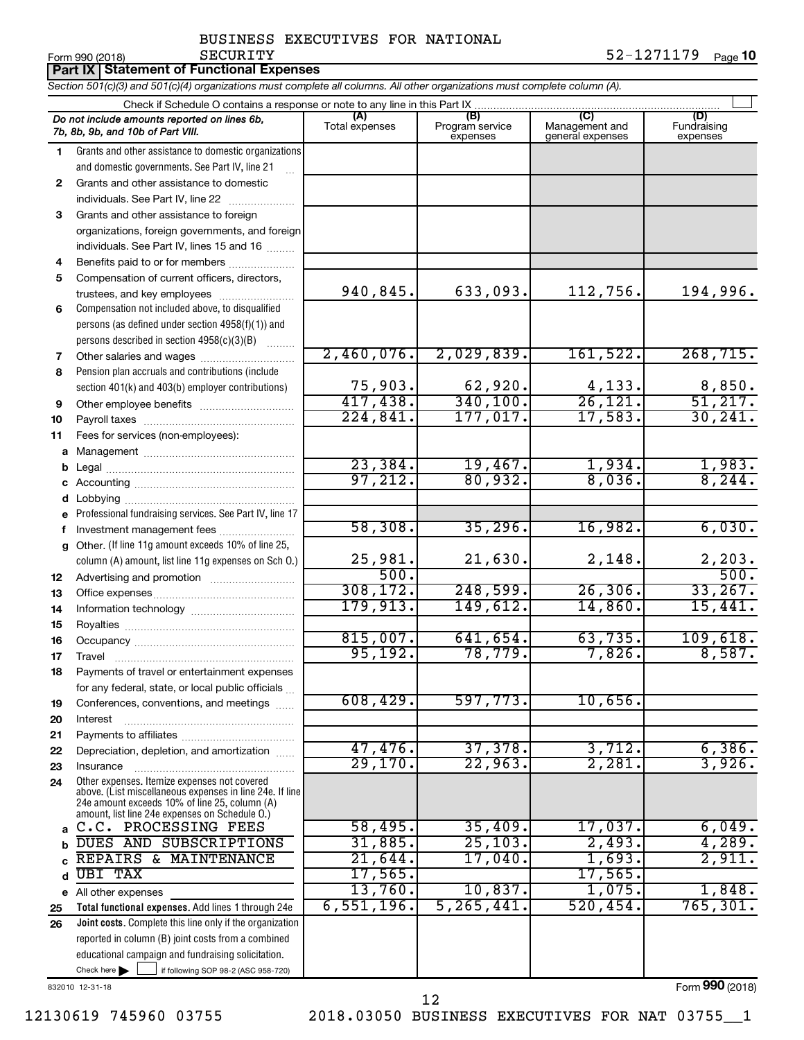BUSINESS EXECUTIVES FOR NATIONAL SECURITY

Form 990 (2018) 52-1271179 Page **10**

**Part IX | Statement of Functional Expenses**

*Section 501(c)(3) and 501(c)(4) organizations must complete all columns. All other organizations must complete column (A).*

Check if Schedule O contains a response or note to any line in this Part IX

| | *Do not include amounts reported on lines 6b, 7b, 8b, 9b, and 10b of Part VIII.* | (A) Total expenses | (B) Program service expenses | (C) Management and general expenses | (D) Fundraising expenses |
|---|---|---|---|---|---|
| 1 | Grants and other assistance to domestic organizations and domestic governments. See Part IV, line 21 | | | | |
| 2 | Grants and other assistance to domestic individuals. See Part IV, line 22 | | | | |
| 3 | Grants and other assistance to foreign organizations, foreign governments, and foreign individuals. See Part IV, lines 15 and 16 | | | | |
| 4 | Benefits paid to or for members | | | | |
| 5 | Compensation of current officers, directors, trustees, and key employees | 940,845. | 633,093. | 112,756. | 194,996. |
| 6 | Compensation not included above, to disqualified persons (as defined under section 4958(f)(1)) and persons described in section 4958(c)(3)(B) | | | | |
| 7 | Other salaries and wages | 2,460,076. | 2,029,839. | 161,522. | 268,715. |
| 8 | Pension plan accruals and contributions (include section 401(k) and 403(b) employer contributions) | 75,903. | 62,920. | 4,133. | 8,850. |
| 9 | Other employee benefits | 417,438. | 340,100. | 26,121. | 51,217. |
| 10 | Payroll taxes | 224,841. | 177,017. | 17,583. | 30,241. |
| 11 | Fees for services (non-employees): | | | | |
| a | Management | | | | |
| b | Legal | 23,384. | 19,467. | 1,934. | 1,983. |
| c | Accounting | 97,212. | 80,932. | 8,036. | 8,244. |
| d | Lobbying | | | | |
| e | Professional fundraising services. See Part IV, line 17 | | | | |
| f | Investment management fees | 58,308. | 35,296. | 16,982. | 6,030. |
| g | Other. (If line 11g amount exceeds 10% of line 25, column (A) amount, list line 11g expenses on Sch O.) | 25,981. | 21,630. | 2,148. | 2,203. |
| 12 | Advertising and promotion | 500. | | | 500. |
| 13 | Office expenses | 308,172. | 248,599. | 26,306. | 33,267. |
| 14 | Information technology | 179,913. | 149,612. | 14,860. | 15,441. |
| 15 | Royalties | | | | |
| 16 | Occupancy | 815,007. | 641,654. | 63,735. | 109,618. |
| 17 | Travel | 95,192. | 78,779. | 7,826. | 8,587. |
| 18 | Payments of travel or entertainment expenses for any federal, state, or local public officials | | | | |
| 19 | Conferences, conventions, and meetings | 608,429. | 597,773. | 10,656. | |
| 20 | Interest | | | | |
| 21 | Payments to affiliates | | | | |
| 22 | Depreciation, depletion, and amortization | 47,476. | 37,378. | 3,712. | 6,386. |
| 23 | Insurance | 29,170. | 22,963. | 2,281. | 3,926. |
| 24 | Other expenses. Itemize expenses not covered above. (List miscellaneous expenses in line 24e. If line 24e amount exceeds 10% of line 25, column (A) amount, list line 24e expenses on Schedule O.) | | | | |
| a | C.C. PROCESSING FEES | 58,495. | 35,409. | 17,037. | 6,049. |
| b | DUES AND SUBSCRIPTIONS | 31,885. | 25,103. | 2,493. | 4,289. |
| c | REPAIRS & MAINTENANCE | 21,644. | 17,040. | 1,693. | 2,911. |
| d | UBI TAX | 17,565. | | 17,565. | |
| e | All other expenses | 13,760. | 10,837. | 1,075. | 1,848. |
| 25 | **Total functional expenses.** Add lines 1 through 24e | 6,551,196. | 5,265,441. | 520,454. | 765,301. |
| 26 | **Joint costs.** Complete this line only if the organization reported in column (B) joint costs from a combined educational campaign and fundraising solicitation. Check here ☐ if following SOP 98-2 (ASC 958-720) | | | | |

832010 12-31-18

Form **990** (2018)

12130619 745960 03755 2018.03050 BUSINESS EXECUTIVES FOR NAT 03755__1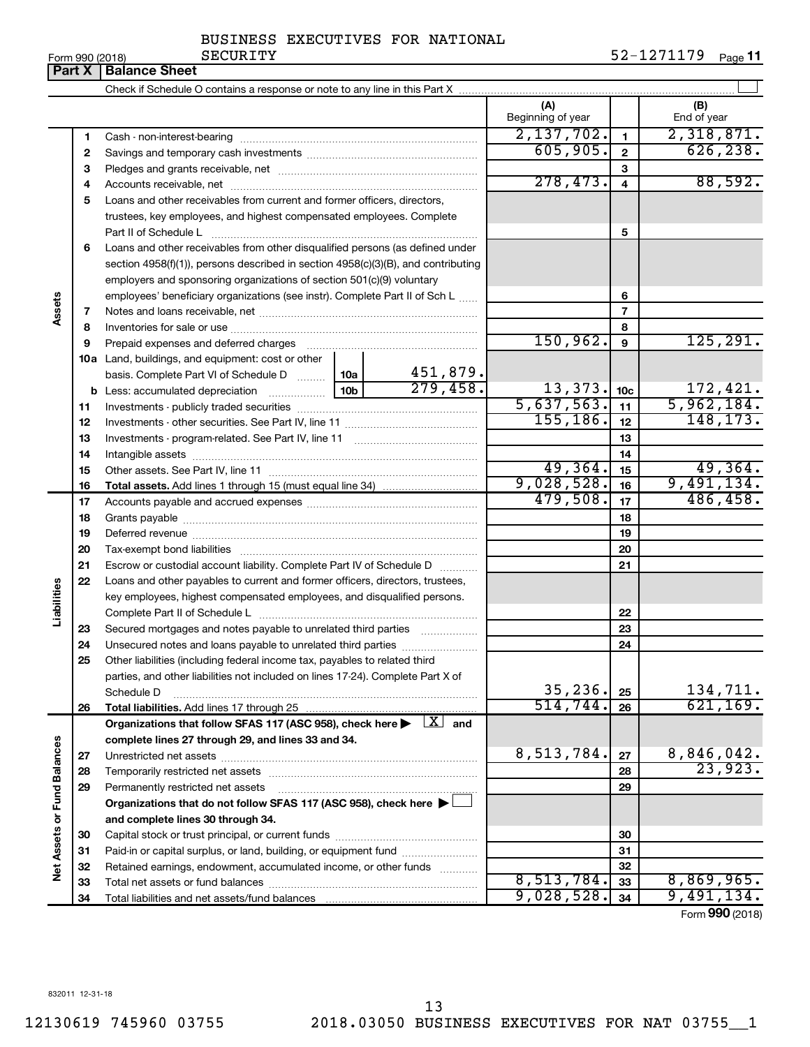BUSINESS EXECUTIVES FOR NATIONAL SECURITY

Form 990 (2018) 52-1271179 Page 11

## Part X | Balance Sheet

Check if Schedule O contains a response or note to any line in this Part X ☐

| | | Description | | | (A) Beginning of year | | (B) End of year |
|---|---|---|---|---|---|---|---|
| Assets | 1 | Cash - non-interest-bearing | | | 2,137,702. | 1 | 2,318,871. |
| | 2 | Savings and temporary cash investments | | | 605,905. | 2 | 626,238. |
| | 3 | Pledges and grants receivable, net | | | | 3 | |
| | 4 | Accounts receivable, net | | | 278,473. | 4 | 88,592. |
| | 5 | Loans and other receivables from current and former officers, directors, trustees, key employees, and highest compensated employees. Complete Part II of Schedule L | | | | 5 | |
| | 6 | Loans and other receivables from other disqualified persons (as defined under section 4958(f)(1)), persons described in section 4958(c)(3)(B), and contributing employers and sponsoring organizations of section 501(c)(9) voluntary employees' beneficiary organizations (see instr). Complete Part II of Sch L | | | | 6 | |
| | 7 | Notes and loans receivable, net | | | | 7 | |
| | 8 | Inventories for sale or use | | | | 8 | |
| | 9 | Prepaid expenses and deferred charges | | | 150,962. | 9 | 125,291. |
| | 10a | Land, buildings, and equipment: cost or other basis. Complete Part VI of Schedule D | 10a | 451,879. | | | |
| | b | Less: accumulated depreciation | 10b | 279,458. | 13,373. | 10c | 172,421. |
| | 11 | Investments - publicly traded securities | | | 5,637,563. | 11 | 5,962,184. |
| | 12 | Investments - other securities. See Part IV, line 11 | | | 155,186. | 12 | 148,173. |
| | 13 | Investments - program-related. See Part IV, line 11 | | | | 13 | |
| | 14 | Intangible assets | | | | 14 | |
| | 15 | Other assets. See Part IV, line 11 | | | 49,364. | 15 | 49,364. |
| | 16 | **Total assets.** Add lines 1 through 15 (must equal line 34) | | | 9,028,528. | 16 | 9,491,134. |
| Liabilities | 17 | Accounts payable and accrued expenses | | | 479,508. | 17 | 486,458. |
| | 18 | Grants payable | | | | 18 | |
| | 19 | Deferred revenue | | | | 19 | |
| | 20 | Tax-exempt bond liabilities | | | | 20 | |
| | 21 | Escrow or custodial account liability. Complete Part IV of Schedule D | | | | 21 | |
| | 22 | Loans and other payables to current and former officers, directors, trustees, key employees, highest compensated employees, and disqualified persons. Complete Part II of Schedule L | | | | 22 | |
| | 23 | Secured mortgages and notes payable to unrelated third parties | | | | 23 | |
| | 24 | Unsecured notes and loans payable to unrelated third parties | | | | 24 | |
| | 25 | Other liabilities (including federal income tax, payables to related third parties, and other liabilities not included on lines 17-24). Complete Part X of Schedule D | | | 35,236. | 25 | 134,711. |
| | 26 | **Total liabilities.** Add lines 17 through 25 | | | 514,744. | 26 | 621,169. |
| Net Assets or Fund Balances | | **Organizations that follow SFAS 117 (ASC 958), check here ▶ ☒ and complete lines 27 through 29, and lines 33 and 34.** | | | | | |
| | 27 | Unrestricted net assets | | | 8,513,784. | 27 | 8,846,042. |
| | 28 | Temporarily restricted net assets | | | | 28 | 23,923. |
| | 29 | Permanently restricted net assets | | | | 29 | |
| | | **Organizations that do not follow SFAS 117 (ASC 958), check here ▶ ☐ and complete lines 30 through 34.** | | | | | |
| | 30 | Capital stock or trust principal, or current funds | | | | 30 | |
| | 31 | Paid-in or capital surplus, or land, building, or equipment fund | | | | 31 | |
| | 32 | Retained earnings, endowment, accumulated income, or other funds | | | | 32 | |
| | 33 | Total net assets or fund balances | | | 8,513,784. | 33 | 8,869,965. |
| | 34 | Total liabilities and net assets/fund balances | | | 9,028,528. | 34 | 9,491,134. |

Form **990** (2018)

832011 12-31-18

12130619 745960 03755 2018.03050 BUSINESS EXECUTIVES FOR NAT 03755__1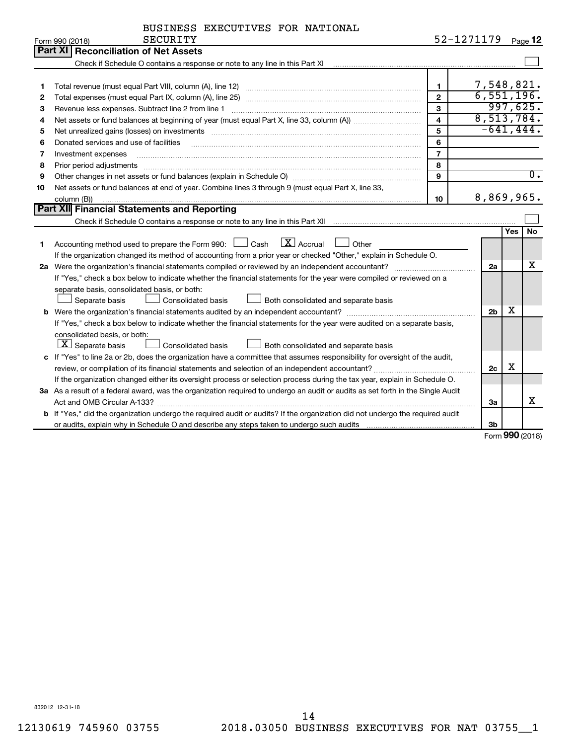BUSINESS EXECUTIVES FOR NATIONAL SECURITY 52-1271179

Form 990 (2018) Page **12**

## Part XI Reconciliation of Net Assets

Check if Schedule O contains a response or note to any line in this Part XI ☐

| | | | |
|---|---|---|---|
| 1 | Total revenue (must equal Part VIII, column (A), line 12) | 1 | 7,548,821. |
| 2 | Total expenses (must equal Part IX, column (A), line 25) | 2 | 6,551,196. |
| 3 | Revenue less expenses. Subtract line 2 from line 1 | 3 | 997,625. |
| 4 | Net assets or fund balances at beginning of year (must equal Part X, line 33, column (A)) | 4 | 8,513,784. |
| 5 | Net unrealized gains (losses) on investments | 5 | -641,444. |
| 6 | Donated services and use of facilities | 6 | |
| 7 | Investment expenses | 7 | |
| 8 | Prior period adjustments | 8 | |
| 9 | Other changes in net assets or fund balances (explain in Schedule O) | 9 | 0. |
| 10 | Net assets or fund balances at end of year. Combine lines 3 through 9 (must equal Part X, line 33, column (B)) | 10 | 8,869,965. |

## Part XII Financial Statements and Reporting

Check if Schedule O contains a response or note to any line in this Part XII ☐

| | | | Yes | No |
|---|---|---|---|---|
| 1 | Accounting method used to prepare the Form 990: ☐ Cash ☒ Accrual ☐ Other<br>If the organization changed its method of accounting from a prior year or checked "Other," explain in Schedule O. | | | |
| 2a | Were the organization's financial statements compiled or reviewed by an independent accountant? | 2a | | X |
| | If "Yes," check a box below to indicate whether the financial statements for the year were compiled or reviewed on a separate basis, consolidated basis, or both:<br>☐ Separate basis ☐ Consolidated basis ☐ Both consolidated and separate basis | | | |
| b | Were the organization's financial statements audited by an independent accountant? | 2b | X | |
| | If "Yes," check a box below to indicate whether the financial statements for the year were audited on a separate basis, consolidated basis, or both:<br>☒ Separate basis ☐ Consolidated basis ☐ Both consolidated and separate basis | | | |
| c | If "Yes" to line 2a or 2b, does the organization have a committee that assumes responsibility for oversight of the audit, review, or compilation of its financial statements and selection of an independent accountant? | 2c | X | |
| | If the organization changed either its oversight process or selection process during the tax year, explain in Schedule O. | | | |
| 3a | As a result of a federal award, was the organization required to undergo an audit or audits as set forth in the Single Audit Act and OMB Circular A-133? | 3a | | X |
| b | If "Yes," did the organization undergo the required audit or audits? If the organization did not undergo the required audit or audits, explain why in Schedule O and describe any steps taken to undergo such audits | 3b | | |

Form **990** (2018)

832012 12-31-18

12130619 745960 03755 2018.03050 BUSINESS EXECUTIVES FOR NAT 03755__1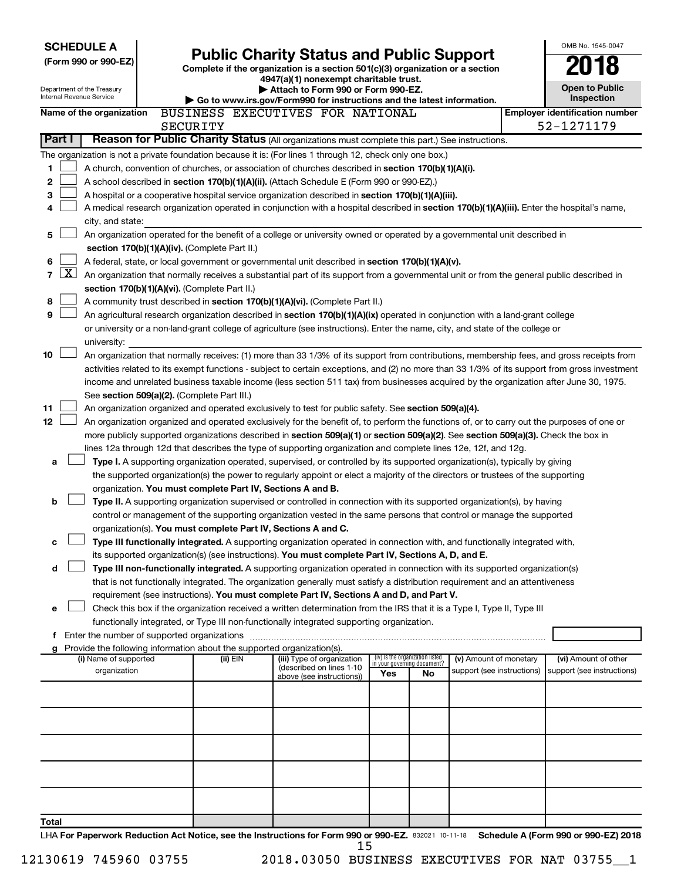**SCHEDULE A**
**(Form 990 or 990-EZ)**

Department of the Treasury
Internal Revenue Service

# Public Charity Status and Public Support

**Complete if the organization is a section 501(c)(3) organization or a section 4947(a)(1) nonexempt charitable trust.**
**▶ Attach to Form 990 or Form 990-EZ.**
**▶ Go to www.irs.gov/Form990 for instructions and the latest information.**

OMB No. 1545-0047

**2018**

**Open to Public Inspection**

**Name of the organization** BUSINESS EXECUTIVES FOR NATIONAL SECURITY

**Employer identification number** 52-1271179

**Part I** **Reason for Public Charity Status** (All organizations must complete this part.) See instructions.

The organization is not a private foundation because it is: (For lines 1 through 12, check only one box.)

1 [ ] A church, convention of churches, or association of churches described in **section 170(b)(1)(A)(i).**

2 [ ] A school described in **section 170(b)(1)(A)(ii).** (Attach Schedule E (Form 990 or 990-EZ).)

3 [ ] A hospital or a cooperative hospital service organization described in **section 170(b)(1)(A)(iii).**

4 [ ] A medical research organization operated in conjunction with a hospital described in **section 170(b)(1)(A)(iii).** Enter the hospital's name, city, and state:

5 [ ] An organization operated for the benefit of a college or university owned or operated by a governmental unit described in **section 170(b)(1)(A)(iv).** (Complete Part II.)

6 [ ] A federal, state, or local government or governmental unit described in **section 170(b)(1)(A)(v).**

7 [X] An organization that normally receives a substantial part of its support from a governmental unit or from the general public described in **section 170(b)(1)(A)(vi).** (Complete Part II.)

8 [ ] A community trust described in **section 170(b)(1)(A)(vi).** (Complete Part II.)

9 [ ] An agricultural research organization described in **section 170(b)(1)(A)(ix)** operated in conjunction with a land-grant college or university or a non-land-grant college of agriculture (see instructions). Enter the name, city, and state of the college or university:

10 [ ] An organization that normally receives: (1) more than 33 1/3% of its support from contributions, membership fees, and gross receipts from activities related to its exempt functions - subject to certain exceptions, and (2) no more than 33 1/3% of its support from gross investment income and unrelated business taxable income (less section 511 tax) from businesses acquired by the organization after June 30, 1975. See **section 509(a)(2).** (Complete Part III.)

11 [ ] An organization organized and operated exclusively to test for public safety. See **section 509(a)(4).**

12 [ ] An organization organized and operated exclusively for the benefit of, to perform the functions of, or to carry out the purposes of one or more publicly supported organizations described in **section 509(a)(1)** or **section 509(a)(2)**. See **section 509(a)(3).** Check the box in lines 12a through 12d that describes the type of supporting organization and complete lines 12e, 12f, and 12g.

a [ ] **Type I.** A supporting organization operated, supervised, or controlled by its supported organization(s), typically by giving the supported organization(s) the power to regularly appoint or elect a majority of the directors or trustees of the supporting organization. **You must complete Part IV, Sections A and B.**

b [ ] **Type II.** A supporting organization supervised or controlled in connection with its supported organization(s), by having control or management of the supporting organization vested in the same persons that control or manage the supported organization(s). **You must complete Part IV, Sections A and C.**

c [ ] **Type III functionally integrated.** A supporting organization operated in connection with, and functionally integrated with, its supported organization(s) (see instructions). **You must complete Part IV, Sections A, D, and E.**

d [ ] **Type III non-functionally integrated.** A supporting organization operated in connection with its supported organization(s) that is not functionally integrated. The organization generally must satisfy a distribution requirement and an attentiveness requirement (see instructions). **You must complete Part IV, Sections A and D, and Part V.**

e [ ] Check this box if the organization received a written determination from the IRS that it is a Type I, Type II, Type III functionally integrated, or Type III non-functionally integrated supporting organization.

f Enter the number of supported organizations

g Provide the following information about the supported organization(s).

| (i) Name of supported organization | (ii) EIN | (iii) Type of organization (described on lines 1-10 above (see instructions)) | (iv) Is the organization listed in your governing document? Yes | No | (v) Amount of monetary support (see instructions) | (vi) Amount of other support (see instructions) |
|---|---|---|---|---|---|---|
| | | | | | | |
| | | | | | | |
| | | | | | | |
| | | | | | | |
| | | | | | | |
| **Total** | | | | | | |

LHA **For Paperwork Reduction Act Notice, see the Instructions for Form 990 or 990-EZ.** 832021 10-11-18 **Schedule A (Form 990 or 990-EZ) 2018**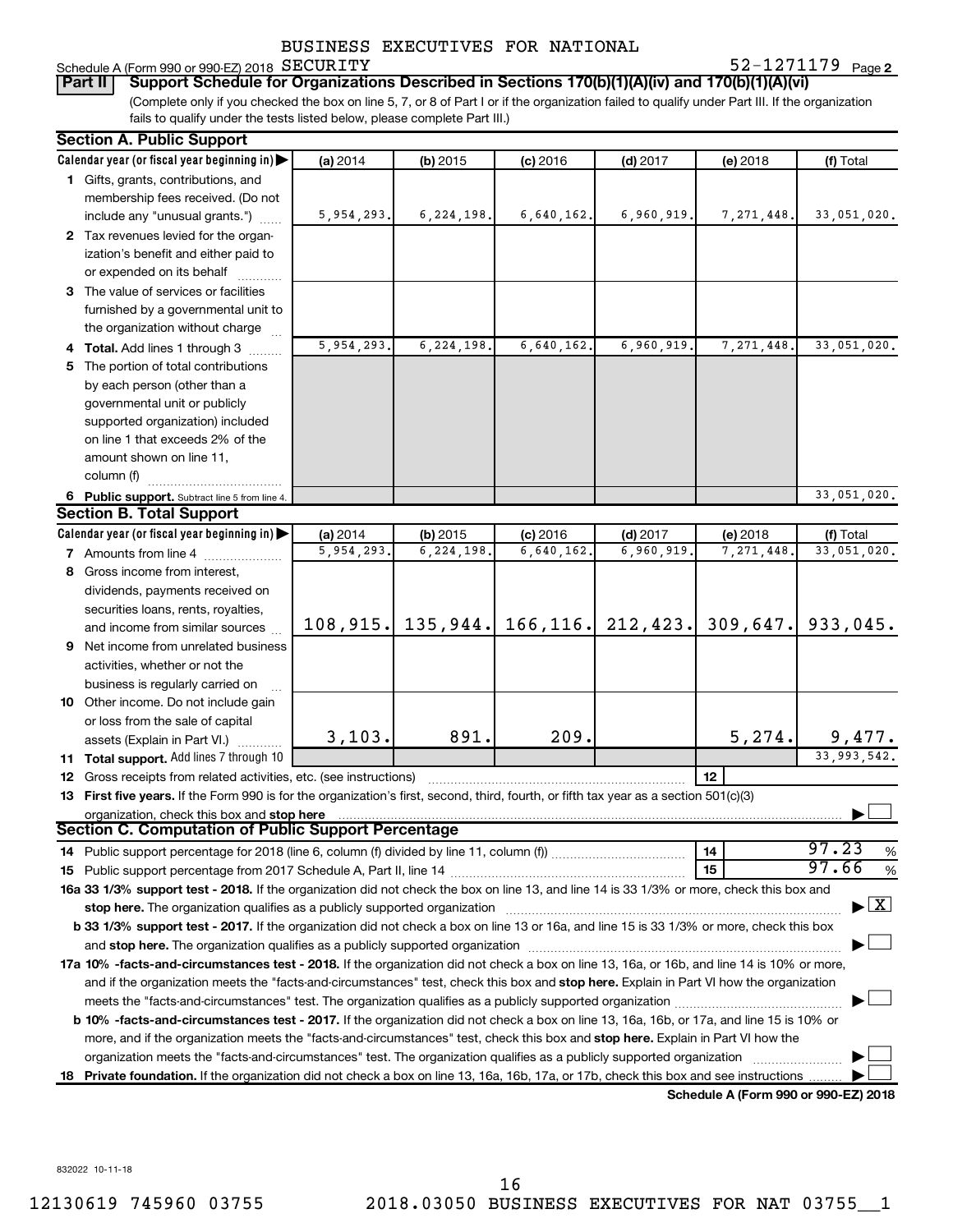BUSINESS EXECUTIVES FOR NATIONAL

Schedule A (Form 990 or 990-EZ) 2018 SECURITY 52-1271179 Page 2

**Part II** **Support Schedule for Organizations Described in Sections 170(b)(1)(A)(iv) and 170(b)(1)(A)(vi)**

(Complete only if you checked the box on line 5, 7, or 8 of Part I or if the organization failed to qualify under Part III. If the organization fails to qualify under the tests listed below, please complete Part III.)

**Section A. Public Support**

| Calendar year (or fiscal year beginning in) | (a) 2014 | (b) 2015 | (c) 2016 | (d) 2017 | (e) 2018 | (f) Total |
|---|---|---|---|---|---|---|
| 1 Gifts, grants, contributions, and membership fees received. (Do not include any "unusual grants.") | 5,954,293. | 6,224,198. | 6,640,162. | 6,960,919. | 7,271,448. | 33,051,020. |
| 2 Tax revenues levied for the organization's benefit and either paid to or expended on its behalf | | | | | | |
| 3 The value of services or facilities furnished by a governmental unit to the organization without charge | | | | | | |
| 4 **Total.** Add lines 1 through 3 | 5,954,293. | 6,224,198. | 6,640,162. | 6,960,919. | 7,271,448. | 33,051,020. |
| 5 The portion of total contributions by each person (other than a governmental unit or publicly supported organization) included on line 1 that exceeds 2% of the amount shown on line 11, column (f) | | | | | | |
| 6 **Public support.** Subtract line 5 from line 4. | | | | | | 33,051,020. |

**Section B. Total Support**

| Calendar year (or fiscal year beginning in) | (a) 2014 | (b) 2015 | (c) 2016 | (d) 2017 | (e) 2018 | (f) Total |
|---|---|---|---|---|---|---|
| 7 Amounts from line 4 | 5,954,293. | 6,224,198. | 6,640,162. | 6,960,919. | 7,271,448. | 33,051,020. |
| 8 Gross income from interest, dividends, payments received on securities loans, rents, royalties, and income from similar sources | 108,915. | 135,944. | 166,116. | 212,423. | 309,647. | 933,045. |
| 9 Net income from unrelated business activities, whether or not the business is regularly carried on | | | | | | |
| 10 Other income. Do not include gain or loss from the sale of capital assets (Explain in Part VI.) | 3,103. | 891. | 209. | | 5,274. | 9,477. |
| 11 **Total support.** Add lines 7 through 10 | | | | | | 33,993,542. |

12 Gross receipts from related activities, etc. (see instructions) | 12 |

13 **First five years.** If the Form 990 is for the organization's first, second, third, fourth, or fifth tax year as a section 501(c)(3) organization, check this box and **stop here** ☐

**Section C. Computation of Public Support Percentage**

14 Public support percentage for 2018 (line 6, column (f) divided by line 11, column (f)) | 14 | 97.23 %

15 Public support percentage from 2017 Schedule A, Part II, line 14 | 15 | 97.66 %

**16a 33 1/3% support test - 2018.** If the organization did not check the box on line 13, and line 14 is 33 1/3% or more, check this box and **stop here.** The organization qualifies as a publicly supported organization ☒

**b 33 1/3% support test - 2017.** If the organization did not check a box on line 13 or 16a, and line 15 is 33 1/3% or more, check this box and **stop here.** The organization qualifies as a publicly supported organization ☐

**17a 10% -facts-and-circumstances test - 2018.** If the organization did not check a box on line 13, 16a, or 16b, and line 14 is 10% or more, and if the organization meets the "facts-and-circumstances" test, check this box and **stop here.** Explain in Part VI how the organization meets the "facts-and-circumstances" test. The organization qualifies as a publicly supported organization ☐

**b 10% -facts-and-circumstances test - 2017.** If the organization did not check a box on line 13, 16a, 16b, or 17a, and line 15 is 10% or more, and if the organization meets the "facts-and-circumstances" test, check this box and **stop here.** Explain in Part VI how the organization meets the "facts-and-circumstances" test. The organization qualifies as a publicly supported organization ☐

**18 Private foundation.** If the organization did not check a box on line 13, 16a, 16b, 17a, or 17b, check this box and see instructions ☐

**Schedule A (Form 990 or 990-EZ) 2018**

832022 10-11-18

12130619 745960 03755 2018.03050 BUSINESS EXECUTIVES FOR NAT 03755__1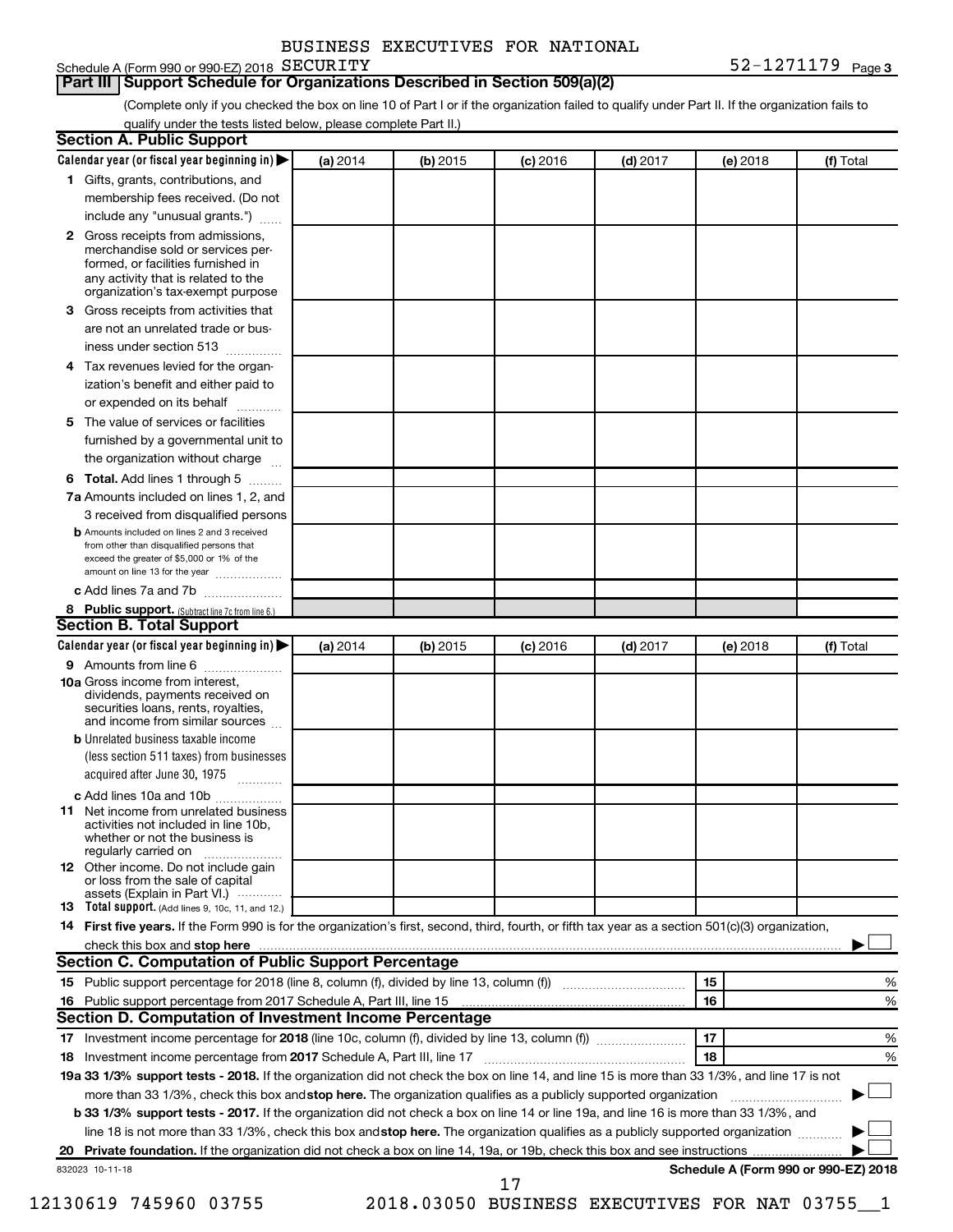BUSINESS EXECUTIVES FOR NATIONAL

Schedule A (Form 990 or 990-EZ) 2018 SECURITY 52-1271179 Page 3

## Part III Support Schedule for Organizations Described in Section 509(a)(2)

(Complete only if you checked the box on line 10 of Part I or if the organization failed to qualify under Part II. If the organization fails to qualify under the tests listed below, please complete Part II.)

### Section A. Public Support

| Calendar year (or fiscal year beginning in) | (a) 2014 | (b) 2015 | (c) 2016 | (d) 2017 | (e) 2018 | (f) Total |
|---|---|---|---|---|---|---|
| 1 Gifts, grants, contributions, and membership fees received. (Do not include any "unusual grants.") | | | | | | |
| 2 Gross receipts from admissions, merchandise sold or services performed, or facilities furnished in any activity that is related to the organization's tax-exempt purpose | | | | | | |
| 3 Gross receipts from activities that are not an unrelated trade or business under section 513 | | | | | | |
| 4 Tax revenues levied for the organization's benefit and either paid to or expended on its behalf | | | | | | |
| 5 The value of services or facilities furnished by a governmental unit to the organization without charge | | | | | | |
| 6 Total. Add lines 1 through 5 | | | | | | |
| 7a Amounts included on lines 1, 2, and 3 received from disqualified persons | | | | | | |
| b Amounts included on lines 2 and 3 received from other than disqualified persons that exceed the greater of $5,000 or 1% of the amount on line 13 for the year | | | | | | |
| c Add lines 7a and 7b | | | | | | |
| 8 Public support. (Subtract line 7c from line 6.) | | | | | | |

### Section B. Total Support

| Calendar year (or fiscal year beginning in) | (a) 2014 | (b) 2015 | (c) 2016 | (d) 2017 | (e) 2018 | (f) Total |
|---|---|---|---|---|---|---|
| 9 Amounts from line 6 | | | | | | |
| 10a Gross income from interest, dividends, payments received on securities loans, rents, royalties, and income from similar sources | | | | | | |
| b Unrelated business taxable income (less section 511 taxes) from businesses acquired after June 30, 1975 | | | | | | |
| c Add lines 10a and 10b | | | | | | |
| 11 Net income from unrelated business activities not included in line 10b, whether or not the business is regularly carried on | | | | | | |
| 12 Other income. Do not include gain or loss from the sale of capital assets (Explain in Part VI.) | | | | | | |
| 13 Total support. (Add lines 9, 10c, 11, and 12.) | | | | | | |

14 **First five years.** If the Form 990 is for the organization's first, second, third, fourth, or fifth tax year as a section 501(c)(3) organization, check this box and **stop here** ☐

### Section C. Computation of Public Support Percentage

| | | | |
|---|---|---|---|
| 15 | Public support percentage for 2018 (line 8, column (f), divided by line 13, column (f)) | 15 | % |
| 16 | Public support percentage from 2017 Schedule A, Part III, line 15 | 16 | % |

### Section D. Computation of Investment Income Percentage

| | | | |
|---|---|---|---|
| 17 | Investment income percentage for **2018** (line 10c, column (f), divided by line 13, column (f)) | 17 | % |
| 18 | Investment income percentage from **2017** Schedule A, Part III, line 17 | 18 | % |

**19a 33 1/3% support tests - 2018.** If the organization did not check the box on line 14, and line 15 is more than 33 1/3%, and line 17 is not more than 33 1/3%, check this box and **stop here.** The organization qualifies as a publicly supported organization ☐

**b 33 1/3% support tests - 2017.** If the organization did not check a box on line 14 or line 19a, and line 16 is more than 33 1/3%, and line 18 is not more than 33 1/3%, check this box and **stop here.** The organization qualifies as a publicly supported organization ☐

**20 Private foundation.** If the organization did not check a box on line 14, 19a, or 19b, check this box and see instructions ☐

832023 10-11-18 **Schedule A (Form 990 or 990-EZ) 2018**

12130619 745960 03755 2018.03050 BUSINESS EXECUTIVES FOR NAT 03755__1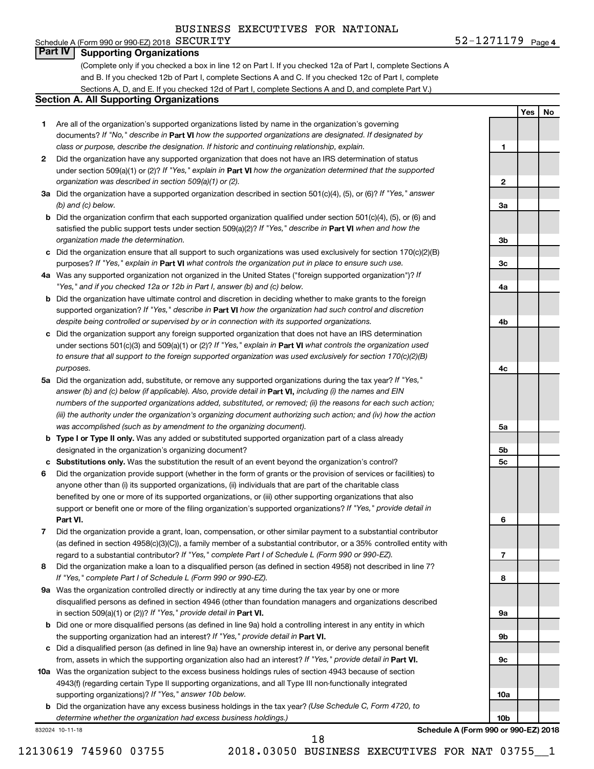BUSINESS EXECUTIVES FOR NATIONAL

Schedule A (Form 990 or 990-EZ) 2018 SECURITY 52-1271179 Page 4

## Part IV Supporting Organizations

(Complete only if you checked a box in line 12 on Part I. If you checked 12a of Part I, complete Sections A and B. If you checked 12b of Part I, complete Sections A and C. If you checked 12c of Part I, complete Sections A, D, and E. If you checked 12d of Part I, complete Sections A and D, and complete Part V.)

### Section A. All Supporting Organizations

| | | | Yes | No |
|---|---|---|---|---|
| **1** | Are all of the organization's supported organizations listed by name in the organization's governing documents? *If "No," describe in* **Part VI** *how the supported organizations are designated. If designated by class or purpose, describe the designation. If historic and continuing relationship, explain.* | 1 | | |
| **2** | Did the organization have any supported organization that does not have an IRS determination of status under section 509(a)(1) or (2)? *If "Yes," explain in* **Part VI** *how the organization determined that the supported organization was described in section 509(a)(1) or (2).* | 2 | | |
| **3a** | Did the organization have a supported organization described in section 501(c)(4), (5), or (6)? *If "Yes," answer (b) and (c) below.* | 3a | | |
| **b** | Did the organization confirm that each supported organization qualified under section 501(c)(4), (5), or (6) and satisfied the public support tests under section 509(a)(2)? *If "Yes," describe in* **Part VI** *when and how the organization made the determination.* | 3b | | |
| **c** | Did the organization ensure that all support to such organizations was used exclusively for section 170(c)(2)(B) purposes? *If "Yes," explain in* **Part VI** *what controls the organization put in place to ensure such use.* | 3c | | |
| **4a** | Was any supported organization not organized in the United States ("foreign supported organization")? *If "Yes," and if you checked 12a or 12b in Part I, answer (b) and (c) below.* | 4a | | |
| **b** | Did the organization have ultimate control and discretion in deciding whether to make grants to the foreign supported organization? *If "Yes," describe in* **Part VI** *how the organization had such control and discretion despite being controlled or supervised by or in connection with its supported organizations.* | 4b | | |
| **c** | Did the organization support any foreign supported organization that does not have an IRS determination under sections 501(c)(3) and 509(a)(1) or (2)? *If "Yes," explain in* **Part VI** *what controls the organization used to ensure that all support to the foreign supported organization was used exclusively for section 170(c)(2)(B) purposes.* | 4c | | |
| **5a** | Did the organization add, substitute, or remove any supported organizations during the tax year? *If "Yes," answer (b) and (c) below (if applicable). Also, provide detail in* **Part VI,** *including (i) the names and EIN numbers of the supported organizations added, substituted, or removed; (ii) the reasons for each such action; (iii) the authority under the organization's organizing document authorizing such action; and (iv) how the action was accomplished (such as by amendment to the organizing document).* | 5a | | |
| **b** | **Type I or Type II only.** Was any added or substituted supported organization part of a class already designated in the organization's organizing document? | 5b | | |
| **c** | **Substitutions only.** Was the substitution the result of an event beyond the organization's control? | 5c | | |
| **6** | Did the organization provide support (whether in the form of grants or the provision of services or facilities) to anyone other than (i) its supported organizations, (ii) individuals that are part of the charitable class benefited by one or more of its supported organizations, or (iii) other supporting organizations that also support or benefit one or more of the filing organization's supported organizations? *If "Yes," provide detail in* **Part VI.** | 6 | | |
| **7** | Did the organization provide a grant, loan, compensation, or other similar payment to a substantial contributor (as defined in section 4958(c)(3)(C)), a family member of a substantial contributor, or a 35% controlled entity with regard to a substantial contributor? *If "Yes," complete Part I of Schedule L (Form 990 or 990-EZ).* | 7 | | |
| **8** | Did the organization make a loan to a disqualified person (as defined in section 4958) not described in line 7? *If "Yes," complete Part I of Schedule L (Form 990 or 990-EZ).* | 8 | | |
| **9a** | Was the organization controlled directly or indirectly at any time during the tax year by one or more disqualified persons as defined in section 4946 (other than foundation managers and organizations described in section 509(a)(1) or (2))? *If "Yes," provide detail in* **Part VI.** | 9a | | |
| **b** | Did one or more disqualified persons (as defined in line 9a) hold a controlling interest in any entity in which the supporting organization had an interest? *If "Yes," provide detail in* **Part VI.** | 9b | | |
| **c** | Did a disqualified person (as defined in line 9a) have an ownership interest in, or derive any personal benefit from, assets in which the supporting organization also had an interest? *If "Yes," provide detail in* **Part VI.** | 9c | | |
| **10a** | Was the organization subject to the excess business holdings rules of section 4943 because of section 4943(f) (regarding certain Type II supporting organizations, and all Type III non-functionally integrated supporting organizations)? *If "Yes," answer 10b below.* | 10a | | |
| **b** | Did the organization have any excess business holdings in the tax year? *(Use Schedule C, Form 4720, to determine whether the organization had excess business holdings.)* | 10b | | |

832024 10-11-18 **Schedule A (Form 990 or 990-EZ) 2018**

12130619 745960 03755 2018.03050 BUSINESS EXECUTIVES FOR NAT 03755__1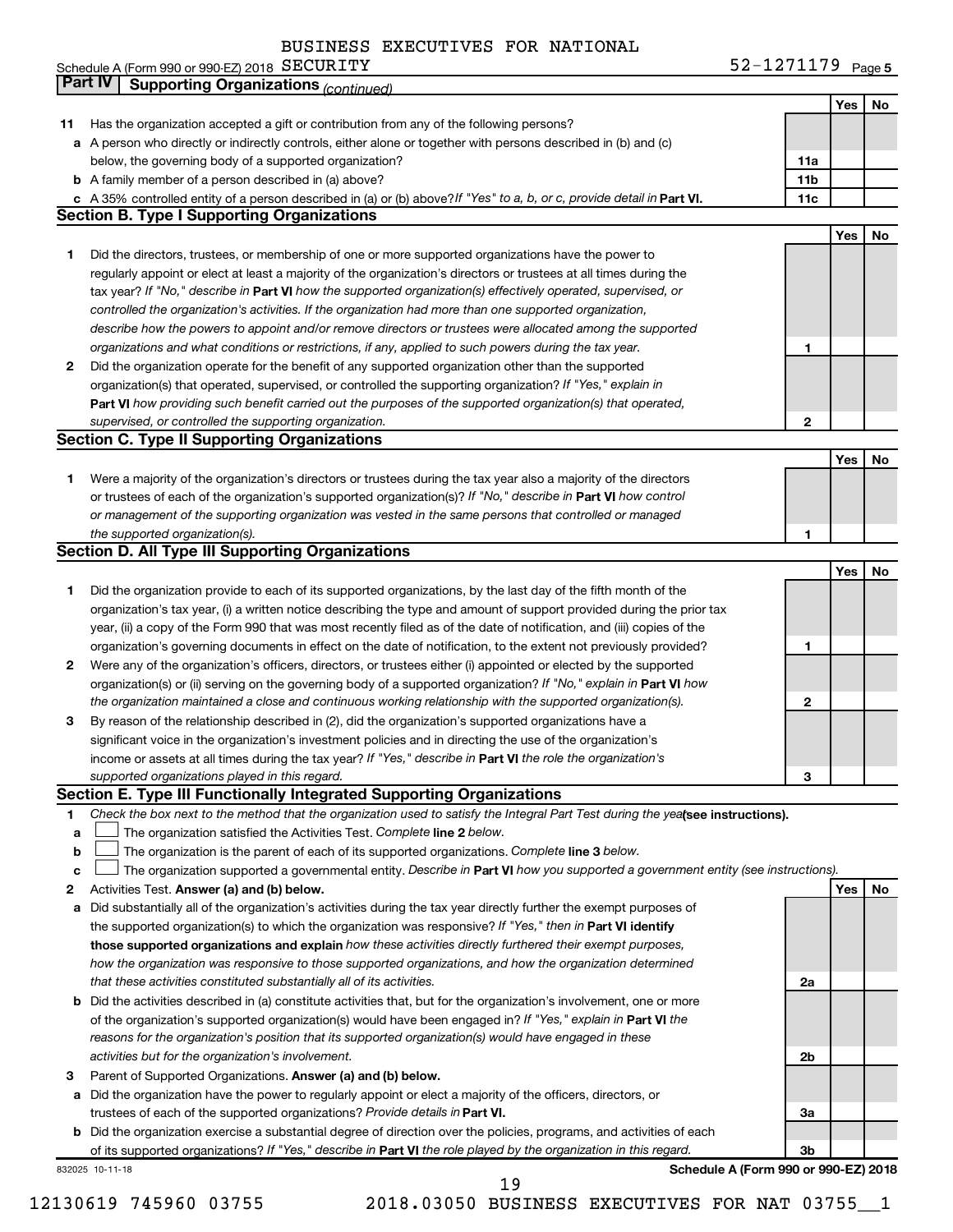BUSINESS EXECUTIVES FOR NATIONAL

Schedule A (Form 990 or 990-EZ) 2018 SECURITY 52-1271179 Page 5

## Part IV Supporting Organizations *(continued)*

| | | | Yes | No |
|---|---|---|---|---|
| **11** | Has the organization accepted a gift or contribution from any of the following persons? | | | |
| **a** | A person who directly or indirectly controls, either alone or together with persons described in (b) and (c) below, the governing body of a supported organization? | **11a** | | |
| **b** | A family member of a person described in (a) above? | **11b** | | |
| **c** | A 35% controlled entity of a person described in (a) or (b) above? *If "Yes" to a, b, or c, provide detail in* **Part VI.** | **11c** | | |

### Section B. Type I Supporting Organizations

| | | | Yes | No |
|---|---|---|---|---|
| **1** | Did the directors, trustees, or membership of one or more supported organizations have the power to regularly appoint or elect at least a majority of the organization's directors or trustees at all times during the tax year? *If "No," describe in* **Part VI** *how the supported organization(s) effectively operated, supervised, or controlled the organization's activities. If the organization had more than one supported organization, describe how the powers to appoint and/or remove directors or trustees were allocated among the supported organizations and what conditions or restrictions, if any, applied to such powers during the tax year.* | **1** | | |
| **2** | Did the organization operate for the benefit of any supported organization other than the supported organization(s) that operated, supervised, or controlled the supporting organization? *If "Yes," explain in* **Part VI** *how providing such benefit carried out the purposes of the supported organization(s) that operated, supervised, or controlled the supporting organization.* | **2** | | |

### Section C. Type II Supporting Organizations

| | | | Yes | No |
|---|---|---|---|---|
| **1** | Were a majority of the organization's directors or trustees during the tax year also a majority of the directors or trustees of each of the organization's supported organization(s)? *If "No," describe in* **Part VI** *how control or management of the supporting organization was vested in the same persons that controlled or managed the supported organization(s).* | **1** | | |

### Section D. All Type III Supporting Organizations

| | | | Yes | No |
|---|---|---|---|---|
| **1** | Did the organization provide to each of its supported organizations, by the last day of the fifth month of the organization's tax year, (i) a written notice describing the type and amount of support provided during the prior tax year, (ii) a copy of the Form 990 that was most recently filed as of the date of notification, and (iii) copies of the organization's governing documents in effect on the date of notification, to the extent not previously provided? | **1** | | |
| **2** | Were any of the organization's officers, directors, or trustees either (i) appointed or elected by the supported organization(s) or (ii) serving on the governing body of a supported organization? *If "No," explain in* **Part VI** *how the organization maintained a close and continuous working relationship with the supported organization(s).* | **2** | | |
| **3** | By reason of the relationship described in (2), did the organization's supported organizations have a significant voice in the organization's investment policies and in directing the use of the organization's income or assets at all times during the tax year? *If "Yes," describe in* **Part VI** *the role the organization's supported organizations played in this regard.* | **3** | | |

### Section E. Type III Functionally Integrated Supporting Organizations

**1** *Check the box next to the method that the organization used to satisfy the Integral Part Test during the year* **(see instructions).**

- **a** ☐ The organization satisfied the Activities Test. *Complete* **line 2** *below.*
- **b** ☐ The organization is the parent of each of its supported organizations. *Complete* **line 3** *below.*
- **c** ☐ The organization supported a governmental entity. *Describe in* **Part VI** *how you supported a government entity (see instructions).*

| | | | Yes | No |
|---|---|---|---|---|
| **2** | Activities Test. **Answer (a) and (b) below.** | | | |
| **a** | Did substantially all of the organization's activities during the tax year directly further the exempt purposes of the supported organization(s) to which the organization was responsive? *If "Yes," then in* **Part VI identify those supported organizations and explain** *how these activities directly furthered their exempt purposes, how the organization was responsive to those supported organizations, and how the organization determined that these activities constituted substantially all of its activities.* | **2a** | | |
| **b** | Did the activities described in (a) constitute activities that, but for the organization's involvement, one or more of the organization's supported organization(s) would have been engaged in? *If "Yes," explain in* **Part VI** *the reasons for the organization's position that its supported organization(s) would have engaged in these activities but for the organization's involvement.* | **2b** | | |
| **3** | Parent of Supported Organizations. **Answer (a) and (b) below.** | | | |
| **a** | Did the organization have the power to regularly appoint or elect a majority of the officers, directors, or trustees of each of the supported organizations? *Provide details in* **Part VI.** | **3a** | | |
| **b** | Did the organization exercise a substantial degree of direction over the policies, programs, and activities of each of its supported organizations? *If "Yes," describe in* **Part VI** *the role played by the organization in this regard.* | **3b** | | |

832025 10-11-18 **Schedule A (Form 990 or 990-EZ) 2018**

12130619 745960 03755 2018.03050 BUSINESS EXECUTIVES FOR NAT 03755__1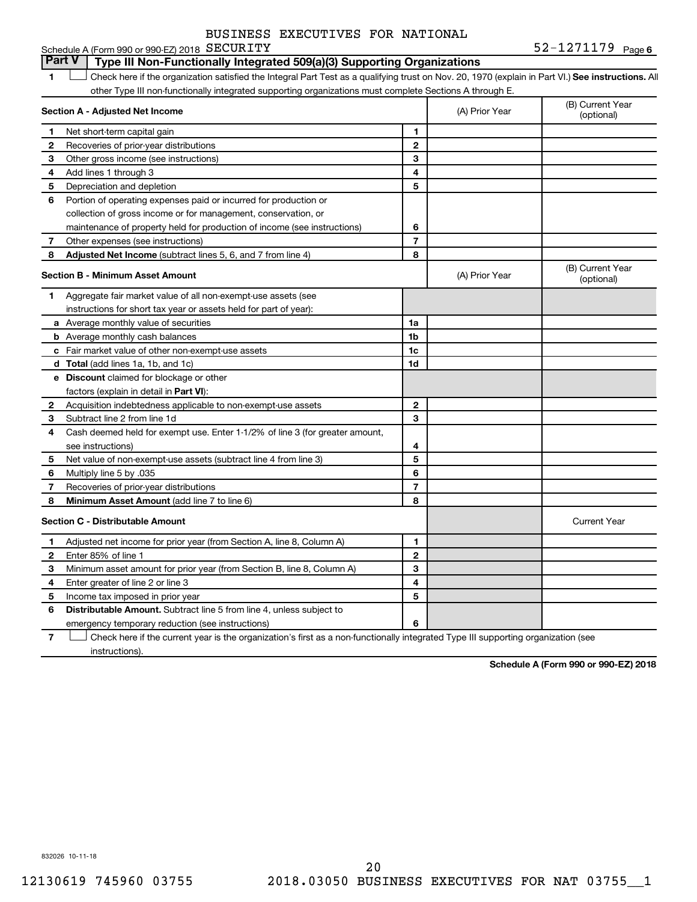BUSINESS EXECUTIVES FOR NATIONAL

Schedule A (Form 990 or 990-EZ) 2018 SECURITY 52-1271179 Page 6

## Part V Type III Non-Functionally Integrated 509(a)(3) Supporting Organizations

1 ☐ Check here if the organization satisfied the Integral Part Test as a qualifying trust on Nov. 20, 1970 (explain in Part VI.) **See instructions.** All other Type III non-functionally integrated supporting organizations must complete Sections A through E.

| **Section A - Adjusted Net Income** | | | (A) Prior Year | (B) Current Year (optional) |
|---|---|---|---|---|
| 1 | Net short-term capital gain | 1 | | |
| 2 | Recoveries of prior-year distributions | 2 | | |
| 3 | Other gross income (see instructions) | 3 | | |
| 4 | Add lines 1 through 3 | 4 | | |
| 5 | Depreciation and depletion | 5 | | |
| 6 | Portion of operating expenses paid or incurred for production or collection of gross income or for management, conservation, or maintenance of property held for production of income (see instructions) | 6 | | |
| 7 | Other expenses (see instructions) | 7 | | |
| 8 | **Adjusted Net Income** (subtract lines 5, 6, and 7 from line 4) | 8 | | |

| **Section B - Minimum Asset Amount** | | | (A) Prior Year | (B) Current Year (optional) |
|---|---|---|---|---|
| 1 | Aggregate fair market value of all non-exempt-use assets (see instructions for short tax year or assets held for part of year): | | | |
| a | Average monthly value of securities | 1a | | |
| b | Average monthly cash balances | 1b | | |
| c | Fair market value of other non-exempt-use assets | 1c | | |
| d | **Total** (add lines 1a, 1b, and 1c) | 1d | | |
| e | **Discount** claimed for blockage or other factors (explain in detail in **Part VI**): | | | |
| 2 | Acquisition indebtedness applicable to non-exempt-use assets | 2 | | |
| 3 | Subtract line 2 from line 1d | 3 | | |
| 4 | Cash deemed held for exempt use. Enter 1-1/2% of line 3 (for greater amount, see instructions) | 4 | | |
| 5 | Net value of non-exempt-use assets (subtract line 4 from line 3) | 5 | | |
| 6 | Multiply line 5 by .035 | 6 | | |
| 7 | Recoveries of prior-year distributions | 7 | | |
| 8 | **Minimum Asset Amount** (add line 7 to line 6) | 8 | | |

| **Section C - Distributable Amount** | | | | Current Year |
|---|---|---|---|---|
| 1 | Adjusted net income for prior year (from Section A, line 8, Column A) | 1 | | |
| 2 | Enter 85% of line 1 | 2 | | |
| 3 | Minimum asset amount for prior year (from Section B, line 8, Column A) | 3 | | |
| 4 | Enter greater of line 2 or line 3 | 4 | | |
| 5 | Income tax imposed in prior year | 5 | | |
| 6 | **Distributable Amount.** Subtract line 5 from line 4, unless subject to emergency temporary reduction (see instructions) | 6 | | |

7 ☐ Check here if the current year is the organization's first as a non-functionally integrated Type III supporting organization (see instructions).

**Schedule A (Form 990 or 990-EZ) 2018**

832026 10-11-18

12130619 745960 03755 2018.03050 BUSINESS EXECUTIVES FOR NAT 03755__1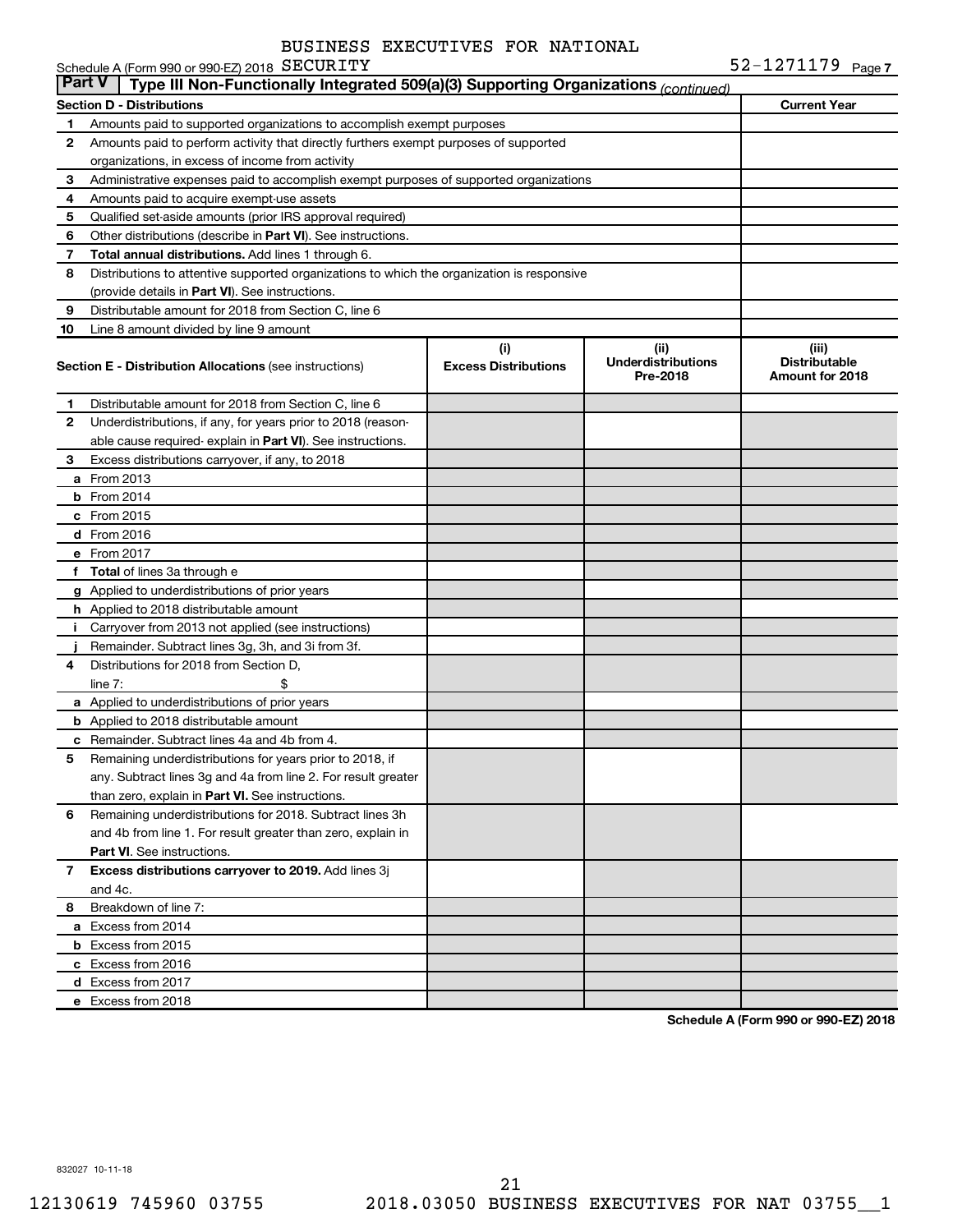BUSINESS EXECUTIVES FOR NATIONAL

Schedule A (Form 990 or 990-EZ) 2018 SECURITY 52-1271179 Page 7

## Part V Type III Non-Functionally Integrated 509(a)(3) Supporting Organizations *(continued)*

| Section D - Distributions | | Current Year |
|---|---|---|
| 1 | Amounts paid to supported organizations to accomplish exempt purposes | |
| 2 | Amounts paid to perform activity that directly furthers exempt purposes of supported organizations, in excess of income from activity | |
| 3 | Administrative expenses paid to accomplish exempt purposes of supported organizations | |
| 4 | Amounts paid to acquire exempt-use assets | |
| 5 | Qualified set-aside amounts (prior IRS approval required) | |
| 6 | Other distributions (describe in **Part VI**). See instructions. | |
| 7 | **Total annual distributions.** Add lines 1 through 6. | |
| 8 | Distributions to attentive supported organizations to which the organization is responsive (provide details in **Part VI**). See instructions. | |
| 9 | Distributable amount for 2018 from Section C, line 6 | |
| 10 | Line 8 amount divided by line 9 amount | |

| | Section E - Distribution Allocations (see instructions) | (i) Excess Distributions | (ii) Underdistributions Pre-2018 | (iii) Distributable Amount for 2018 |
|---|---|---|---|---|
| 1 | Distributable amount for 2018 from Section C, line 6 | | | |
| 2 | Underdistributions, if any, for years prior to 2018 (reasonable cause required- explain in **Part VI**). See instructions. | | | |
| 3 | Excess distributions carryover, if any, to 2018 | | | |
| a | From 2013 | | | |
| b | From 2014 | | | |
| c | From 2015 | | | |
| d | From 2016 | | | |
| e | From 2017 | | | |
| f | **Total** of lines 3a through e | | | |
| g | Applied to underdistributions of prior years | | | |
| h | Applied to 2018 distributable amount | | | |
| i | Carryover from 2013 not applied (see instructions) | | | |
| j | Remainder. Subtract lines 3g, 3h, and 3i from 3f. | | | |
| 4 | Distributions for 2018 from Section D, line 7: $ | | | |
| a | Applied to underdistributions of prior years | | | |
| b | Applied to 2018 distributable amount | | | |
| c | Remainder. Subtract lines 4a and 4b from 4. | | | |
| 5 | Remaining underdistributions for years prior to 2018, if any. Subtract lines 3g and 4a from line 2. For result greater than zero, explain in **Part VI.** See instructions. | | | |
| 6 | Remaining underdistributions for 2018. Subtract lines 3h and 4b from line 1. For result greater than zero, explain in **Part VI**. See instructions. | | | |
| 7 | **Excess distributions carryover to 2019.** Add lines 3j and 4c. | | | |
| 8 | Breakdown of line 7: | | | |
| a | Excess from 2014 | | | |
| b | Excess from 2015 | | | |
| c | Excess from 2016 | | | |
| d | Excess from 2017 | | | |
| e | Excess from 2018 | | | |

**Schedule A (Form 990 or 990-EZ) 2018**

832027 10-11-18

12130619 745960 03755 2018.03050 BUSINESS EXECUTIVES FOR NAT 03755__1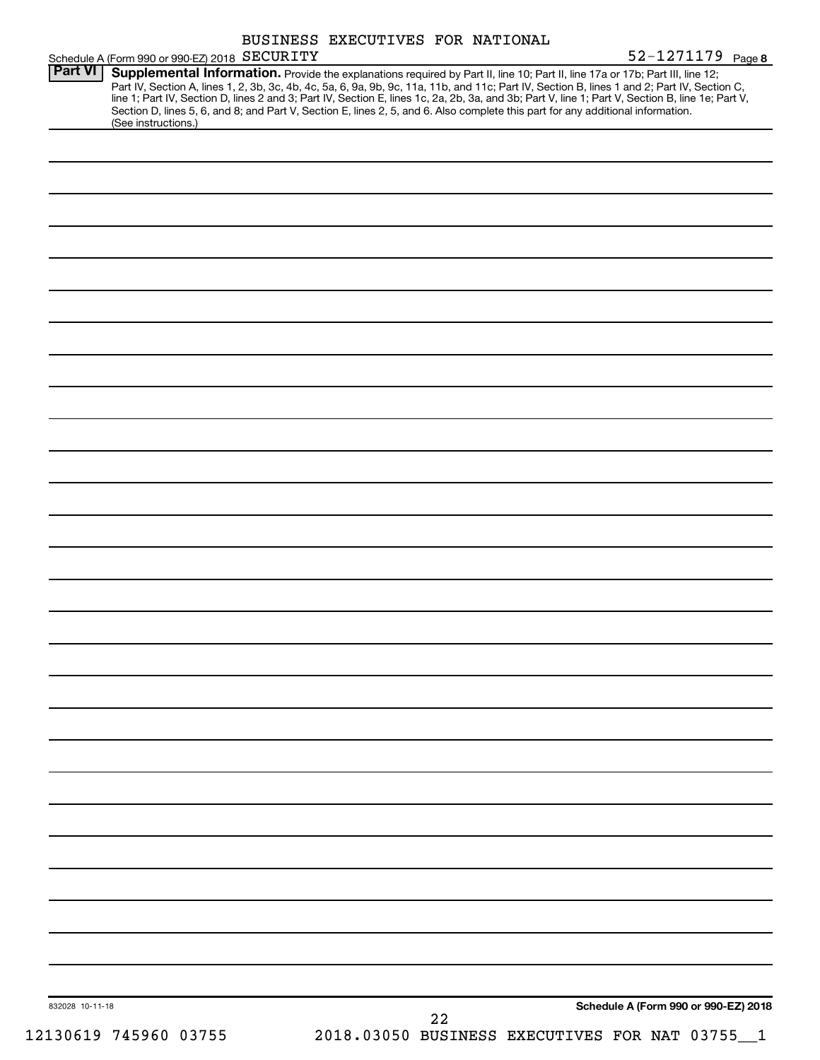BUSINESS EXECUTIVES FOR NATIONAL SECURITY

Schedule A (Form 990 or 990-EZ) 2018 52-1271179 Page 8

**Part VI** **Supplemental Information.** Provide the explanations required by Part II, line 10; Part II, line 17a or 17b; Part III, line 12; Part IV, Section A, lines 1, 2, 3b, 3c, 4b, 4c, 5a, 6, 9a, 9b, 9c, 11a, 11b, and 11c; Part IV, Section B, lines 1 and 2; Part IV, Section C, line 1; Part IV, Section D, lines 2 and 3; Part IV, Section E, lines 1c, 2a, 2b, 3a, and 3b; Part V, line 1; Part V, Section B, line 1e; Part V, Section D, lines 5, 6, and 8; and Part V, Section E, lines 2, 5, and 6. Also complete this part for any additional information. (See instructions.)

832028 10-11-18

**Schedule A (Form 990 or 990-EZ) 2018**

12130619 745960 03755 2018.03050 BUSINESS EXECUTIVES FOR NAT 03755__1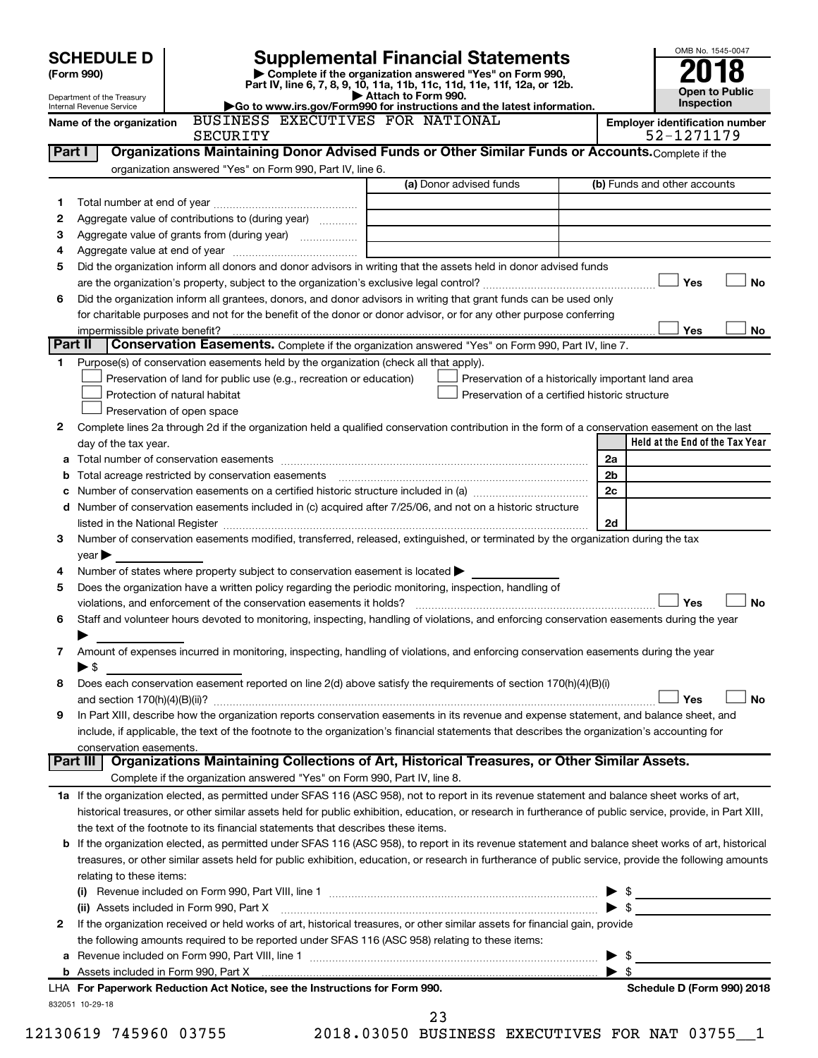# SCHEDULE D (Form 990)

Department of the Treasury
Internal Revenue Service

## Supplemental Financial Statements

▶ Complete if the organization answered "Yes" on Form 990, Part IV, line 6, 7, 8, 9, 10, 11a, 11b, 11c, 11d, 11e, 11f, 12a, or 12b.
▶ Attach to Form 990.
▶Go to www.irs.gov/Form990 for instructions and the latest information.

OMB No. 1545-0047
**2018**
**Open to Public Inspection**

Name of the organization: BUSINESS EXECUTIVES FOR NATIONAL SECURITY

Employer identification number: 52-1271179

## Part I Organizations Maintaining Donor Advised Funds or Other Similar Funds or Accounts.

Complete if the organization answered "Yes" on Form 990, Part IV, line 6.

| | | (a) Donor advised funds | (b) Funds and other accounts |
|---|---|---|---|
| 1 | Total number at end of year | | |
| 2 | Aggregate value of contributions to (during year) | | |
| 3 | Aggregate value of grants from (during year) | | |
| 4 | Aggregate value at end of year | | |

5 Did the organization inform all donors and donor advisors in writing that the assets held in donor advised funds are the organization's property, subject to the organization's exclusive legal control? ☐ Yes ☐ No

6 Did the organization inform all grantees, donors, and donor advisors in writing that grant funds can be used only for charitable purposes and not for the benefit of the donor or donor advisor, or for any other purpose conferring impermissible private benefit? ☐ Yes ☐ No

## Part II Conservation Easements.

Complete if the organization answered "Yes" on Form 990, Part IV, line 7.

1 Purpose(s) of conservation easements held by the organization (check all that apply).

- ☐ Preservation of land for public use (e.g., recreation or education)
- ☐ Preservation of a historically important land area
- ☐ Protection of natural habitat
- ☐ Preservation of a certified historic structure
- ☐ Preservation of open space

2 Complete lines 2a through 2d if the organization held a qualified conservation contribution in the form of a conservation easement on the last day of the tax year.

| | | | Held at the End of the Tax Year |
|---|---|---|---|
| a | Total number of conservation easements | 2a | |
| b | Total acreage restricted by conservation easements | 2b | |
| c | Number of conservation easements on a certified historic structure included in (a) | 2c | |
| d | Number of conservation easements included in (c) acquired after 7/25/06, and not on a historic structure listed in the National Register | 2d | |

3 Number of conservation easements modified, transferred, released, extinguished, or terminated by the organization during the tax year ▶

4 Number of states where property subject to conservation easement is located ▶

5 Does the organization have a written policy regarding the periodic monitoring, inspection, handling of violations, and enforcement of the conservation easements it holds? ☐ Yes ☐ No

6 Staff and volunteer hours devoted to monitoring, inspecting, handling of violations, and enforcing conservation easements during the year ▶

7 Amount of expenses incurred in monitoring, inspecting, handling of violations, and enforcing conservation easements during the year ▶ $

8 Does each conservation easement reported on line 2(d) above satisfy the requirements of section 170(h)(4)(B)(i) and section 170(h)(4)(B)(ii)? ☐ Yes ☐ No

9 In Part XIII, describe how the organization reports conservation easements in its revenue and expense statement, and balance sheet, and include, if applicable, the text of the footnote to the organization's financial statements that describes the organization's accounting for conservation easements.

## Part III Organizations Maintaining Collections of Art, Historical Treasures, or Other Similar Assets.

Complete if the organization answered "Yes" on Form 990, Part IV, line 8.

1a If the organization elected, as permitted under SFAS 116 (ASC 958), not to report in its revenue statement and balance sheet works of art, historical treasures, or other similar assets held for public exhibition, education, or research in furtherance of public service, provide, in Part XIII, the text of the footnote to its financial statements that describes these items.

b If the organization elected, as permitted under SFAS 116 (ASC 958), to report in its revenue statement and balance sheet works of art, historical treasures, or other similar assets held for public exhibition, education, or research in furtherance of public service, provide the following amounts relating to these items:

(i) Revenue included on Form 990, Part VIII, line 1 ▶ $

(ii) Assets included in Form 990, Part X ▶ $

2 If the organization received or held works of art, historical treasures, or other similar assets for financial gain, provide the following amounts required to be reported under SFAS 116 (ASC 958) relating to these items:

a Revenue included on Form 990, Part VIII, line 1 ▶ $

b Assets included in Form 990, Part X ▶ $

LHA For Paperwork Reduction Act Notice, see the Instructions for Form 990. Schedule D (Form 990) 2018

832051 10-29-18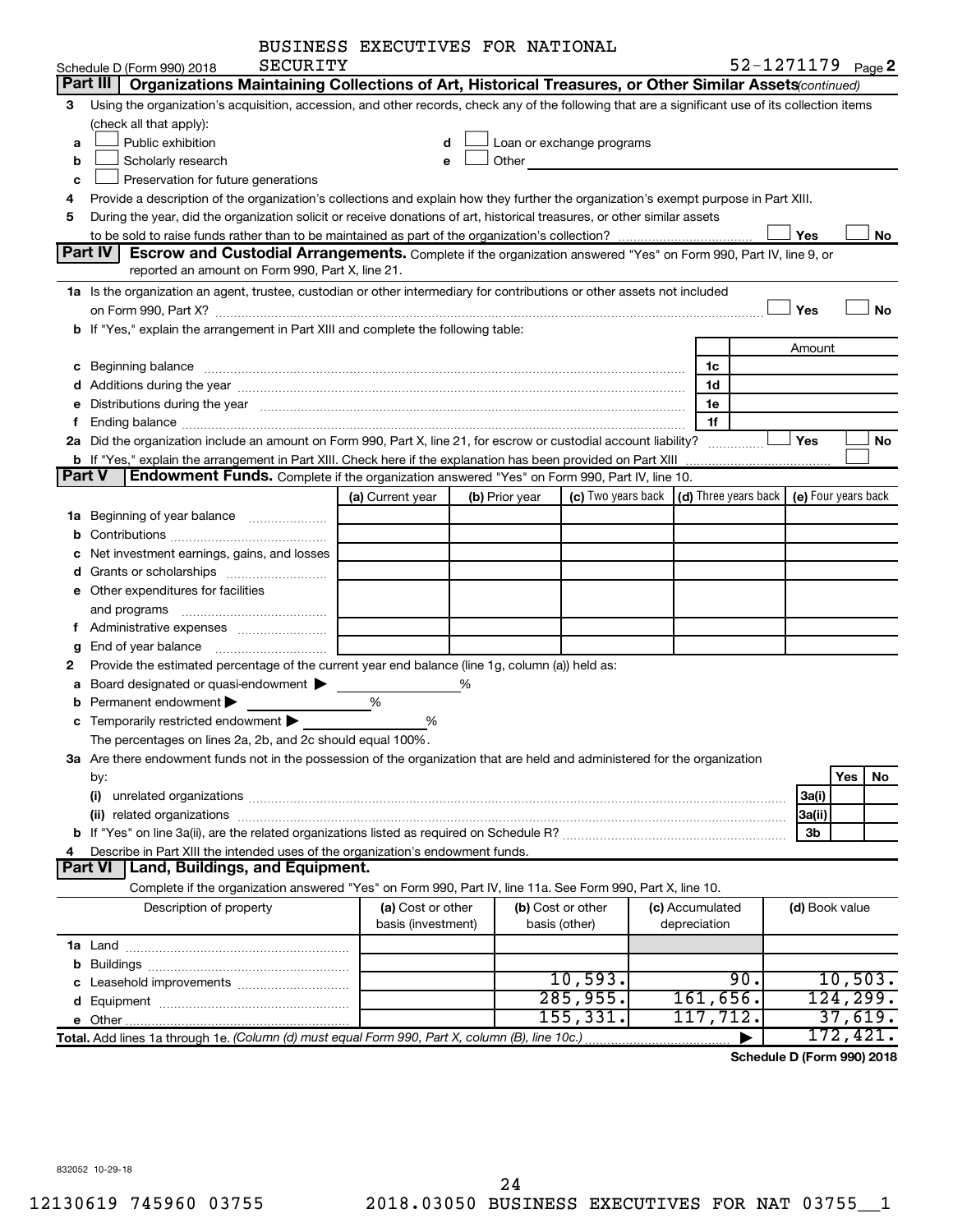BUSINESS EXECUTIVES FOR NATIONAL SECURITY

Schedule D (Form 990) 2018 — 52-1271179 Page 2

**Part III — Organizations Maintaining Collections of Art, Historical Treasures, or Other Similar Assets** *(continued)*

3 Using the organization's acquisition, accession, and other records, check any of the following that are a significant use of its collection items (check all that apply):

- a ☐ Public exhibition
- b ☐ Scholarly research
- c ☐ Preservation for future generations
- d ☐ Loan or exchange programs
- e ☐ Other

4 Provide a description of the organization's collections and explain how they further the organization's exempt purpose in Part XIII.

5 During the year, did the organization solicit or receive donations of art, historical treasures, or other similar assets to be sold to raise funds rather than to be maintained as part of the organization's collection? ☐ Yes ☐ No

**Part IV — Escrow and Custodial Arrangements.** Complete if the organization answered "Yes" on Form 990, Part IV, line 9, or reported an amount on Form 990, Part X, line 21.

1a Is the organization an agent, trustee, custodian or other intermediary for contributions or other assets not included on Form 990, Part X? ☐ Yes ☐ No

b If "Yes," explain the arrangement in Part XIII and complete the following table:

| | | Amount |
|---|---|---|
| c Beginning balance | 1c | |
| d Additions during the year | 1d | |
| e Distributions during the year | 1e | |
| f Ending balance | 1f | |

2a Did the organization include an amount on Form 990, Part X, line 21, for escrow or custodial account liability? ☐ Yes ☐ No

b If "Yes," explain the arrangement in Part XIII. Check here if the explanation has been provided on Part XIII ☐

**Part V — Endowment Funds.** Complete if the organization answered "Yes" on Form 990, Part IV, line 10.

| | (a) Current year | (b) Prior year | (c) Two years back | (d) Three years back | (e) Four years back |
|---|---|---|---|---|---|
| 1a Beginning of year balance | | | | | |
| b Contributions | | | | | |
| c Net investment earnings, gains, and losses | | | | | |
| d Grants or scholarships | | | | | |
| e Other expenditures for facilities and programs | | | | | |
| f Administrative expenses | | | | | |
| g End of year balance | | | | | |

2 Provide the estimated percentage of the current year end balance (line 1g, column (a)) held as:

- a Board designated or quasi-endowment ▶ ______ %
- b Permanent endowment ▶ ______ %
- c Temporarily restricted endowment ▶ ______ %

The percentages on lines 2a, 2b, and 2c should equal 100%.

3a Are there endowment funds not in the possession of the organization that are held and administered for the organization by:

| | | Yes | No |
|---|---|---|---|
| (i) unrelated organizations | 3a(i) | | |
| (ii) related organizations | 3a(ii) | | |
| b If "Yes" on line 3a(ii), are the related organizations listed as required on Schedule R? | 3b | | |

4 Describe in Part XIII the intended uses of the organization's endowment funds.

**Part VI — Land, Buildings, and Equipment.**

Complete if the organization answered "Yes" on Form 990, Part IV, line 11a. See Form 990, Part X, line 10.

| Description of property | (a) Cost or other basis (investment) | (b) Cost or other basis (other) | (c) Accumulated depreciation | (d) Book value |
|---|---|---|---|---|
| 1a Land | | | | |
| b Buildings | | | | |
| c Leasehold improvements | | 10,593. | 90. | 10,503. |
| d Equipment | | 285,955. | 161,656. | 124,299. |
| e Other | | 155,331. | 117,712. | 37,619. |
| **Total.** Add lines 1a through 1e. *(Column (d) must equal Form 990, Part X, column (B), line 10c.)* | | | ▶ | 172,421. |

**Schedule D (Form 990) 2018**

832052 10-29-18

12130619 745960 03755 2018.03050 BUSINESS EXECUTIVES FOR NAT 03755__1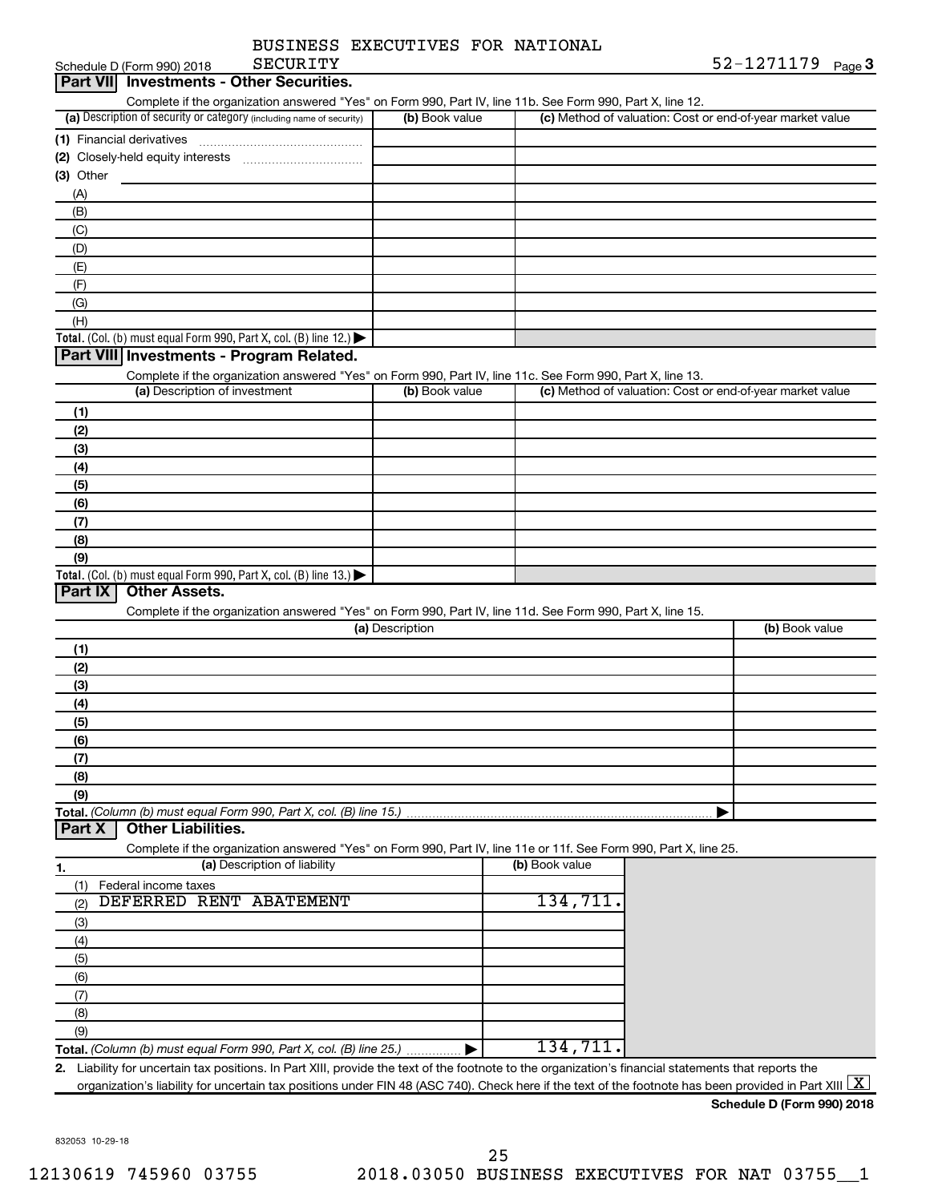Schedule D (Form 990) 2018 BUSINESS EXECUTIVES FOR NATIONAL SECURITY 52-1271179 Page 3

## Part VII Investments - Other Securities.

Complete if the organization answered "Yes" on Form 990, Part IV, line 11b. See Form 990, Part X, line 12.

| (a) Description of security or category (including name of security) | (b) Book value | (c) Method of valuation: Cost or end-of-year market value |
|---|---|---|
| (1) Financial derivatives | | |
| (2) Closely-held equity interests | | |
| (3) Other | | |
| (A) | | |
| (B) | | |
| (C) | | |
| (D) | | |
| (E) | | |
| (F) | | |
| (G) | | |
| (H) | | |
| **Total.** (Col. (b) must equal Form 990, Part X, col. (B) line 12.) ▶ | | |

## Part VIII Investments - Program Related.

Complete if the organization answered "Yes" on Form 990, Part IV, line 11c. See Form 990, Part X, line 13.

| (a) Description of investment | (b) Book value | (c) Method of valuation: Cost or end-of-year market value |
|---|---|---|
| (1) | | |
| (2) | | |
| (3) | | |
| (4) | | |
| (5) | | |
| (6) | | |
| (7) | | |
| (8) | | |
| (9) | | |
| **Total.** (Col. (b) must equal Form 990, Part X, col. (B) line 13.) ▶ | | |

## Part IX Other Assets.

Complete if the organization answered "Yes" on Form 990, Part IV, line 11d. See Form 990, Part X, line 15.

| (a) Description | (b) Book value |
|---|---|
| (1) | |
| (2) | |
| (3) | |
| (4) | |
| (5) | |
| (6) | |
| (7) | |
| (8) | |
| (9) | |
| **Total.** (Column (b) must equal Form 990, Part X, col. (B) line 15.) ▶ | |

## Part X Other Liabilities.

Complete if the organization answered "Yes" on Form 990, Part IV, line 11e or 11f. See Form 990, Part X, line 25.

| 1. (a) Description of liability | (b) Book value |
|---|---|
| (1) Federal income taxes | |
| (2) DEFERRED RENT ABATEMENT | 134,711. |
| (3) | |
| (4) | |
| (5) | |
| (6) | |
| (7) | |
| (8) | |
| (9) | |
| **Total.** (Column (b) must equal Form 990, Part X, col. (B) line 25.) ▶ | 134,711. |

2. Liability for uncertain tax positions. In Part XIII, provide the text of the footnote to the organization's financial statements that reports the organization's liability for uncertain tax positions under FIN 48 (ASC 740). Check here if the text of the footnote has been provided in Part XIII [X]

**Schedule D (Form 990) 2018**

832053 10-29-18

12130619 745960 03755 2018.03050 BUSINESS EXECUTIVES FOR NAT 03755__1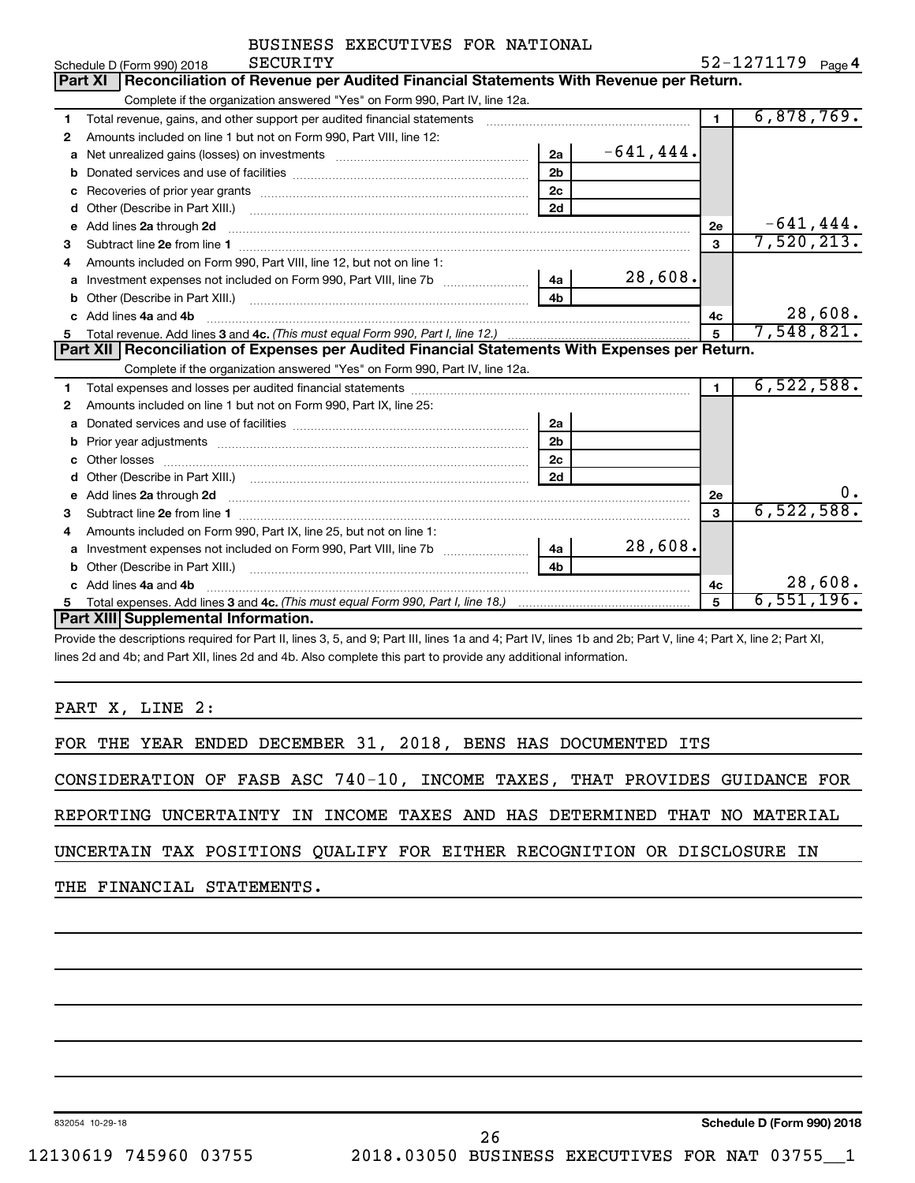BUSINESS EXECUTIVES FOR NATIONAL SECURITY

Schedule D (Form 990) 2018 — 52-1271179 Page 4

## Part XI Reconciliation of Revenue per Audited Financial Statements With Revenue per Return.

Complete if the organization answered "Yes" on Form 990, Part IV, line 12a.

| | | | | | |
|---|---|---|---|---|---|
| 1 | Total revenue, gains, and other support per audited financial statements | | | 1 | 6,878,769. |
| 2 | Amounts included on line 1 but not on Form 990, Part VIII, line 12: | | | | |
| a | Net unrealized gains (losses) on investments | 2a | -641,444. | | |
| b | Donated services and use of facilities | 2b | | | |
| c | Recoveries of prior year grants | 2c | | | |
| d | Other (Describe in Part XIII.) | 2d | | | |
| e | Add lines 2a through 2d | | | 2e | -641,444. |
| 3 | Subtract line 2e from line 1 | | | 3 | 7,520,213. |
| 4 | Amounts included on Form 990, Part VIII, line 12, but not on line 1: | | | | |
| a | Investment expenses not included on Form 990, Part VIII, line 7b | 4a | 28,608. | | |
| b | Other (Describe in Part XIII.) | 4b | | | |
| c | Add lines 4a and 4b | | | 4c | 28,608. |
| 5 | Total revenue. Add lines 3 and 4c. *(This must equal Form 990, Part I, line 12.)* | | | 5 | 7,548,821. |

## Part XII Reconciliation of Expenses per Audited Financial Statements With Expenses per Return.

Complete if the organization answered "Yes" on Form 990, Part IV, line 12a.

| | | | | | |
|---|---|---|---|---|---|
| 1 | Total expenses and losses per audited financial statements | | | 1 | 6,522,588. |
| 2 | Amounts included on line 1 but not on Form 990, Part IX, line 25: | | | | |
| a | Donated services and use of facilities | 2a | | | |
| b | Prior year adjustments | 2b | | | |
| c | Other losses | 2c | | | |
| d | Other (Describe in Part XIII.) | 2d | | | |
| e | Add lines 2a through 2d | | | 2e | 0. |
| 3 | Subtract line 2e from line 1 | | | 3 | 6,522,588. |
| 4 | Amounts included on Form 990, Part IX, line 25, but not on line 1: | | | | |
| a | Investment expenses not included on Form 990, Part VIII, line 7b | 4a | 28,608. | | |
| b | Other (Describe in Part XIII.) | 4b | | | |
| c | Add lines 4a and 4b | | | 4c | 28,608. |
| 5 | Total expenses. Add lines 3 and 4c. *(This must equal Form 990, Part I, line 18.)* | | | 5 | 6,551,196. |

## Part XIII Supplemental Information.

Provide the descriptions required for Part II, lines 3, 5, and 9; Part III, lines 1a and 4; Part IV, lines 1b and 2b; Part V, line 4; Part X, line 2; Part XI, lines 2d and 4b; and Part XII, lines 2d and 4b. Also complete this part to provide any additional information.

PART X, LINE 2:

FOR THE YEAR ENDED DECEMBER 31, 2018, BENS HAS DOCUMENTED ITS CONSIDERATION OF FASB ASC 740-10, INCOME TAXES, THAT PROVIDES GUIDANCE FOR REPORTING UNCERTAINTY IN INCOME TAXES AND HAS DETERMINED THAT NO MATERIAL UNCERTAIN TAX POSITIONS QUALIFY FOR EITHER RECOGNITION OR DISCLOSURE IN THE FINANCIAL STATEMENTS.

832054 10-29-18 — Schedule D (Form 990) 2018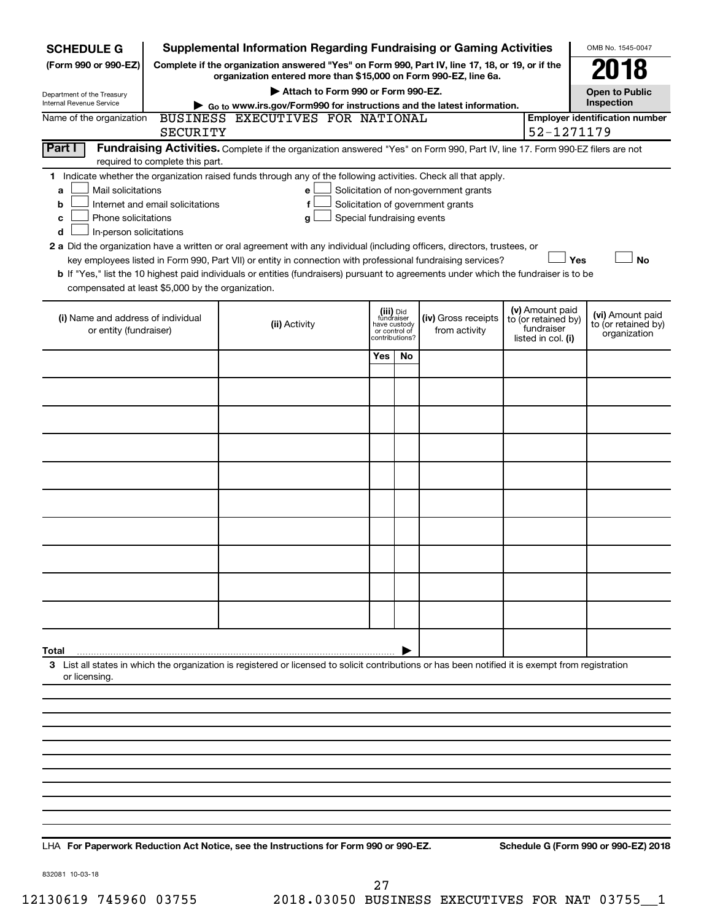**SCHEDULE G** (Form 990 or 990-EZ)

Department of the Treasury
Internal Revenue Service

# Supplemental Information Regarding Fundraising or Gaming Activities

**Complete if the organization answered "Yes" on Form 990, Part IV, line 17, 18, or 19, or if the organization entered more than $15,000 on Form 990-EZ, line 6a.**

**▶ Attach to Form 990 or Form 990-EZ.**

**▶ Go to www.irs.gov/Form990 for instructions and the latest information.**

OMB No. 1545-0047

**2018**

**Open to Public Inspection**

Name of the organization: BUSINESS EXECUTIVES FOR NATIONAL SECURITY

**Employer identification number:** 52-1271179

**Part I** **Fundraising Activities.** Complete if the organization answered "Yes" on Form 990, Part IV, line 17. Form 990-EZ filers are not required to complete this part.

**1** Indicate whether the organization raised funds through any of the following activities. Check all that apply.

- **a** ☐ Mail solicitations
- **b** ☐ Internet and email solicitations
- **c** ☐ Phone solicitations
- **d** ☐ In-person solicitations
- **e** ☐ Solicitation of non-government grants
- **f** ☐ Solicitation of government grants
- **g** ☐ Special fundraising events

**2 a** Did the organization have a written or oral agreement with any individual (including officers, directors, trustees, or key employees listed in Form 990, Part VII) or entity in connection with professional fundraising services? ☐ **Yes** ☐ **No**

**b** If "Yes," list the 10 highest paid individuals or entities (fundraisers) pursuant to agreements under which the fundraiser is to be compensated at least $5,000 by the organization.

| (i) Name and address of individual or entity (fundraiser) | (ii) Activity | (iii) Did fundraiser have custody or control of contributions? Yes | No | (iv) Gross receipts from activity | (v) Amount paid to (or retained by) fundraiser listed in col. (i) | (vi) Amount paid to (or retained by) organization |
|---|---|---|---|---|---|---|
| | | | | | | |
| | | | | | | |
| | | | | | | |
| | | | | | | |
| | | | | | | |
| | | | | | | |
| | | | | | | |
| | | | | | | |
| | | | | | | |
| | | | | | | |
| **Total** ▶ | | | | | | |

**3** List all states in which the organization is registered or licensed to solicit contributions or has been notified it is exempt from registration or licensing.

LHA **For Paperwork Reduction Act Notice, see the Instructions for Form 990 or 990-EZ.** **Schedule G (Form 990 or 990-EZ) 2018**

832081 10-03-18

12130619 745960 03755 2018.03050 BUSINESS EXECUTIVES FOR NAT 03755__1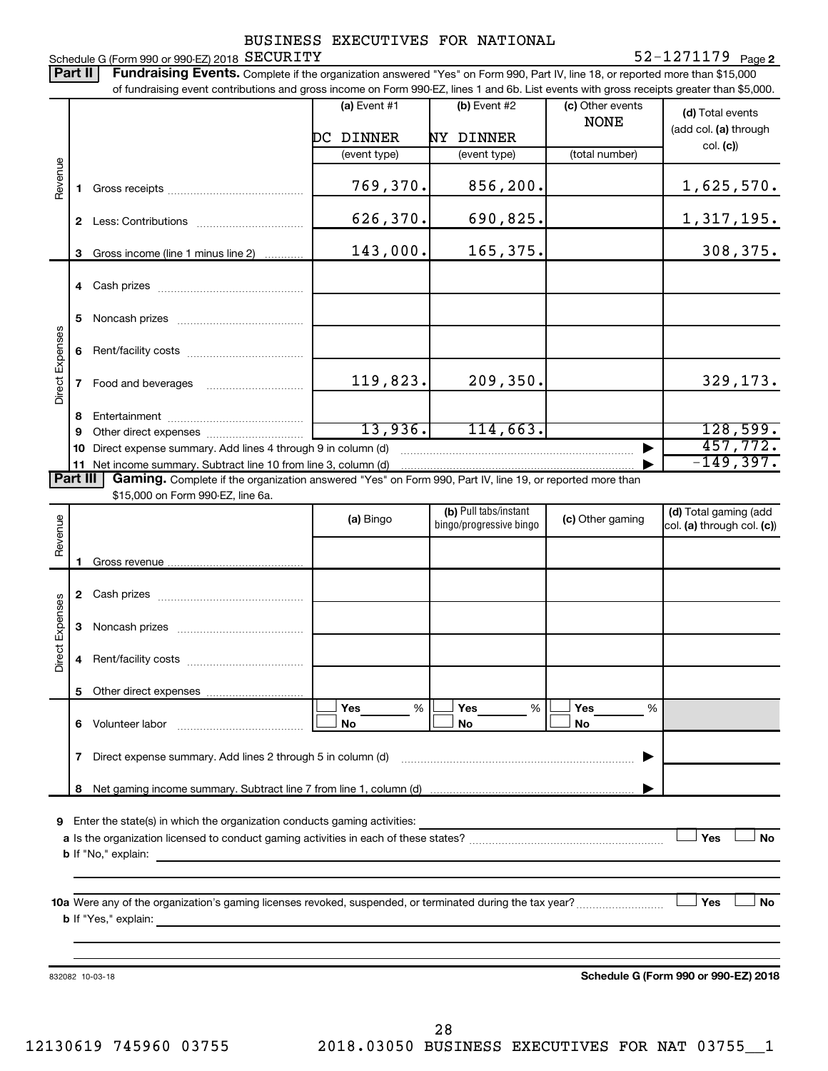BUSINESS EXECUTIVES FOR NATIONAL SECURITY

Schedule G (Form 990 or 990-EZ) 2018 52-1271179 Page 2

**Part II** **Fundraising Events.** Complete if the organization answered "Yes" on Form 990, Part IV, line 18, or reported more than $15,000 of fundraising event contributions and gross income on Form 990-EZ, lines 1 and 6b. List events with gross receipts greater than $5,000.

| | | (a) Event #1 | (b) Event #2 | (c) Other events | (d) Total events (add col. (a) through col. (c)) |
|---|---|---|---|---|---|
| | | DC DINNER | NY DINNER | NONE | |
| | | (event type) | (event type) | (total number) | |
| Revenue | 1 Gross receipts | 769,370. | 856,200. | | 1,625,570. |
| | 2 Less: Contributions | 626,370. | 690,825. | | 1,317,195. |
| | 3 Gross income (line 1 minus line 2) | 143,000. | 165,375. | | 308,375. |
| Direct Expenses | 4 Cash prizes | | | | |
| | 5 Noncash prizes | | | | |
| | 6 Rent/facility costs | | | | |
| | 7 Food and beverages | 119,823. | 209,350. | | 329,173. |
| | 8 Entertainment | | | | |
| | 9 Other direct expenses | 13,936. | 114,663. | | 128,599. |
| | 10 Direct expense summary. Add lines 4 through 9 in column (d) | | | | 457,772. |
| | 11 Net income summary. Subtract line 10 from line 3, column (d) | | | | -149,397. |

**Part III** **Gaming.** Complete if the organization answered "Yes" on Form 990, Part IV, line 19, or reported more than $15,000 on Form 990-EZ, line 6a.

| | | (a) Bingo | (b) Pull tabs/instant bingo/progressive bingo | (c) Other gaming | (d) Total gaming (add col. (a) through col. (c)) |
|---|---|---|---|---|---|
| Revenue | 1 Gross revenue | | | | |
| Direct Expenses | 2 Cash prizes | | | | |
| | 3 Noncash prizes | | | | |
| | 4 Rent/facility costs | | | | |
| | 5 Other direct expenses | | | | |
| | 6 Volunteer labor | Yes ___ % / No | Yes ___ % / No | Yes ___ % / No | |
| | 7 Direct expense summary. Add lines 2 through 5 in column (d) | | | | |
| | 8 Net gaming income summary. Subtract line 7 from line 1, column (d) | | | | |

9 Enter the state(s) in which the organization conducts gaming activities:

a Is the organization licensed to conduct gaming activities in each of these states? ☐ Yes ☐ No

b If "No," explain:

10a Were any of the organization's gaming licenses revoked, suspended, or terminated during the tax year? ☐ Yes ☐ No

b If "Yes," explain:

832082 10-03-18 **Schedule G (Form 990 or 990-EZ) 2018**

12130619 745960 03755 2018.03050 BUSINESS EXECUTIVES FOR NAT 03755__1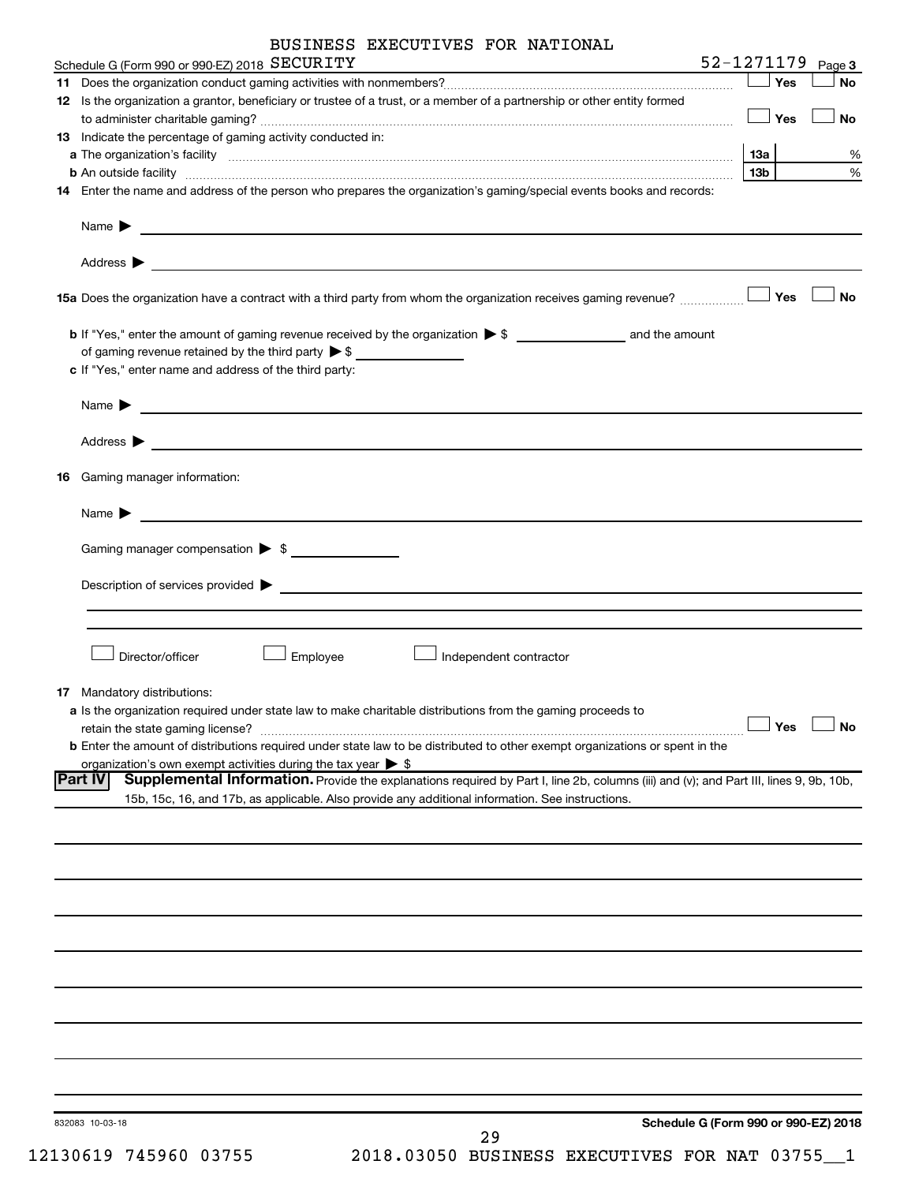BUSINESS EXECUTIVES FOR NATIONAL

Schedule G (Form 990 or 990-EZ) 2018 SECURITY 52-1271179 Page 3

**11** Does the organization conduct gaming activities with nonmembers? ☐ Yes ☐ No

**12** Is the organization a grantor, beneficiary or trustee of a trust, or a member of a partnership or other entity formed to administer charitable gaming? ☐ Yes ☐ No

**13** Indicate the percentage of gaming activity conducted in:

**a** The organization's facility **13a** %

**b** An outside facility **13b** %

**14** Enter the name and address of the person who prepares the organization's gaming/special events books and records:

Name ▶

Address ▶

**15a** Does the organization have a contract with a third party from whom the organization receives gaming revenue? ☐ Yes ☐ No

**b** If "Yes," enter the amount of gaming revenue received by the organization ▶ $ ______ and the amount of gaming revenue retained by the third party ▶ $ ______

**c** If "Yes," enter name and address of the third party:

Name ▶

Address ▶

**16** Gaming manager information:

Name ▶

Gaming manager compensation ▶ $

Description of services provided ▶

☐ Director/officer ☐ Employee ☐ Independent contractor

**17** Mandatory distributions:

**a** Is the organization required under state law to make charitable distributions from the gaming proceeds to retain the state gaming license? ☐ Yes ☐ No

**b** Enter the amount of distributions required under state law to be distributed to other exempt organizations or spent in the organization's own exempt activities during the tax year ▶ $

**Part IV** **Supplemental Information.** Provide the explanations required by Part I, line 2b, columns (iii) and (v); and Part III, lines 9, 9b, 10b, 15b, 15c, 16, and 17b, as applicable. Also provide any additional information. See instructions.

832083 10-03-18 **Schedule G (Form 990 or 990-EZ) 2018**

12130619 745960 03755 2018.03050 BUSINESS EXECUTIVES FOR NAT 03755__1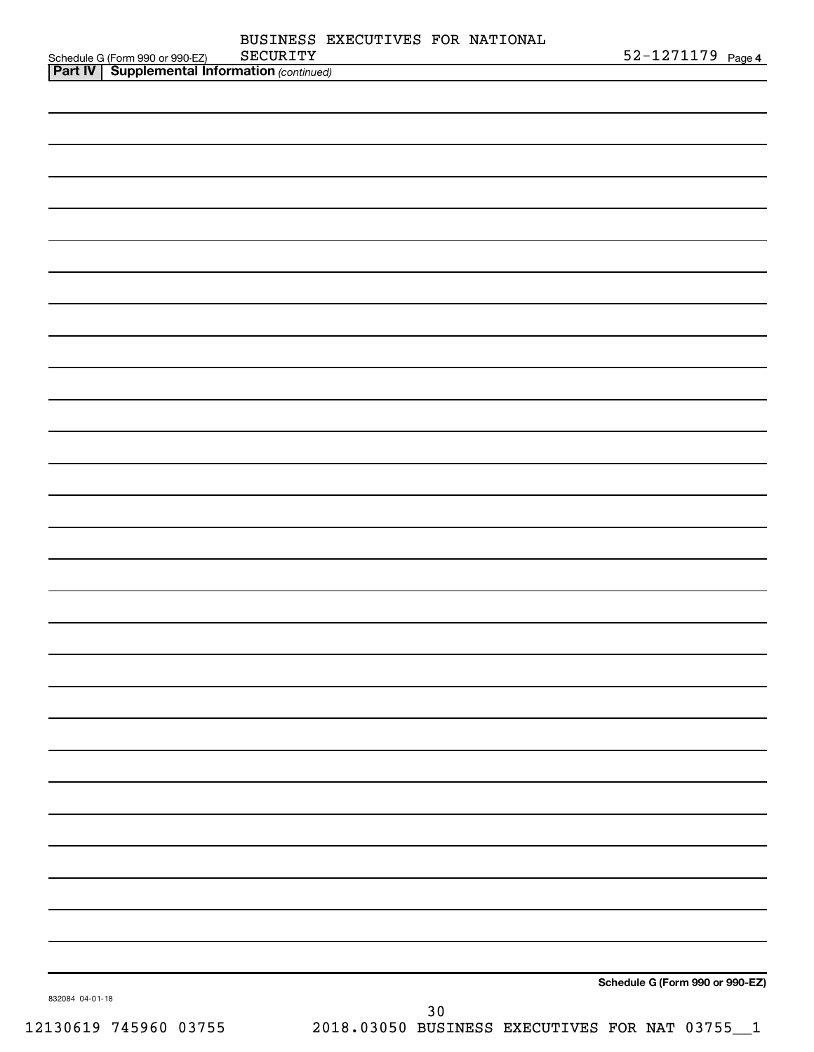Schedule G (Form 990 or 990-EZ) BUSINESS EXECUTIVES FOR NATIONAL SECURITY 52-1271179 Page **4**

**Part IV | Supplemental Information** *(continued)*

**Schedule G (Form 990 or 990-EZ)**

832084 04-01-18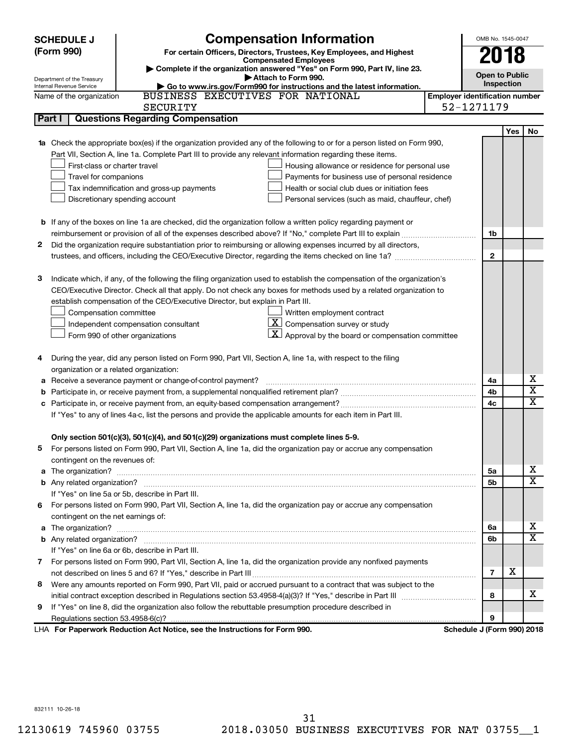**SCHEDULE J (Form 990)**

# Compensation Information

**For certain Officers, Directors, Trustees, Key Employees, and Highest Compensated Employees**

▶ Complete if the organization answered "Yes" on Form 990, Part IV, line 23.

▶ Attach to Form 990.

▶ Go to www.irs.gov/Form990 for instructions and the latest information.

Department of the Treasury
Internal Revenue Service

OMB No. 1545-0047

**2018**

**Open to Public Inspection**

Name of the organization: BUSINESS EXECUTIVES FOR NATIONAL SECURITY

**Employer identification number:** 52-1271179

## Part I Questions Regarding Compensation

| | | | Yes | No |
|---|---|---|---|---|
| **1a** | Check the appropriate box(es) if the organization provided any of the following to or for a person listed on Form 990, Part VII, Section A, line 1a. Complete Part III to provide any relevant information regarding these items.<br>☐ First-class or charter travel ☐ Housing allowance or residence for personal use<br>☐ Travel for companions ☐ Payments for business use of personal residence<br>☐ Tax indemnification and gross-up payments ☐ Health or social club dues or initiation fees<br>☐ Discretionary spending account ☐ Personal services (such as maid, chauffeur, chef) | | | |
| **b** | If any of the boxes on line 1a are checked, did the organization follow a written policy regarding payment or reimbursement or provision of all of the expenses described above? If "No," complete Part III to explain | 1b | | |
| **2** | Did the organization require substantiation prior to reimbursing or allowing expenses incurred by all directors, trustees, and officers, including the CEO/Executive Director, regarding the items checked on line 1a? | 2 | | |
| **3** | Indicate which, if any, of the following the filing organization used to establish the compensation of the organization's CEO/Executive Director. Check all that apply. Do not check any boxes for methods used by a related organization to establish compensation of the CEO/Executive Director, but explain in Part III.<br>☐ Compensation committee ☐ Written employment contract<br>☐ Independent compensation consultant ☒ Compensation survey or study<br>☐ Form 990 of other organizations ☒ Approval by the board or compensation committee | | | |
| **4** | During the year, did any person listed on Form 990, Part VII, Section A, line 1a, with respect to the filing organization or a related organization: | | | |
| **a** | Receive a severance payment or change-of-control payment? | 4a | | X |
| **b** | Participate in, or receive payment from, a supplemental nonqualified retirement plan? | 4b | | X |
| **c** | Participate in, or receive payment from, an equity-based compensation arrangement? | 4c | | X |
| | If "Yes" to any of lines 4a-c, list the persons and provide the applicable amounts for each item in Part III. | | | |
| | **Only section 501(c)(3), 501(c)(4), and 501(c)(29) organizations must complete lines 5-9.** | | | |
| **5** | For persons listed on Form 990, Part VII, Section A, line 1a, did the organization pay or accrue any compensation contingent on the revenues of: | | | |
| **a** | The organization? | 5a | | X |
| **b** | Any related organization? | 5b | | X |
| | If "Yes" on line 5a or 5b, describe in Part III. | | | |
| **6** | For persons listed on Form 990, Part VII, Section A, line 1a, did the organization pay or accrue any compensation contingent on the net earnings of: | | | |
| **a** | The organization? | 6a | | X |
| **b** | Any related organization? | 6b | | X |
| | If "Yes" on line 6a or 6b, describe in Part III. | | | |
| **7** | For persons listed on Form 990, Part VII, Section A, line 1a, did the organization provide any nonfixed payments not described on lines 5 and 6? If "Yes," describe in Part III | 7 | X | |
| **8** | Were any amounts reported on Form 990, Part VII, paid or accrued pursuant to a contract that was subject to the initial contract exception described in Regulations section 53.4958-4(a)(3)? If "Yes," describe in Part III | 8 | | X |
| **9** | If "Yes" on line 8, did the organization also follow the rebuttable presumption procedure described in Regulations section 53.4958-6(c)? | 9 | | |

LHA **For Paperwork Reduction Act Notice, see the Instructions for Form 990.** **Schedule J (Form 990) 2018**

832111 10-26-18

12130619 745960 03755 2018.03050 BUSINESS EXECUTIVES FOR NAT 03755__1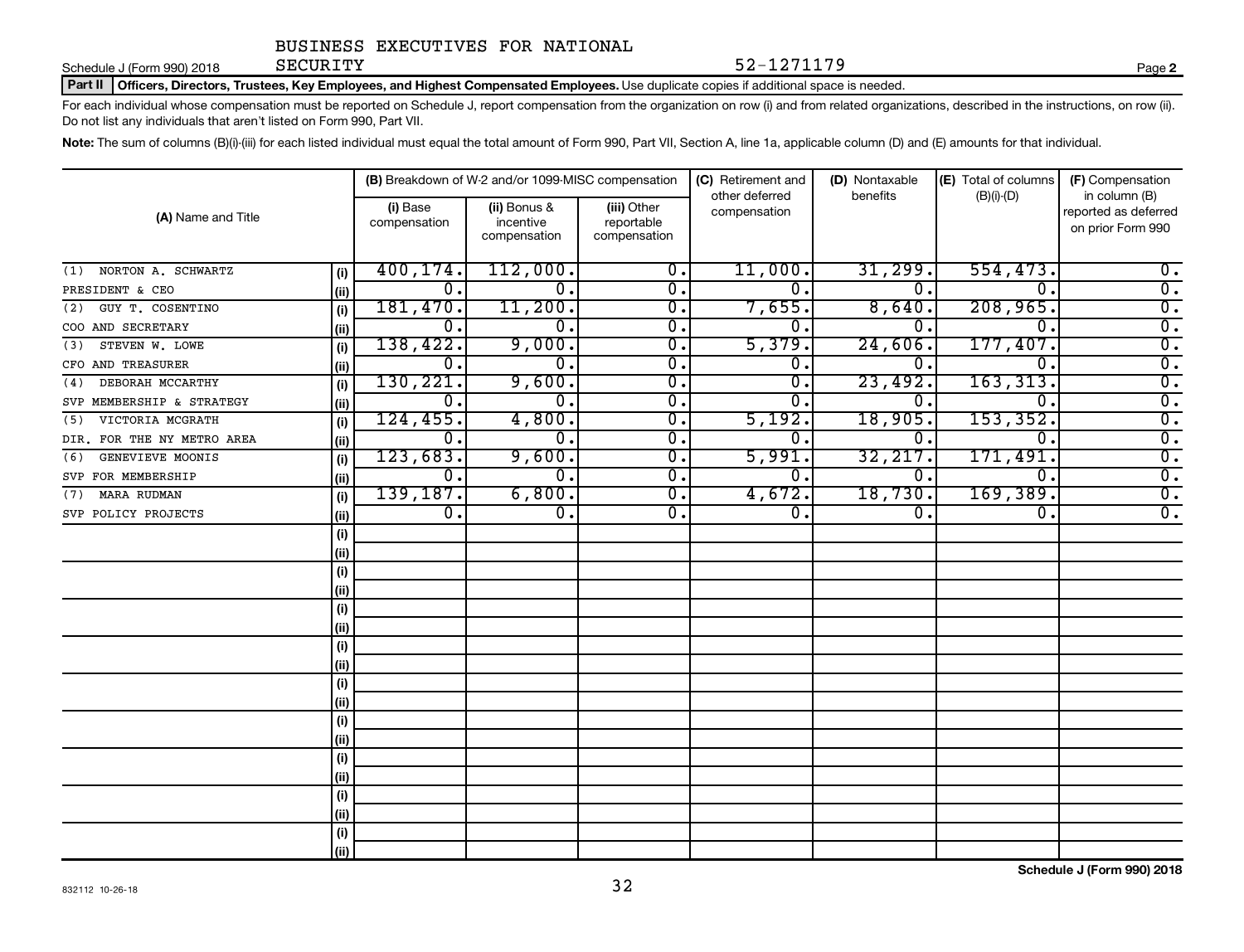BUSINESS EXECUTIVES FOR NATIONAL SECURITY

Schedule J (Form 990) 2018 — 52-1271179 — Page **2**

**Part II | Officers, Directors, Trustees, Key Employees, and Highest Compensated Employees.** Use duplicate copies if additional space is needed.

For each individual whose compensation must be reported on Schedule J, report compensation from the organization on row (i) and from related organizations, described in the instructions, on row (ii). Do not list any individuals that aren't listed on Form 990, Part VII.

**Note:** The sum of columns (B)(i)-(iii) for each listed individual must equal the total amount of Form 990, Part VII, Section A, line 1a, applicable column (D) and (E) amounts for that individual.

| (A) Name and Title | | (B) Breakdown of W-2 and/or 1099-MISC compensation | | | (C) Retirement and other deferred compensation | (D) Nontaxable benefits | (E) Total of columns (B)(i)-(D) | (F) Compensation in column (B) reported as deferred on prior Form 990 |
|---|---|---|---|---|---|---|---|---|
| | | (i) Base compensation | (ii) Bonus & incentive compensation | (iii) Other reportable compensation | | | | |
| (1) NORTON A. SCHWARTZ | (i) | 400,174. | 112,000. | 0. | 11,000. | 31,299. | 554,473. | 0. |
| PRESIDENT & CEO | (ii) | 0. | 0. | 0. | 0. | 0. | 0. | 0. |
| (2) GUY T. COSENTINO | (i) | 181,470. | 11,200. | 0. | 7,655. | 8,640. | 208,965. | 0. |
| COO AND SECRETARY | (ii) | 0. | 0. | 0. | 0. | 0. | 0. | 0. |
| (3) STEVEN W. LOWE | (i) | 138,422. | 9,000. | 0. | 5,379. | 24,606. | 177,407. | 0. |
| CFO AND TREASURER | (ii) | 0. | 0. | 0. | 0. | 0. | 0. | 0. |
| (4) DEBORAH MCCARTHY | (i) | 130,221. | 9,600. | 0. | 0. | 23,492. | 163,313. | 0. |
| SVP MEMBERSHIP & STRATEGY | (ii) | 0. | 0. | 0. | 0. | 0. | 0. | 0. |
| (5) VICTORIA MCGRATH | (i) | 124,455. | 4,800. | 0. | 5,192. | 18,905. | 153,352. | 0. |
| DIR. FOR THE NY METRO AREA | (ii) | 0. | 0. | 0. | 0. | 0. | 0. | 0. |
| (6) GENEVIEVE MOONIS | (i) | 123,683. | 9,600. | 0. | 5,991. | 32,217. | 171,491. | 0. |
| SVP FOR MEMBERSHIP | (ii) | 0. | 0. | 0. | 0. | 0. | 0. | 0. |
| (7) MARA RUDMAN | (i) | 139,187. | 6,800. | 0. | 4,672. | 18,730. | 169,389. | 0. |
| SVP POLICY PROJECTS | (ii) | 0. | 0. | 0. | 0. | 0. | 0. | 0. |

**Schedule J (Form 990) 2018**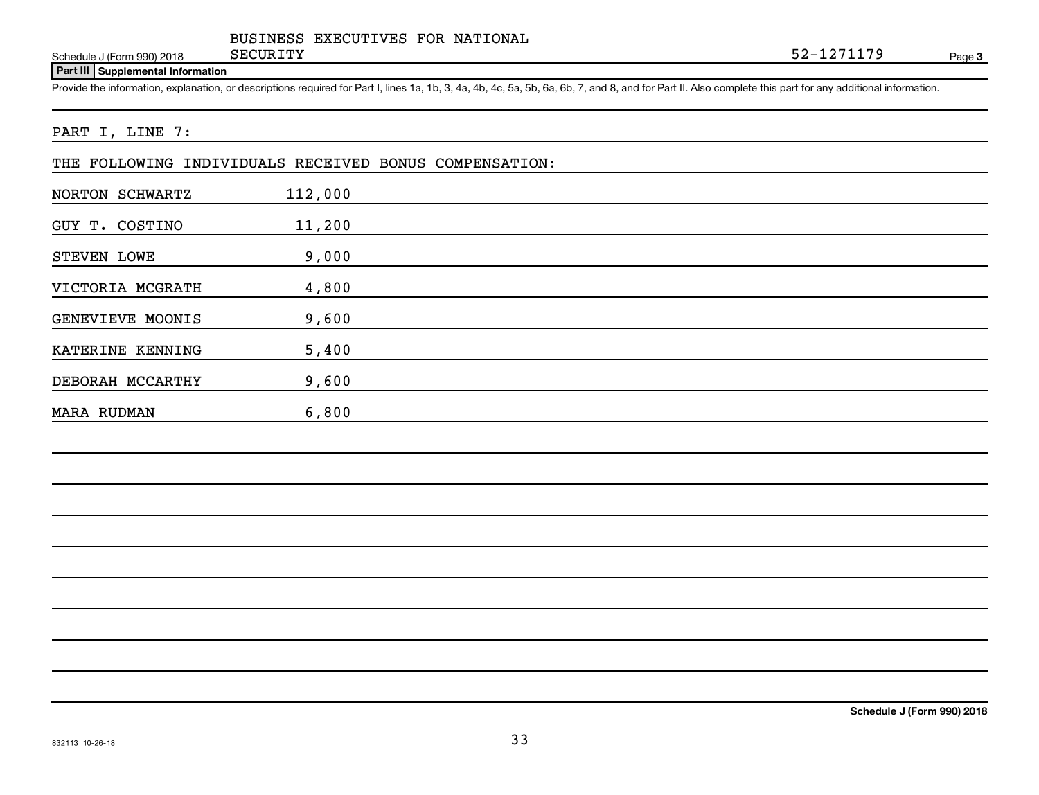BUSINESS EXECUTIVES FOR NATIONAL SECURITY

Schedule J (Form 990) 2018 52-1271179 Page 3

**Part III Supplemental Information**

Provide the information, explanation, or descriptions required for Part I, lines 1a, 1b, 3, 4a, 4b, 4c, 5a, 5b, 6a, 6b, 7, and 8, and for Part II. Also complete this part for any additional information.

PART I, LINE 7:

THE FOLLOWING INDIVIDUALS RECEIVED BONUS COMPENSATION:

| | |
|---|---|
| NORTON SCHWARTZ | 112,000 |
| GUY T. COSTINO | 11,200 |
| STEVEN LOWE | 9,000 |
| VICTORIA MCGRATH | 4,800 |
| GENEVIEVE MOONIS | 9,600 |
| KATERINE KENNING | 5,400 |
| DEBORAH MCCARTHY | 9,600 |
| MARA RUDMAN | 6,800 |

Schedule J (Form 990) 2018

832113 10-26-18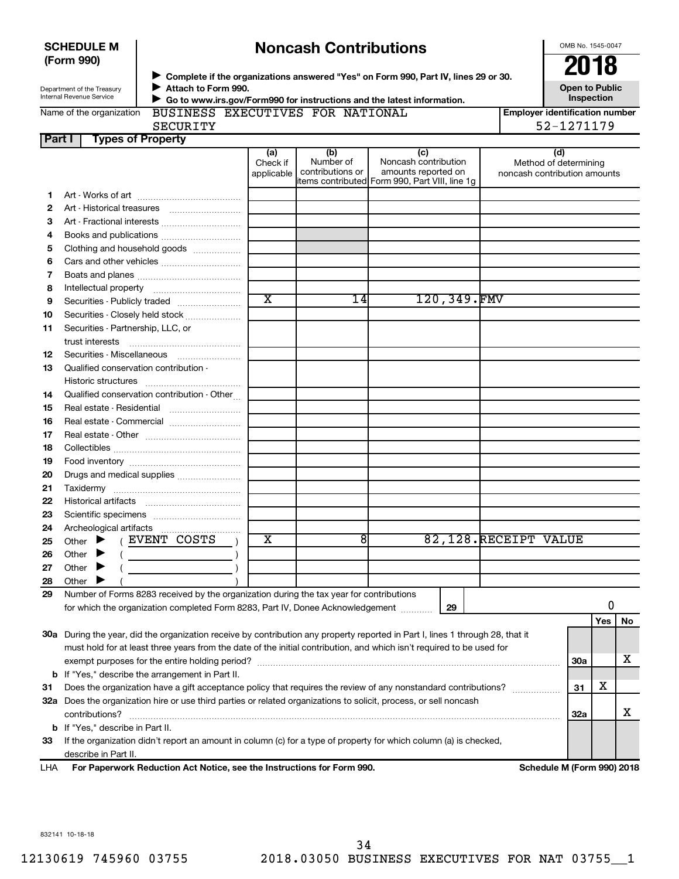**SCHEDULE M (Form 990)**

Department of the Treasury
Internal Revenue Service

# Noncash Contributions

▶ Complete if the organizations answered "Yes" on Form 990, Part IV, lines 29 or 30.
▶ Attach to Form 990.
▶ Go to www.irs.gov/Form990 for instructions and the latest information.

OMB No. 1545-0047

**2018**

**Open to Public Inspection**

Name of the organization: BUSINESS EXECUTIVES FOR NATIONAL SECURITY

Employer identification number: 52-1271179

**Part I Types of Property**

| | | (a) Check if applicable | (b) Number of contributions or items contributed | (c) Noncash contribution amounts reported on Form 990, Part VIII, line 1g | (d) Method of determining noncash contribution amounts |
|---|---|---|---|---|---|
| 1 | Art - Works of art | | | | |
| 2 | Art - Historical treasures | | | | |
| 3 | Art - Fractional interests | | | | |
| 4 | Books and publications | | | | |
| 5 | Clothing and household goods | | | | |
| 6 | Cars and other vehicles | | | | |
| 7 | Boats and planes | | | | |
| 8 | Intellectual property | | | | |
| 9 | Securities - Publicly traded | X | 14 | 120,349. | FMV |
| 10 | Securities - Closely held stock | | | | |
| 11 | Securities - Partnership, LLC, or trust interests | | | | |
| 12 | Securities - Miscellaneous | | | | |
| 13 | Qualified conservation contribution - Historic structures | | | | |
| 14 | Qualified conservation contribution - Other | | | | |
| 15 | Real estate - Residential | | | | |
| 16 | Real estate - Commercial | | | | |
| 17 | Real estate - Other | | | | |
| 18 | Collectibles | | | | |
| 19 | Food inventory | | | | |
| 20 | Drugs and medical supplies | | | | |
| 21 | Taxidermy | | | | |
| 22 | Historical artifacts | | | | |
| 23 | Scientific specimens | | | | |
| 24 | Archeological artifacts | | | | |
| 25 | Other ▶ ( EVENT COSTS ) | X | 8 | 82,128. | RECEIPT VALUE |
| 26 | Other ▶ ( ) | | | | |
| 27 | Other ▶ ( ) | | | | |
| 28 | Other ▶ ( ) | | | | |

**29** Number of Forms 8283 received by the organization during the tax year for contributions for which the organization completed Form 8283, Part IV, Donee Acknowledgement ..... **29** 0

| | | | Yes | No |
|---|---|---|---|---|
| 30a | During the year, did the organization receive by contribution any property reported in Part I, lines 1 through 28, that it must hold for at least three years from the date of the initial contribution, and which isn't required to be used for exempt purposes for the entire holding period? | 30a | | X |
| b | If "Yes," describe the arrangement in Part II. | | | |
| 31 | Does the organization have a gift acceptance policy that requires the review of any nonstandard contributions? | 31 | X | |
| 32a | Does the organization hire or use third parties or related organizations to solicit, process, or sell noncash contributions? | 32a | | X |
| b | If "Yes," describe in Part II. | | | |
| 33 | If the organization didn't report an amount in column (c) for a type of property for which column (a) is checked, describe in Part II. | | | |

LHA **For Paperwork Reduction Act Notice, see the Instructions for Form 990.** **Schedule M (Form 990) 2018**

832141 10-18-18

12130619 745960 03755 2018.03050 BUSINESS EXECUTIVES FOR NAT 03755__1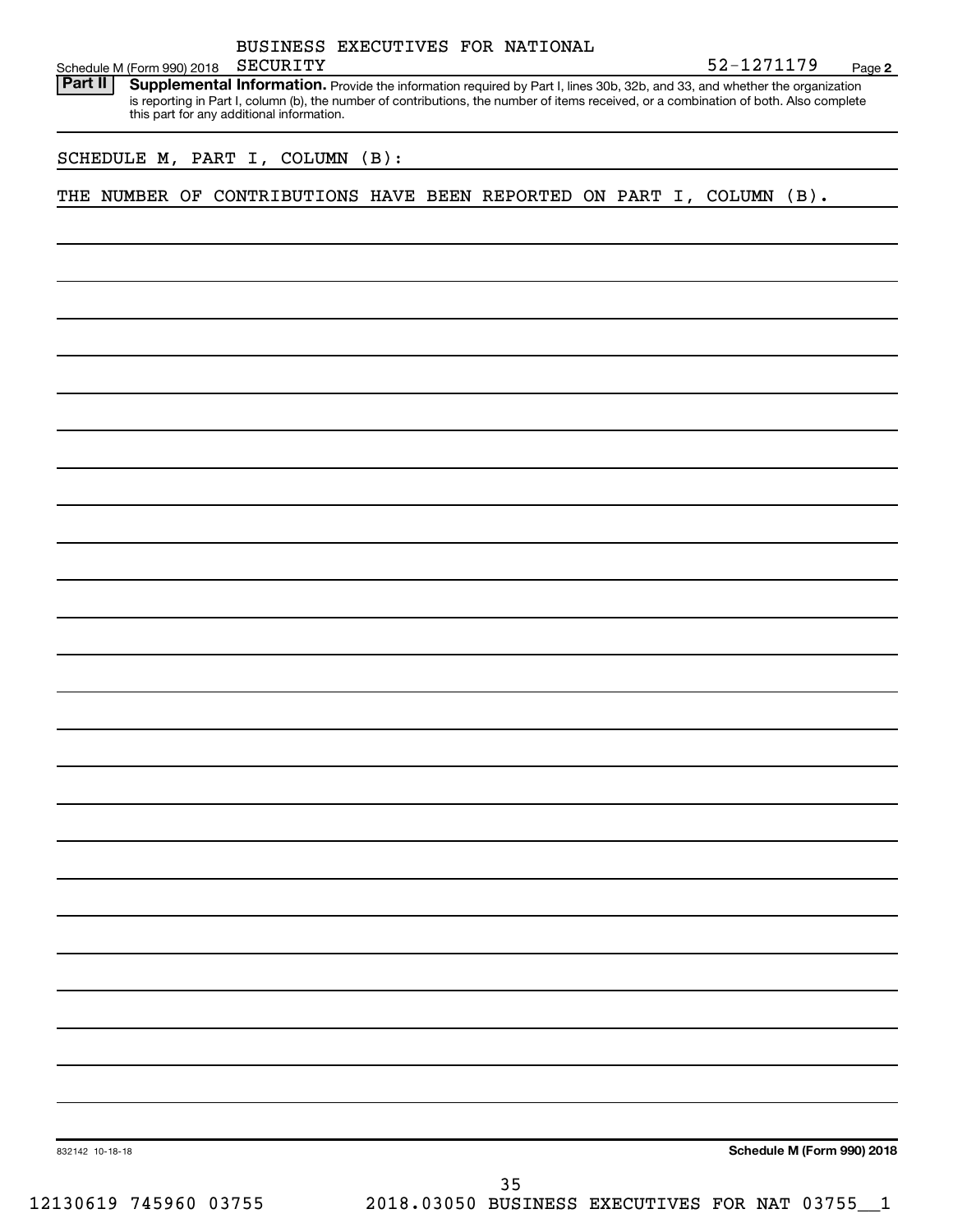BUSINESS EXECUTIVES FOR NATIONAL SECURITY

Schedule M (Form 990) 2018 52-1271179 Page **2**

**Part II** **Supplemental Information.** Provide the information required by Part I, lines 30b, 32b, and 33, and whether the organization is reporting in Part I, column (b), the number of contributions, the number of items received, or a combination of both. Also complete this part for any additional information.

SCHEDULE M, PART I, COLUMN (B):

THE NUMBER OF CONTRIBUTIONS HAVE BEEN REPORTED ON PART I, COLUMN (B).

832142 10-18-18 **Schedule M (Form 990) 2018**

12130619 745960 03755 2018.03050 BUSINESS EXECUTIVES FOR NAT 03755__1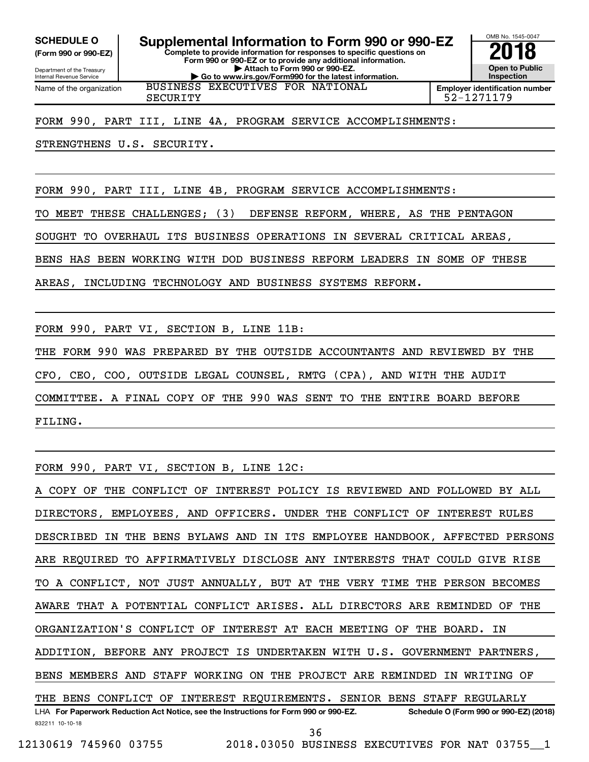**SCHEDULE O**
**(Form 990 or 990-EZ)**

Department of the Treasury
Internal Revenue Service

# Supplemental Information to Form 990 or 990-EZ

**Complete to provide information for responses to specific questions on Form 990 or 990-EZ or to provide any additional information.**
**▶ Attach to Form 990 or 990-EZ.**
**▶ Go to www.irs.gov/Form990 for the latest information.**

OMB No. 1545-0047
**2018**
**Open to Public Inspection**

| Name of the organization | Employer identification number |
|---|---|
| BUSINESS EXECUTIVES FOR NATIONAL SECURITY | 52-1271179 |

FORM 990, PART III, LINE 4A, PROGRAM SERVICE ACCOMPLISHMENTS:

STRENGTHENS U.S. SECURITY.

FORM 990, PART III, LINE 4B, PROGRAM SERVICE ACCOMPLISHMENTS:

TO MEET THESE CHALLENGES; (3) DEFENSE REFORM, WHERE, AS THE PENTAGON SOUGHT TO OVERHAUL ITS BUSINESS OPERATIONS IN SEVERAL CRITICAL AREAS, BENS HAS BEEN WORKING WITH DOD BUSINESS REFORM LEADERS IN SOME OF THESE AREAS, INCLUDING TECHNOLOGY AND BUSINESS SYSTEMS REFORM.

FORM 990, PART VI, SECTION B, LINE 11B:

THE FORM 990 WAS PREPARED BY THE OUTSIDE ACCOUNTANTS AND REVIEWED BY THE CFO, CEO, COO, OUTSIDE LEGAL COUNSEL, RMTG (CPA), AND WITH THE AUDIT COMMITTEE. A FINAL COPY OF THE 990 WAS SENT TO THE ENTIRE BOARD BEFORE FILING.

FORM 990, PART VI, SECTION B, LINE 12C:

A COPY OF THE CONFLICT OF INTEREST POLICY IS REVIEWED AND FOLLOWED BY ALL DIRECTORS, EMPLOYEES, AND OFFICERS. UNDER THE CONFLICT OF INTEREST RULES DESCRIBED IN THE BENS BYLAWS AND IN ITS EMPLOYEE HANDBOOK, AFFECTED PERSONS ARE REQUIRED TO AFFIRMATIVELY DISCLOSE ANY INTERESTS THAT COULD GIVE RISE TO A CONFLICT, NOT JUST ANNUALLY, BUT AT THE VERY TIME THE PERSON BECOMES AWARE THAT A POTENTIAL CONFLICT ARISES. ALL DIRECTORS ARE REMINDED OF THE ORGANIZATION'S CONFLICT OF INTEREST AT EACH MEETING OF THE BOARD. IN ADDITION, BEFORE ANY PROJECT IS UNDERTAKEN WITH U.S. GOVERNMENT PARTNERS, BENS MEMBERS AND STAFF WORKING ON THE PROJECT ARE REMINDED IN WRITING OF THE BENS CONFLICT OF INTEREST REQUIREMENTS. SENIOR BENS STAFF REGULARLY

LHA **For Paperwork Reduction Act Notice, see the Instructions for Form 990 or 990-EZ.** **Schedule O (Form 990 or 990-EZ) (2018)**

832211 10-10-18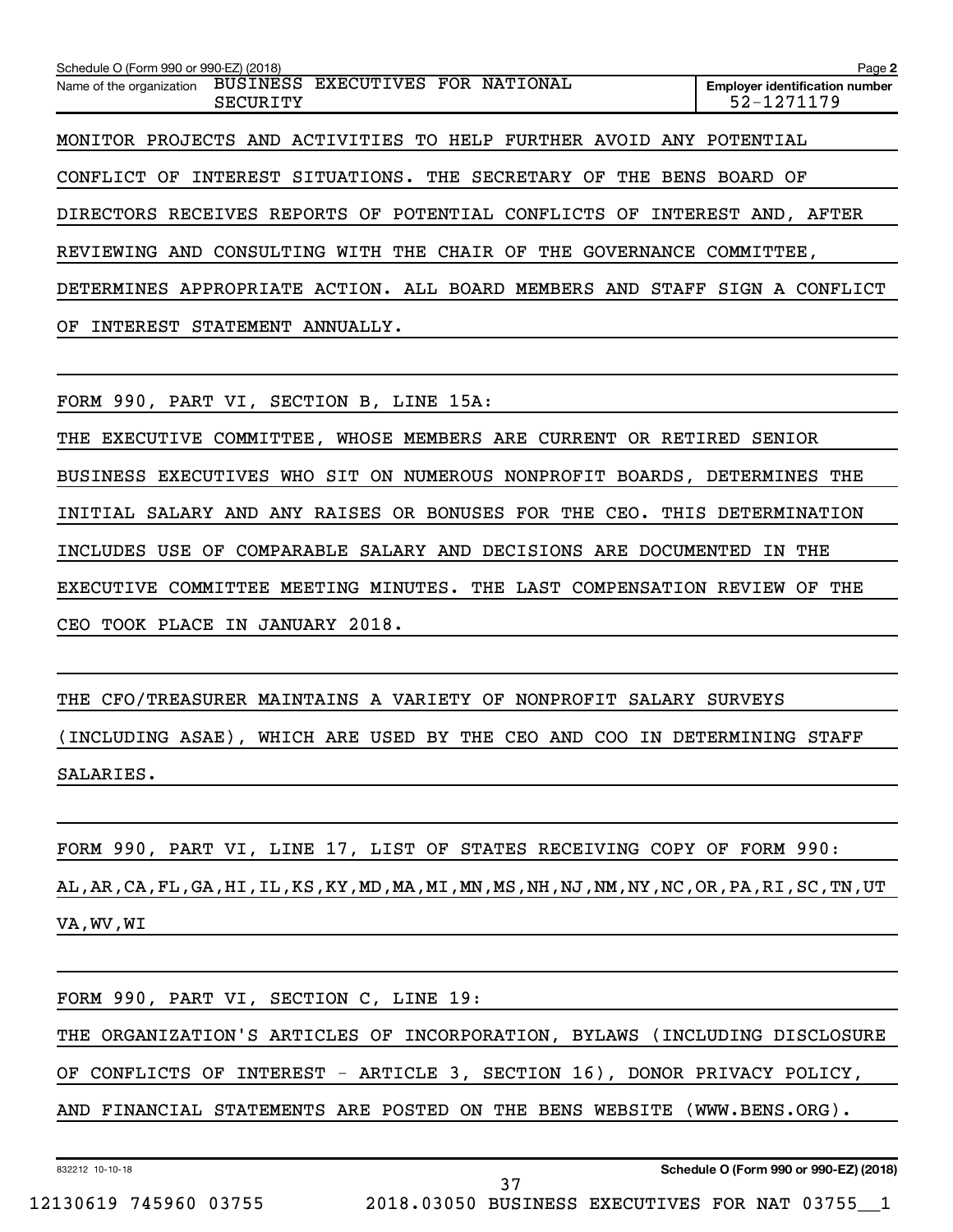Schedule O (Form 990 or 990-EZ) (2018) Page **2**

Name of the organization BUSINESS EXECUTIVES FOR NATIONAL SECURITY

**Employer identification number** 52-1271179

MONITOR PROJECTS AND ACTIVITIES TO HELP FURTHER AVOID ANY POTENTIAL CONFLICT OF INTEREST SITUATIONS. THE SECRETARY OF THE BENS BOARD OF DIRECTORS RECEIVES REPORTS OF POTENTIAL CONFLICTS OF INTEREST AND, AFTER REVIEWING AND CONSULTING WITH THE CHAIR OF THE GOVERNANCE COMMITTEE, DETERMINES APPROPRIATE ACTION. ALL BOARD MEMBERS AND STAFF SIGN A CONFLICT OF INTEREST STATEMENT ANNUALLY.

FORM 990, PART VI, SECTION B, LINE 15A:

THE EXECUTIVE COMMITTEE, WHOSE MEMBERS ARE CURRENT OR RETIRED SENIOR BUSINESS EXECUTIVES WHO SIT ON NUMEROUS NONPROFIT BOARDS, DETERMINES THE INITIAL SALARY AND ANY RAISES OR BONUSES FOR THE CEO. THIS DETERMINATION INCLUDES USE OF COMPARABLE SALARY AND DECISIONS ARE DOCUMENTED IN THE EXECUTIVE COMMITTEE MEETING MINUTES. THE LAST COMPENSATION REVIEW OF THE CEO TOOK PLACE IN JANUARY 2018.

THE CFO/TREASURER MAINTAINS A VARIETY OF NONPROFIT SALARY SURVEYS (INCLUDING ASAE), WHICH ARE USED BY THE CEO AND COO IN DETERMINING STAFF SALARIES.

FORM 990, PART VI, LINE 17, LIST OF STATES RECEIVING COPY OF FORM 990:

AL,AR,CA,FL,GA,HI,IL,KS,KY,MD,MA,MI,MN,MS,NH,NJ,NM,NY,NC,OR,PA,RI,SC,TN,UT VA,WV,WI

FORM 990, PART VI, SECTION C, LINE 19:

THE ORGANIZATION'S ARTICLES OF INCORPORATION, BYLAWS (INCLUDING DISCLOSURE OF CONFLICTS OF INTEREST - ARTICLE 3, SECTION 16), DONOR PRIVACY POLICY, AND FINANCIAL STATEMENTS ARE POSTED ON THE BENS WEBSITE (WWW.BENS.ORG).

832212 10-10-18

**Schedule O (Form 990 or 990-EZ) (2018)**

12130619 745960 03755 2018.03050 BUSINESS EXECUTIVES FOR NAT 03755__1